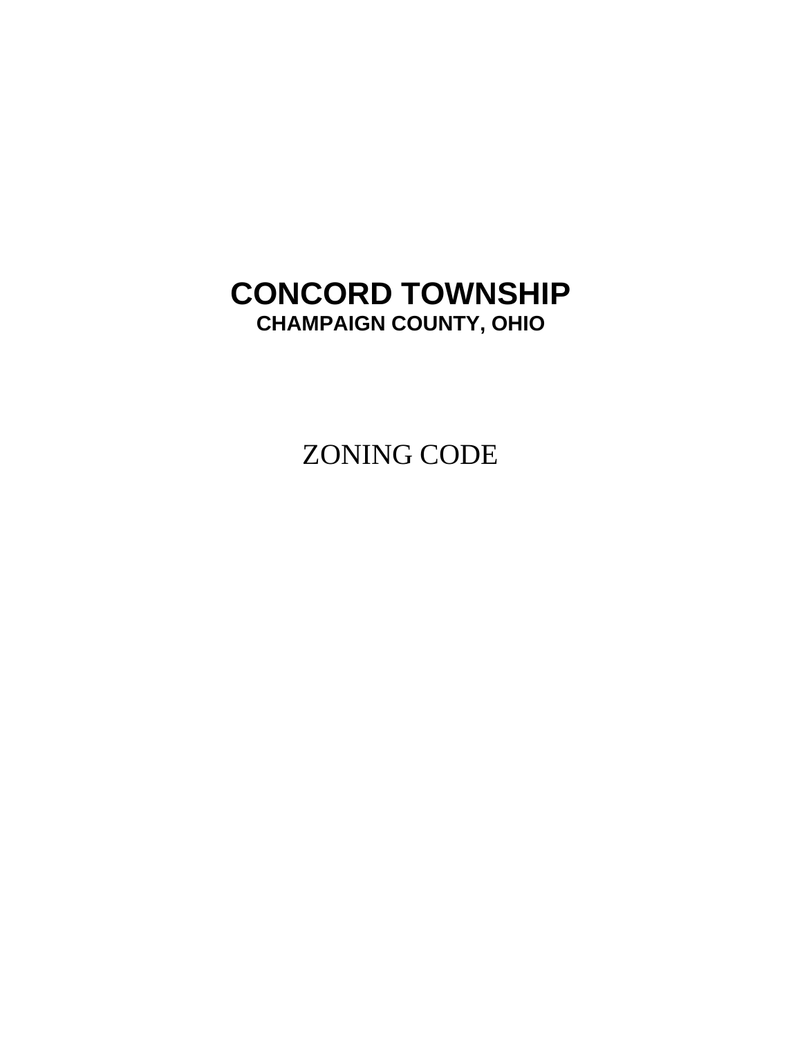# CONCORD TOWNSHIP

## CHAMPAIGN COUNTY, OHIO

ZONING CODE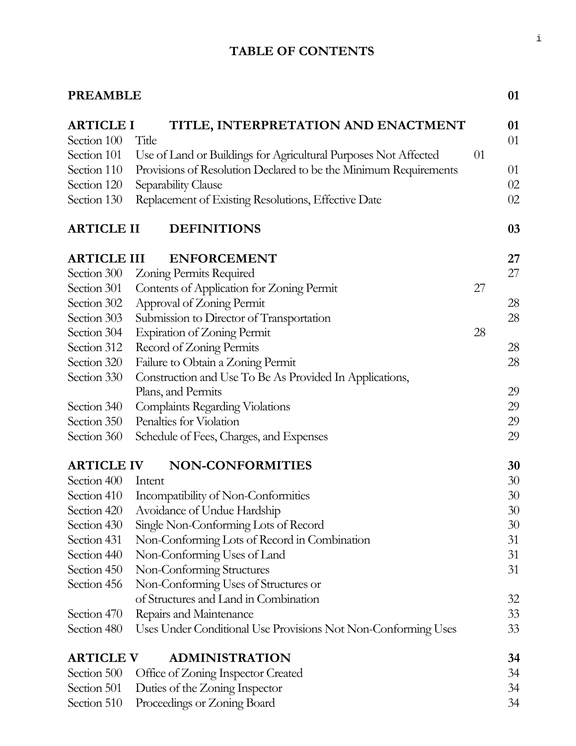# TABLE OF CONTENTS

| | | |
|---|---|---|
| **PREAMBLE** | | **01** |
| **ARTICLE I** | **TITLE, INTERPRETATION AND ENACTMENT** | **01** |
| Section 100 | Title | 01 |
| Section 101 | Use of Land or Buildings for Agricultural Purposes Not Affected | 01 |
| Section 110 | Provisions of Resolution Declared to be the Minimum Requirements | 01 |
| Section 120 | Separability Clause | 02 |
| Section 130 | Replacement of Existing Resolutions, Effective Date | 02 |
| **ARTICLE II** | **DEFINITIONS** | **03** |
| **ARTICLE III** | **ENFORCEMENT** | **27** |
| Section 300 | Zoning Permits Required | 27 |
| Section 301 | Contents of Application for Zoning Permit | 27 |
| Section 302 | Approval of Zoning Permit | 28 |
| Section 303 | Submission to Director of Transportation | 28 |
| Section 304 | Expiration of Zoning Permit | 28 |
| Section 312 | Record of Zoning Permits | 28 |
| Section 320 | Failure to Obtain a Zoning Permit | 28 |
| Section 330 | Construction and Use To Be As Provided In Applications, Plans, and Permits | 29 |
| Section 340 | Complaints Regarding Violations | 29 |
| Section 350 | Penalties for Violation | 29 |
| Section 360 | Schedule of Fees, Charges, and Expenses | 29 |
| **ARTICLE IV** | **NON-CONFORMITIES** | **30** |
| Section 400 | Intent | 30 |
| Section 410 | Incompatibility of Non-Conformities | 30 |
| Section 420 | Avoidance of Undue Hardship | 30 |
| Section 430 | Single Non-Conforming Lots of Record | 30 |
| Section 431 | Non-Conforming Lots of Record in Combination | 31 |
| Section 440 | Non-Conforming Uses of Land | 31 |
| Section 450 | Non-Conforming Structures | 31 |
| Section 456 | Non-Conforming Uses of Structures or of Structures and Land in Combination | 32 |
| Section 470 | Repairs and Maintenance | 33 |
| Section 480 | Uses Under Conditional Use Provisions Not Non-Conforming Uses | 33 |
| **ARTICLE V** | **ADMINISTRATION** | **34** |
| Section 500 | Office of Zoning Inspector Created | 34 |
| Section 501 | Duties of the Zoning Inspector | 34 |
| Section 510 | Proceedings or Zoning Board | 34 |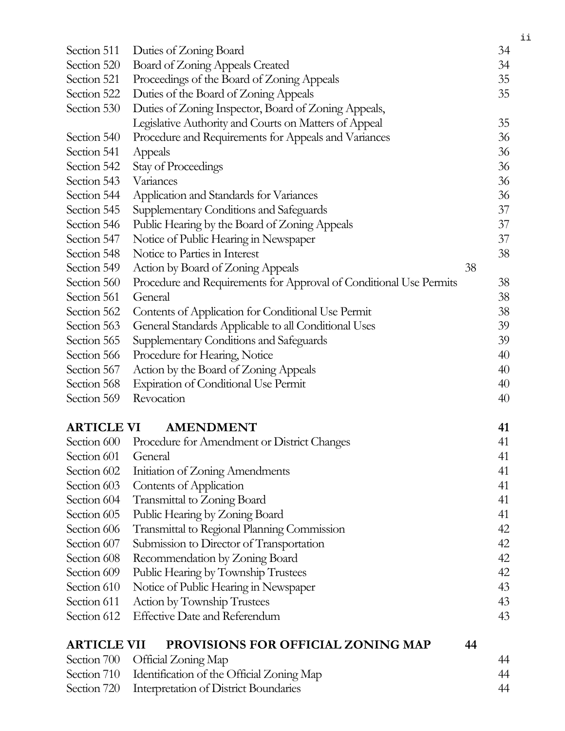| | | |
|---|---|---|
| Section 511 | Duties of Zoning Board | 34 |
| Section 520 | Board of Zoning Appeals Created | 34 |
| Section 521 | Proceedings of the Board of Zoning Appeals | 35 |
| Section 522 | Duties of the Board of Zoning Appeals | 35 |
| Section 530 | Duties of Zoning Inspector, Board of Zoning Appeals, Legislative Authority and Courts on Matters of Appeal | 35 |
| Section 540 | Procedure and Requirements for Appeals and Variances | 36 |
| Section 541 | Appeals | 36 |
| Section 542 | Stay of Proceedings | 36 |
| Section 543 | Variances | 36 |
| Section 544 | Application and Standards for Variances | 36 |
| Section 545 | Supplementary Conditions and Safeguards | 37 |
| Section 546 | Public Hearing by the Board of Zoning Appeals | 37 |
| Section 547 | Notice of Public Hearing in Newspaper | 37 |
| Section 548 | Notice to Parties in Interest | 38 |
| Section 549 | Action by Board of Zoning Appeals | 38 |
| Section 560 | Procedure and Requirements for Approval of Conditional Use Permits | 38 |
| Section 561 | General | 38 |
| Section 562 | Contents of Application for Conditional Use Permit | 38 |
| Section 563 | General Standards Applicable to all Conditional Uses | 39 |
| Section 565 | Supplementary Conditions and Safeguards | 39 |
| Section 566 | Procedure for Hearing, Notice | 40 |
| Section 567 | Action by the Board of Zoning Appeals | 40 |
| Section 568 | Expiration of Conditional Use Permit | 40 |
| Section 569 | Revocation | 40 |

## ARTICLE VI AMENDMENT 41

| | | |
|---|---|---|
| Section 600 | Procedure for Amendment or District Changes | 41 |
| Section 601 | General | 41 |
| Section 602 | Initiation of Zoning Amendments | 41 |
| Section 603 | Contents of Application | 41 |
| Section 604 | Transmittal to Zoning Board | 41 |
| Section 605 | Public Hearing by Zoning Board | 41 |
| Section 606 | Transmittal to Regional Planning Commission | 42 |
| Section 607 | Submission to Director of Transportation | 42 |
| Section 608 | Recommendation by Zoning Board | 42 |
| Section 609 | Public Hearing by Township Trustees | 42 |
| Section 610 | Notice of Public Hearing in Newspaper | 43 |
| Section 611 | Action by Township Trustees | 43 |
| Section 612 | Effective Date and Referendum | 43 |

## ARTICLE VII PROVISIONS FOR OFFICIAL ZONING MAP 44

| | | |
|---|---|---|
| Section 700 | Official Zoning Map | 44 |
| Section 710 | Identification of the Official Zoning Map | 44 |
| Section 720 | Interpretation of District Boundaries | 44 |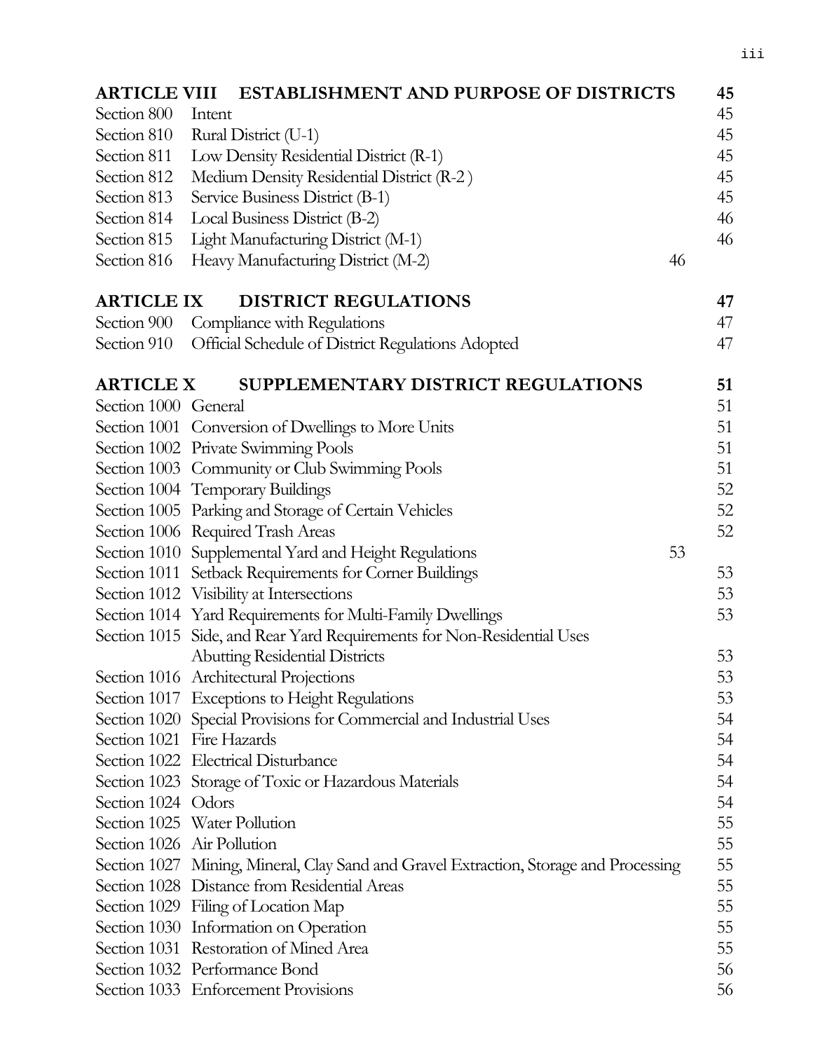| | | |
|---|---|---|
| **ARTICLE VIII** | **ESTABLISHMENT AND PURPOSE OF DISTRICTS** | **45** |
| Section 800 | Intent | 45 |
| Section 810 | Rural District (U-1) | 45 |
| Section 811 | Low Density Residential District (R-1) | 45 |
| Section 812 | Medium Density Residential District (R-2 ) | 45 |
| Section 813 | Service Business District (B-1) | 45 |
| Section 814 | Local Business District (B-2) | 46 |
| Section 815 | Light Manufacturing District (M-1) | 46 |
| Section 816 | Heavy Manufacturing District (M-2) | 46 |
| **ARTICLE IX** | **DISTRICT REGULATIONS** | **47** |
| Section 900 | Compliance with Regulations | 47 |
| Section 910 | Official Schedule of District Regulations Adopted | 47 |
| **ARTICLE X** | **SUPPLEMENTARY DISTRICT REGULATIONS** | **51** |
| Section 1000 | General | 51 |
| Section 1001 | Conversion of Dwellings to More Units | 51 |
| Section 1002 | Private Swimming Pools | 51 |
| Section 1003 | Community or Club Swimming Pools | 51 |
| Section 1004 | Temporary Buildings | 52 |
| Section 1005 | Parking and Storage of Certain Vehicles | 52 |
| Section 1006 | Required Trash Areas | 52 |
| Section 1010 | Supplemental Yard and Height Regulations | 53 |
| Section 1011 | Setback Requirements for Corner Buildings | 53 |
| Section 1012 | Visibility at Intersections | 53 |
| Section 1014 | Yard Requirements for Multi-Family Dwellings | 53 |
| Section 1015 | Side, and Rear Yard Requirements for Non-Residential Uses Abutting Residential Districts | 53 |
| Section 1016 | Architectural Projections | 53 |
| Section 1017 | Exceptions to Height Regulations | 53 |
| Section 1020 | Special Provisions for Commercial and Industrial Uses | 54 |
| Section 1021 | Fire Hazards | 54 |
| Section 1022 | Electrical Disturbance | 54 |
| Section 1023 | Storage of Toxic or Hazardous Materials | 54 |
| Section 1024 | Odors | 54 |
| Section 1025 | Water Pollution | 55 |
| Section 1026 | Air Pollution | 55 |
| Section 1027 | Mining, Mineral, Clay Sand and Gravel Extraction, Storage and Processing | 55 |
| Section 1028 | Distance from Residential Areas | 55 |
| Section 1029 | Filing of Location Map | 55 |
| Section 1030 | Information on Operation | 55 |
| Section 1031 | Restoration of Mined Area | 55 |
| Section 1032 | Performance Bond | 56 |
| Section 1033 | Enforcement Provisions | 56 |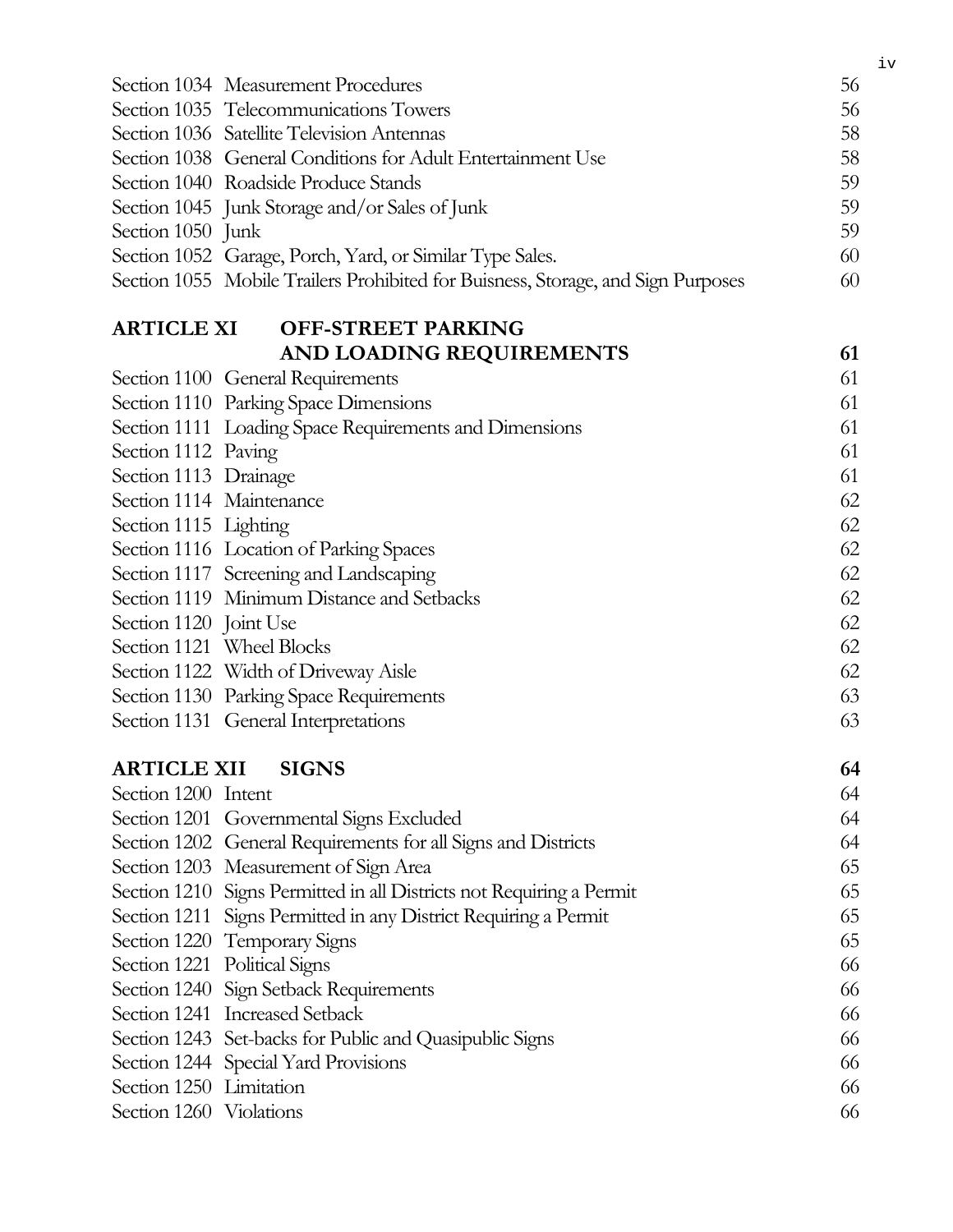| | | |
|---|---|---|
| Section 1034 | Measurement Procedures | 56 |
| Section 1035 | Telecommunications Towers | 56 |
| Section 1036 | Satellite Television Antennas | 58 |
| Section 1038 | General Conditions for Adult Entertainment Use | 58 |
| Section 1040 | Roadside Produce Stands | 59 |
| Section 1045 | Junk Storage and/or Sales of Junk | 59 |
| Section 1050 | Junk | 59 |
| Section 1052 | Garage, Porch, Yard, or Similar Type Sales. | 60 |
| Section 1055 | Mobile Trailers Prohibited for Buisness, Storage, and Sign Purposes | 60 |

## ARTICLE XI OFF-STREET PARKING AND LOADING REQUIREMENTS — 61

| | | |
|---|---|---|
| Section 1100 | General Requirements | 61 |
| Section 1110 | Parking Space Dimensions | 61 |
| Section 1111 | Loading Space Requirements and Dimensions | 61 |
| Section 1112 | Paving | 61 |
| Section 1113 | Drainage | 61 |
| Section 1114 | Maintenance | 62 |
| Section 1115 | Lighting | 62 |
| Section 1116 | Location of Parking Spaces | 62 |
| Section 1117 | Screening and Landscaping | 62 |
| Section 1119 | Minimum Distance and Setbacks | 62 |
| Section 1120 | Joint Use | 62 |
| Section 1121 | Wheel Blocks | 62 |
| Section 1122 | Width of Driveway Aisle | 62 |
| Section 1130 | Parking Space Requirements | 63 |
| Section 1131 | General Interpretations | 63 |

## ARTICLE XII SIGNS — 64

| | | |
|---|---|---|
| Section 1200 | Intent | 64 |
| Section 1201 | Governmental Signs Excluded | 64 |
| Section 1202 | General Requirements for all Signs and Districts | 64 |
| Section 1203 | Measurement of Sign Area | 65 |
| Section 1210 | Signs Permitted in all Districts not Requiring a Permit | 65 |
| Section 1211 | Signs Permitted in any District Requiring a Permit | 65 |
| Section 1220 | Temporary Signs | 65 |
| Section 1221 | Political Signs | 66 |
| Section 1240 | Sign Setback Requirements | 66 |
| Section 1241 | Increased Setback | 66 |
| Section 1243 | Set-backs for Public and Quasipublic Signs | 66 |
| Section 1244 | Special Yard Provisions | 66 |
| Section 1250 | Limitation | 66 |
| Section 1260 | Violations | 66 |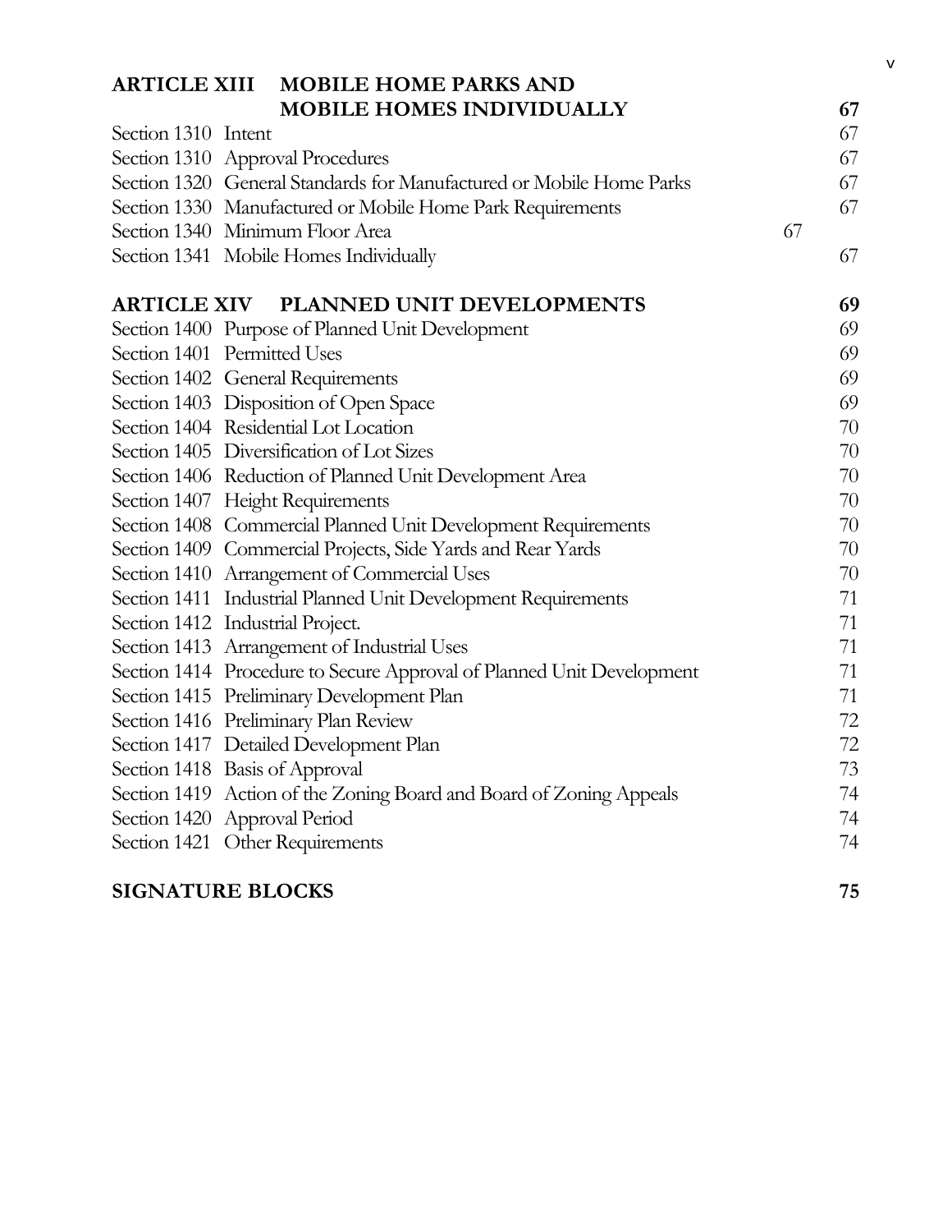| | | |
|---|---|---|
| **ARTICLE XIII** | **MOBILE HOME PARKS AND MOBILE HOMES INDIVIDUALLY** | **67** |
| Section 1310 | Intent | 67 |
| Section 1310 | Approval Procedures | 67 |
| Section 1320 | General Standards for Manufactured or Mobile Home Parks | 67 |
| Section 1330 | Manufactured or Mobile Home Park Requirements | 67 |
| Section 1340 | Minimum Floor Area | 67 |
| Section 1341 | Mobile Homes Individually | 67 |
| **ARTICLE XIV** | **PLANNED UNIT DEVELOPMENTS** | **69** |
| Section 1400 | Purpose of Planned Unit Development | 69 |
| Section 1401 | Permitted Uses | 69 |
| Section 1402 | General Requirements | 69 |
| Section 1403 | Disposition of Open Space | 69 |
| Section 1404 | Residential Lot Location | 70 |
| Section 1405 | Diversification of Lot Sizes | 70 |
| Section 1406 | Reduction of Planned Unit Development Area | 70 |
| Section 1407 | Height Requirements | 70 |
| Section 1408 | Commercial Planned Unit Development Requirements | 70 |
| Section 1409 | Commercial Projects, Side Yards and Rear Yards | 70 |
| Section 1410 | Arrangement of Commercial Uses | 70 |
| Section 1411 | Industrial Planned Unit Development Requirements | 71 |
| Section 1412 | Industrial Project. | 71 |
| Section 1413 | Arrangement of Industrial Uses | 71 |
| Section 1414 | Procedure to Secure Approval of Planned Unit Development | 71 |
| Section 1415 | Preliminary Development Plan | 71 |
| Section 1416 | Preliminary Plan Review | 72 |
| Section 1417 | Detailed Development Plan | 72 |
| Section 1418 | Basis of Approval | 73 |
| Section 1419 | Action of the Zoning Board and Board of Zoning Appeals | 74 |
| Section 1420 | Approval Period | 74 |
| Section 1421 | Other Requirements | 74 |
| **SIGNATURE BLOCKS** | | **75** |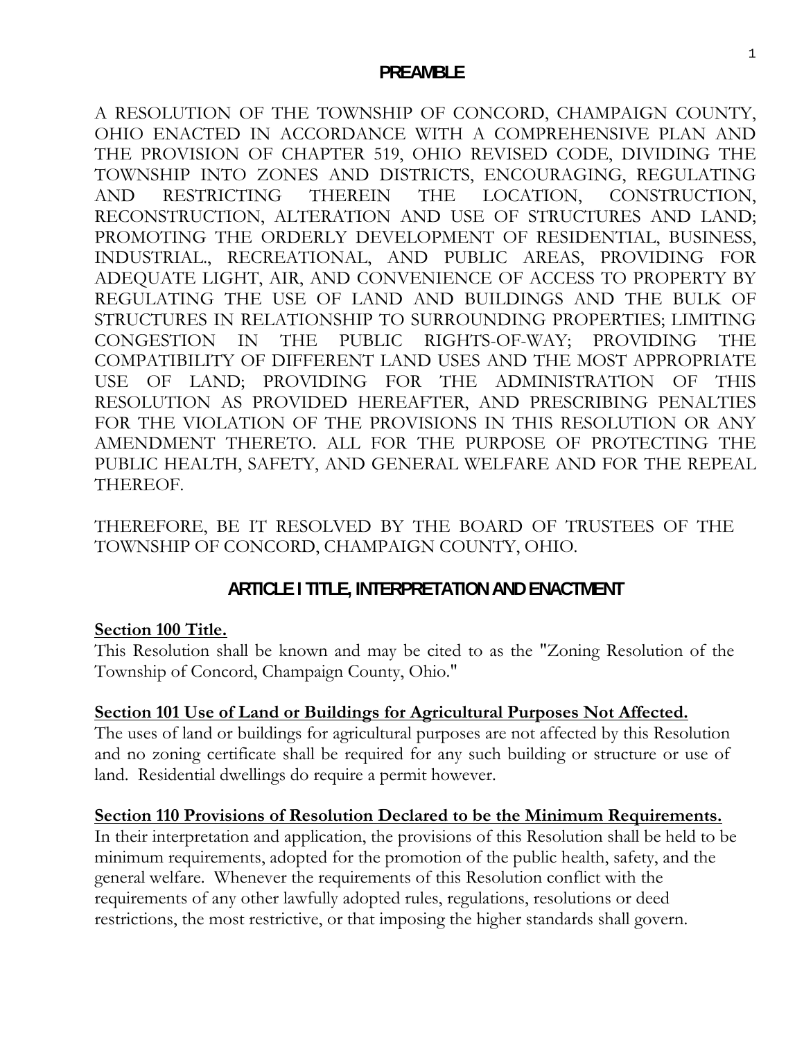## PREAMBLE

A RESOLUTION OF THE TOWNSHIP OF CONCORD, CHAMPAIGN COUNTY, OHIO ENACTED IN ACCORDANCE WITH A COMPREHENSIVE PLAN AND THE PROVISION OF CHAPTER 519, OHIO REVISED CODE, DIVIDING THE TOWNSHIP INTO ZONES AND DISTRICTS, ENCOURAGING, REGULATING AND RESTRICTING THEREIN THE LOCATION, CONSTRUCTION, RECONSTRUCTION, ALTERATION AND USE OF STRUCTURES AND LAND; PROMOTING THE ORDERLY DEVELOPMENT OF RESIDENTIAL, BUSINESS, INDUSTRIAL., RECREATIONAL, AND PUBLIC AREAS, PROVIDING FOR ADEQUATE LIGHT, AIR, AND CONVENIENCE OF ACCESS TO PROPERTY BY REGULATING THE USE OF LAND AND BUILDINGS AND THE BULK OF STRUCTURES IN RELATIONSHIP TO SURROUNDING PROPERTIES; LIMITING CONGESTION IN THE PUBLIC RIGHTS-OF-WAY; PROVIDING THE COMPATIBILITY OF DIFFERENT LAND USES AND THE MOST APPROPRIATE USE OF LAND; PROVIDING FOR THE ADMINISTRATION OF THIS RESOLUTION AS PROVIDED HEREAFTER, AND PRESCRIBING PENALTIES FOR THE VIOLATION OF THE PROVISIONS IN THIS RESOLUTION OR ANY AMENDMENT THERETO. ALL FOR THE PURPOSE OF PROTECTING THE PUBLIC HEALTH, SAFETY, AND GENERAL WELFARE AND FOR THE REPEAL THEREOF.

THEREFORE, BE IT RESOLVED BY THE BOARD OF TRUSTEES OF THE TOWNSHIP OF CONCORD, CHAMPAIGN COUNTY, OHIO.

## ARTICLE I TITLE, INTERPRETATION AND ENACTMENT

**Section 100 Title.**

This Resolution shall be known and may be cited to as the "Zoning Resolution of the Township of Concord, Champaign County, Ohio."

**Section 101 Use of Land or Buildings for Agricultural Purposes Not Affected.**

The uses of land or buildings for agricultural purposes are not affected by this Resolution and no zoning certificate shall be required for any such building or structure or use of land. Residential dwellings do require a permit however.

**Section 110 Provisions of Resolution Declared to be the Minimum Requirements.**

In their interpretation and application, the provisions of this Resolution shall be held to be minimum requirements, adopted for the promotion of the public health, safety, and the general welfare. Whenever the requirements of this Resolution conflict with the requirements of any other lawfully adopted rules, regulations, resolutions or deed restrictions, the most restrictive, or that imposing the higher standards shall govern.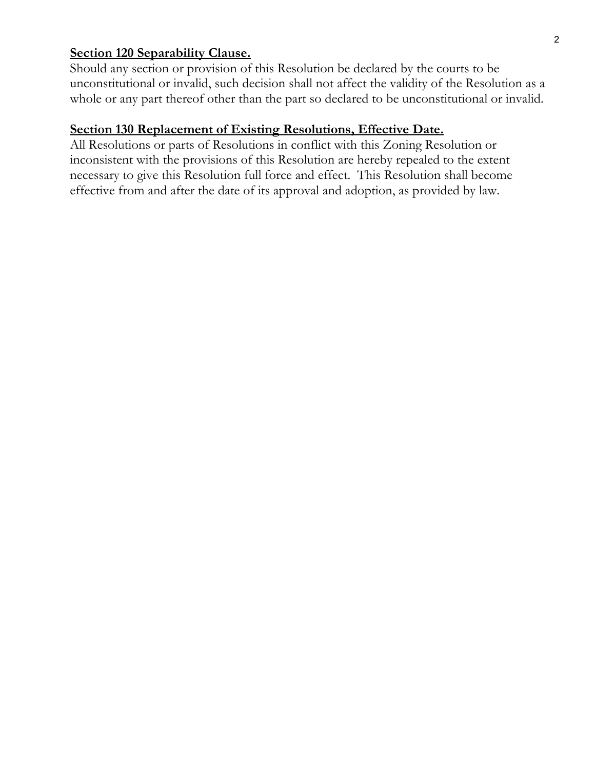**Section 120 Separability Clause.**

Should any section or provision of this Resolution be declared by the courts to be unconstitutional or invalid, such decision shall not affect the validity of the Resolution as a whole or any part thereof other than the part so declared to be unconstitutional or invalid.

**Section 130 Replacement of Existing Resolutions, Effective Date.**

All Resolutions or parts of Resolutions in conflict with this Zoning Resolution or inconsistent with the provisions of this Resolution are hereby repealed to the extent necessary to give this Resolution full force and effect. This Resolution shall become effective from and after the date of its approval and adoption, as provided by law.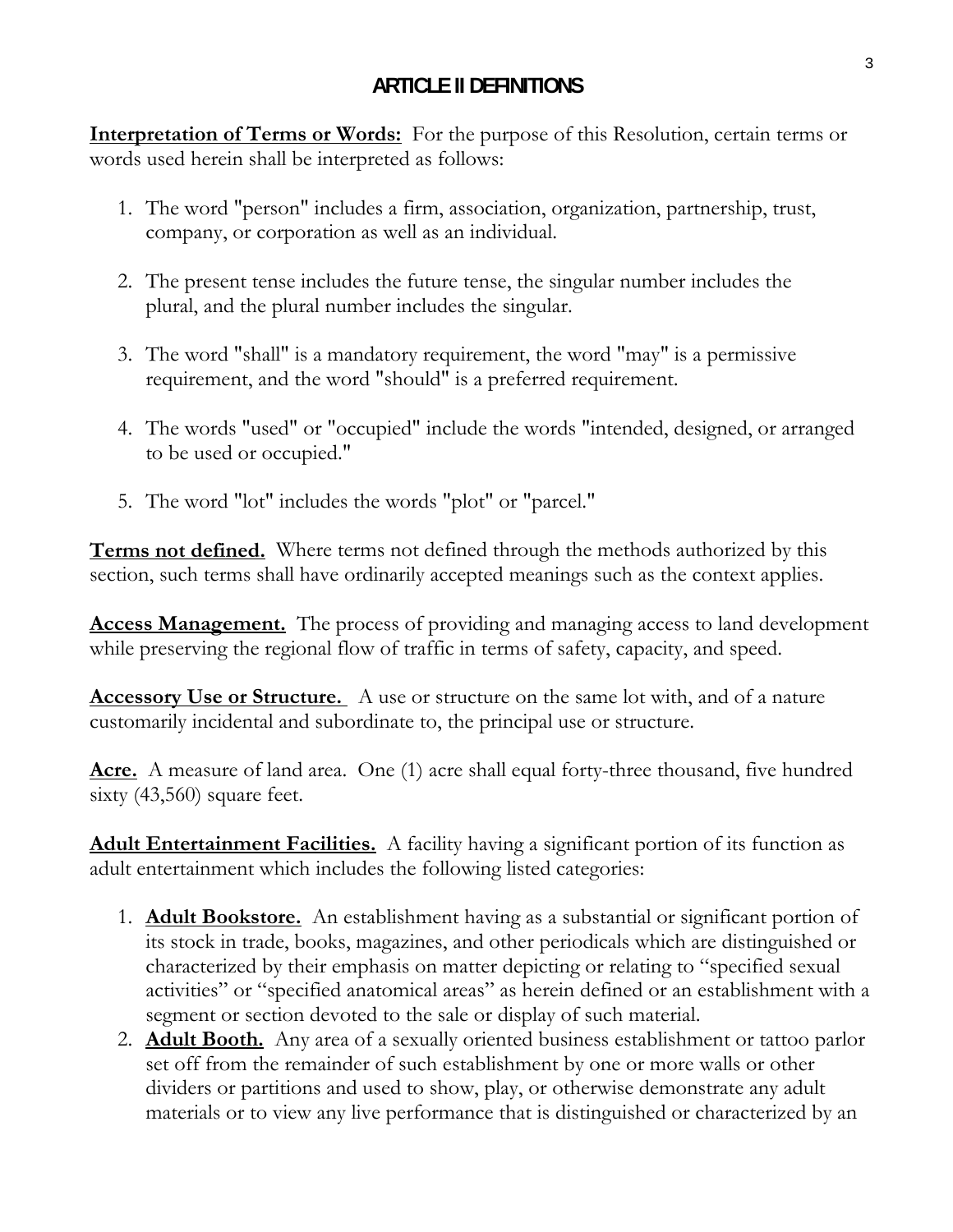# ARTICLE II DEFINITIONS

**Interpretation of Terms or Words:** For the purpose of this Resolution, certain terms or words used herein shall be interpreted as follows:

1. The word "person" includes a firm, association, organization, partnership, trust, company, or corporation as well as an individual.

2. The present tense includes the future tense, the singular number includes the plural, and the plural number includes the singular.

3. The word "shall" is a mandatory requirement, the word "may" is a permissive requirement, and the word "should" is a preferred requirement.

4. The words "used" or "occupied" include the words "intended, designed, or arranged to be used or occupied."

5. The word "lot" includes the words "plot" or "parcel."

**Terms not defined.** Where terms not defined through the methods authorized by this section, such terms shall have ordinarily accepted meanings such as the context applies.

**Access Management.** The process of providing and managing access to land development while preserving the regional flow of traffic in terms of safety, capacity, and speed.

**Accessory Use or Structure.** A use or structure on the same lot with, and of a nature customarily incidental and subordinate to, the principal use or structure.

**Acre.** A measure of land area. One (1) acre shall equal forty-three thousand, five hundred sixty (43,560) square feet.

**Adult Entertainment Facilities.** A facility having a significant portion of its function as adult entertainment which includes the following listed categories:

1. **Adult Bookstore.** An establishment having as a substantial or significant portion of its stock in trade, books, magazines, and other periodicals which are distinguished or characterized by their emphasis on matter depicting or relating to "specified sexual activities" or "specified anatomical areas" as herein defined or an establishment with a segment or section devoted to the sale or display of such material.
2. **Adult Booth.** Any area of a sexually oriented business establishment or tattoo parlor set off from the remainder of such establishment by one or more walls or other dividers or partitions and used to show, play, or otherwise demonstrate any adult materials or to view any live performance that is distinguished or characterized by an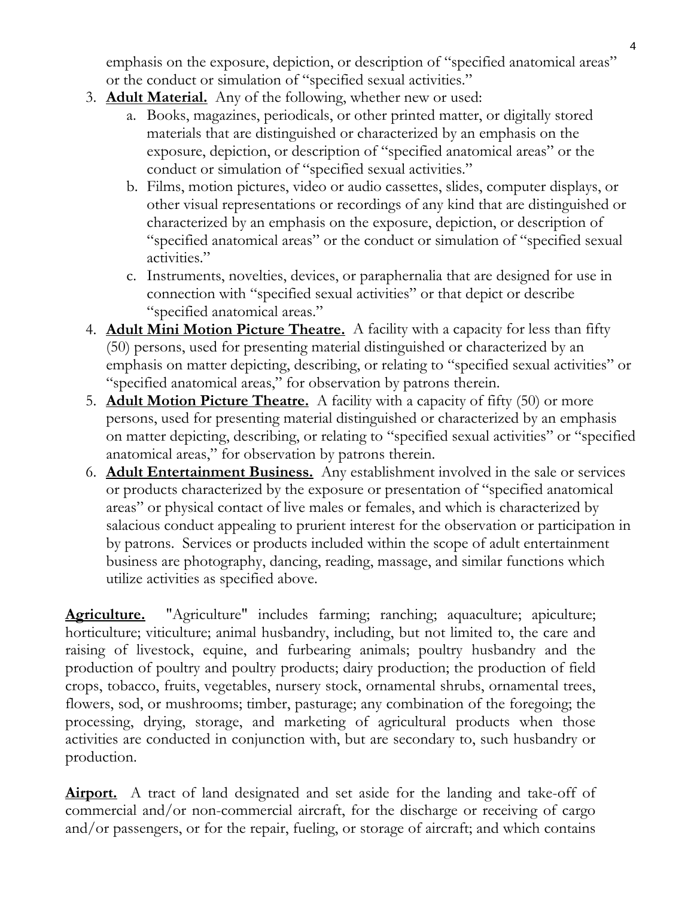emphasis on the exposure, depiction, or description of "specified anatomical areas" or the conduct or simulation of "specified sexual activities."

3. **Adult Material.** Any of the following, whether new or used:
   a. Books, magazines, periodicals, or other printed matter, or digitally stored materials that are distinguished or characterized by an emphasis on the exposure, depiction, or description of "specified anatomical areas" or the conduct or simulation of "specified sexual activities."
   b. Films, motion pictures, video or audio cassettes, slides, computer displays, or other visual representations or recordings of any kind that are distinguished or characterized by an emphasis on the exposure, depiction, or description of "specified anatomical areas" or the conduct or simulation of "specified sexual activities."
   c. Instruments, novelties, devices, or paraphernalia that are designed for use in connection with "specified sexual activities" or that depict or describe "specified anatomical areas."
4. **Adult Mini Motion Picture Theatre.** A facility with a capacity for less than fifty (50) persons, used for presenting material distinguished or characterized by an emphasis on matter depicting, describing, or relating to "specified sexual activities" or "specified anatomical areas," for observation by patrons therein.
5. **Adult Motion Picture Theatre.** A facility with a capacity of fifty (50) or more persons, used for presenting material distinguished or characterized by an emphasis on matter depicting, describing, or relating to "specified sexual activities" or "specified anatomical areas," for observation by patrons therein.
6. **Adult Entertainment Business.** Any establishment involved in the sale or services or products characterized by the exposure or presentation of "specified anatomical areas" or physical contact of live males or females, and which is characterized by salacious conduct appealing to prurient interest for the observation or participation in by patrons. Services or products included within the scope of adult entertainment business are photography, dancing, reading, massage, and similar functions which utilize activities as specified above.

**Agriculture.** "Agriculture" includes farming; ranching; aquaculture; apiculture; horticulture; viticulture; animal husbandry, including, but not limited to, the care and raising of livestock, equine, and furbearing animals; poultry husbandry and the production of poultry and poultry products; dairy production; the production of field crops, tobacco, fruits, vegetables, nursery stock, ornamental shrubs, ornamental trees, flowers, sod, or mushrooms; timber, pasturage; any combination of the foregoing; the processing, drying, storage, and marketing of agricultural products when those activities are conducted in conjunction with, but are secondary to, such husbandry or production.

**Airport.** A tract of land designated and set aside for the landing and take-off of commercial and/or non-commercial aircraft, for the discharge or receiving of cargo and/or passengers, or for the repair, fueling, or storage of aircraft; and which contains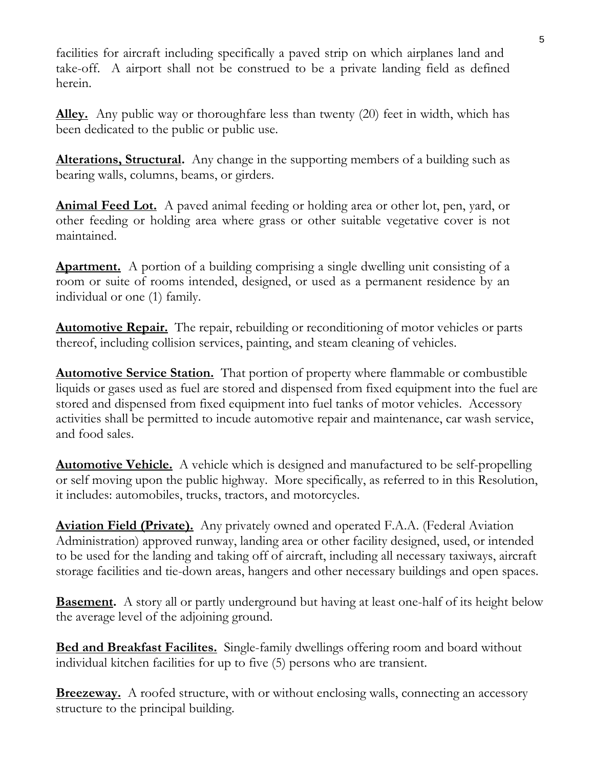facilities for aircraft including specifically a paved strip on which airplanes land and take-off. A airport shall not be construed to be a private landing field as defined herein.

**Alley.** Any public way or thoroughfare less than twenty (20) feet in width, which has been dedicated to the public or public use.

**Alterations, Structural.** Any change in the supporting members of a building such as bearing walls, columns, beams, or girders.

**Animal Feed Lot.** A paved animal feeding or holding area or other lot, pen, yard, or other feeding or holding area where grass or other suitable vegetative cover is not maintained.

**Apartment.** A portion of a building comprising a single dwelling unit consisting of a room or suite of rooms intended, designed, or used as a permanent residence by an individual or one (1) family.

**Automotive Repair.** The repair, rebuilding or reconditioning of motor vehicles or parts thereof, including collision services, painting, and steam cleaning of vehicles.

**Automotive Service Station.** That portion of property where flammable or combustible liquids or gases used as fuel are stored and dispensed from fixed equipment into the fuel are stored and dispensed from fixed equipment into fuel tanks of motor vehicles. Accessory activities shall be permitted to incude automotive repair and maintenance, car wash service, and food sales.

**Automotive Vehicle.** A vehicle which is designed and manufactured to be self-propelling or self moving upon the public highway. More specifically, as referred to in this Resolution, it includes: automobiles, trucks, tractors, and motorcycles.

**Aviation Field (Private).** Any privately owned and operated F.A.A. (Federal Aviation Administration) approved runway, landing area or other facility designed, used, or intended to be used for the landing and taking off of aircraft, including all necessary taxiways, aircraft storage facilities and tie-down areas, hangers and other necessary buildings and open spaces.

**Basement.** A story all or partly underground but having at least one-half of its height below the average level of the adjoining ground.

**Bed and Breakfast Facilites.** Single-family dwellings offering room and board without individual kitchen facilities for up to five (5) persons who are transient.

**Breezeway.** A roofed structure, with or without enclosing walls, connecting an accessory structure to the principal building.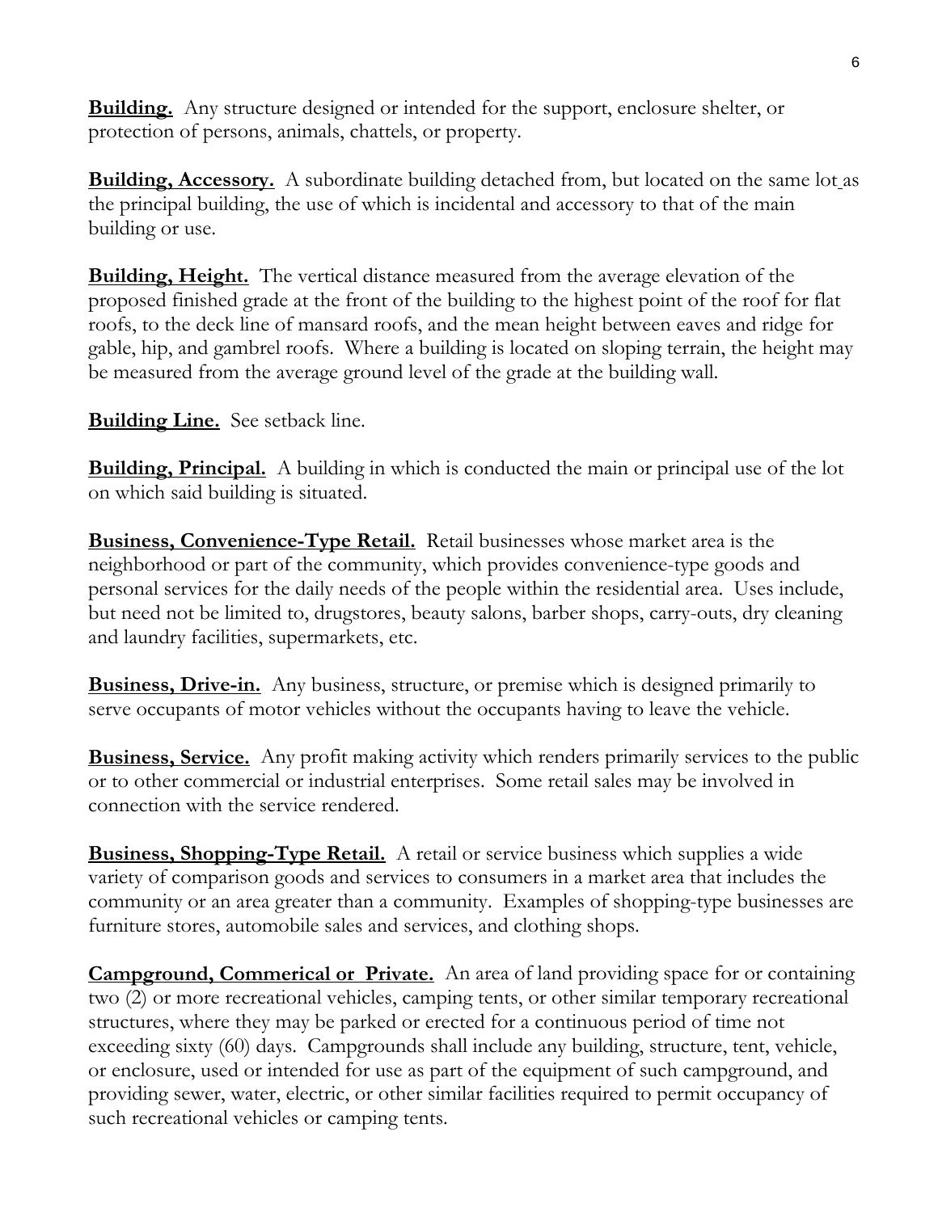**Building.** Any structure designed or intended for the support, enclosure shelter, or protection of persons, animals, chattels, or property.

**Building, Accessory.** A subordinate building detached from, but located on the same lot as the principal building, the use of which is incidental and accessory to that of the main building or use.

**Building, Height.** The vertical distance measured from the average elevation of the proposed finished grade at the front of the building to the highest point of the roof for flat roofs, to the deck line of mansard roofs, and the mean height between eaves and ridge for gable, hip, and gambrel roofs. Where a building is located on sloping terrain, the height may be measured from the average ground level of the grade at the building wall.

**Building Line.** See setback line.

**Building, Principal.** A building in which is conducted the main or principal use of the lot on which said building is situated.

**Business, Convenience-Type Retail.** Retail businesses whose market area is the neighborhood or part of the community, which provides convenience-type goods and personal services for the daily needs of the people within the residential area. Uses include, but need not be limited to, drugstores, beauty salons, barber shops, carry-outs, dry cleaning and laundry facilities, supermarkets, etc.

**Business, Drive-in.** Any business, structure, or premise which is designed primarily to serve occupants of motor vehicles without the occupants having to leave the vehicle.

**Business, Service.** Any profit making activity which renders primarily services to the public or to other commercial or industrial enterprises. Some retail sales may be involved in connection with the service rendered.

**Business, Shopping-Type Retail.** A retail or service business which supplies a wide variety of comparison goods and services to consumers in a market area that includes the community or an area greater than a community. Examples of shopping-type businesses are furniture stores, automobile sales and services, and clothing shops.

**Campground, Commerical or Private.** An area of land providing space for or containing two (2) or more recreational vehicles, camping tents, or other similar temporary recreational structures, where they may be parked or erected for a continuous period of time not exceeding sixty (60) days. Campgrounds shall include any building, structure, tent, vehicle, or enclosure, used or intended for use as part of the equipment of such campground, and providing sewer, water, electric, or other similar facilities required to permit occupancy of such recreational vehicles or camping tents.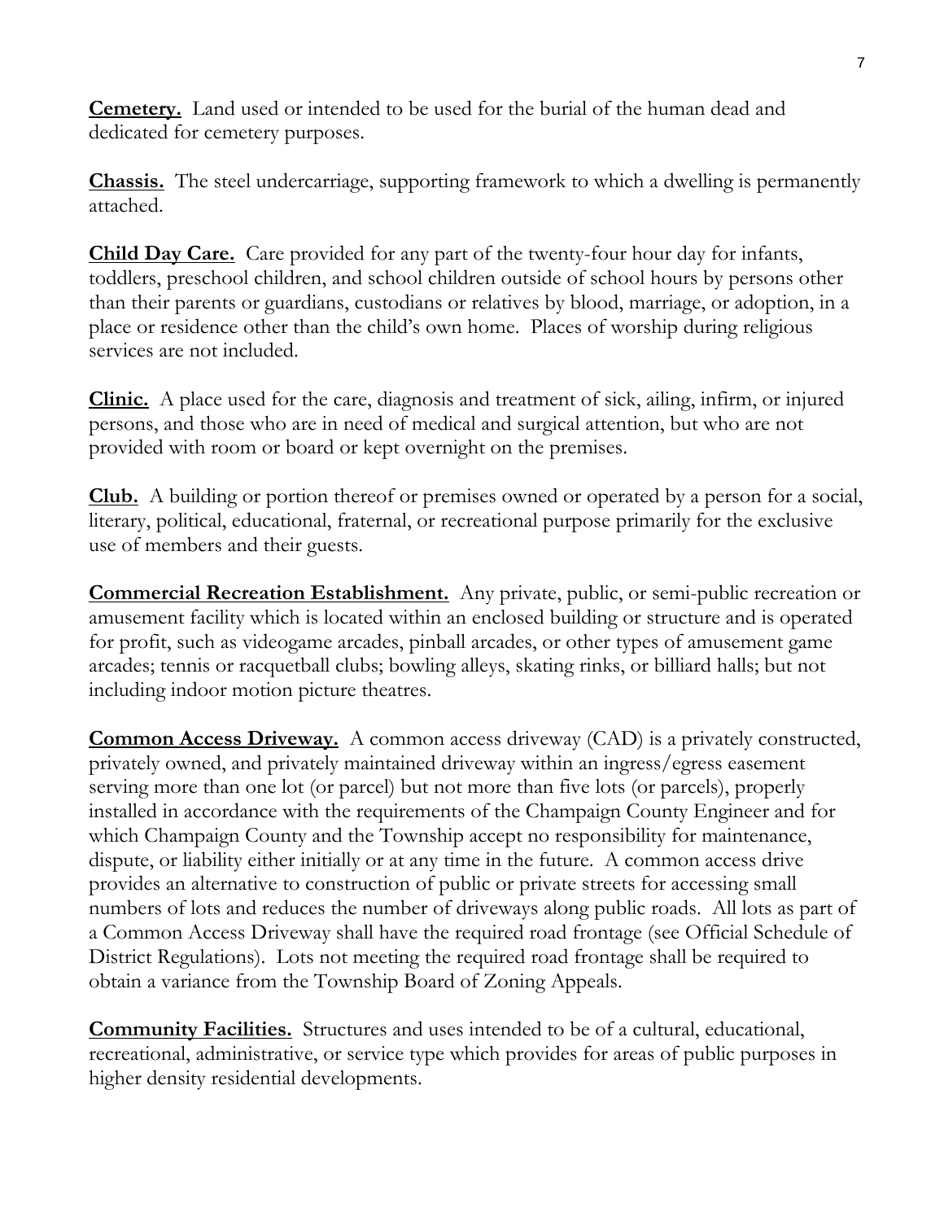**Cemetery.** Land used or intended to be used for the burial of the human dead and dedicated for cemetery purposes.

**Chassis.** The steel undercarriage, supporting framework to which a dwelling is permanently attached.

**Child Day Care.** Care provided for any part of the twenty-four hour day for infants, toddlers, preschool children, and school children outside of school hours by persons other than their parents or guardians, custodians or relatives by blood, marriage, or adoption, in a place or residence other than the child's own home. Places of worship during religious services are not included.

**Clinic.** A place used for the care, diagnosis and treatment of sick, ailing, infirm, or injured persons, and those who are in need of medical and surgical attention, but who are not provided with room or board or kept overnight on the premises.

**Club.** A building or portion thereof or premises owned or operated by a person for a social, literary, political, educational, fraternal, or recreational purpose primarily for the exclusive use of members and their guests.

**Commercial Recreation Establishment.** Any private, public, or semi-public recreation or amusement facility which is located within an enclosed building or structure and is operated for profit, such as videogame arcades, pinball arcades, or other types of amusement game arcades; tennis or racquetball clubs; bowling alleys, skating rinks, or billiard halls; but not including indoor motion picture theatres.

**Common Access Driveway.** A common access driveway (CAD) is a privately constructed, privately owned, and privately maintained driveway within an ingress/egress easement serving more than one lot (or parcel) but not more than five lots (or parcels), properly installed in accordance with the requirements of the Champaign County Engineer and for which Champaign County and the Township accept no responsibility for maintenance, dispute, or liability either initially or at any time in the future. A common access drive provides an alternative to construction of public or private streets for accessing small numbers of lots and reduces the number of driveways along public roads. All lots as part of a Common Access Driveway shall have the required road frontage (see Official Schedule of District Regulations). Lots not meeting the required road frontage shall be required to obtain a variance from the Township Board of Zoning Appeals.

**Community Facilities.** Structures and uses intended to be of a cultural, educational, recreational, administrative, or service type which provides for areas of public purposes in higher density residential developments.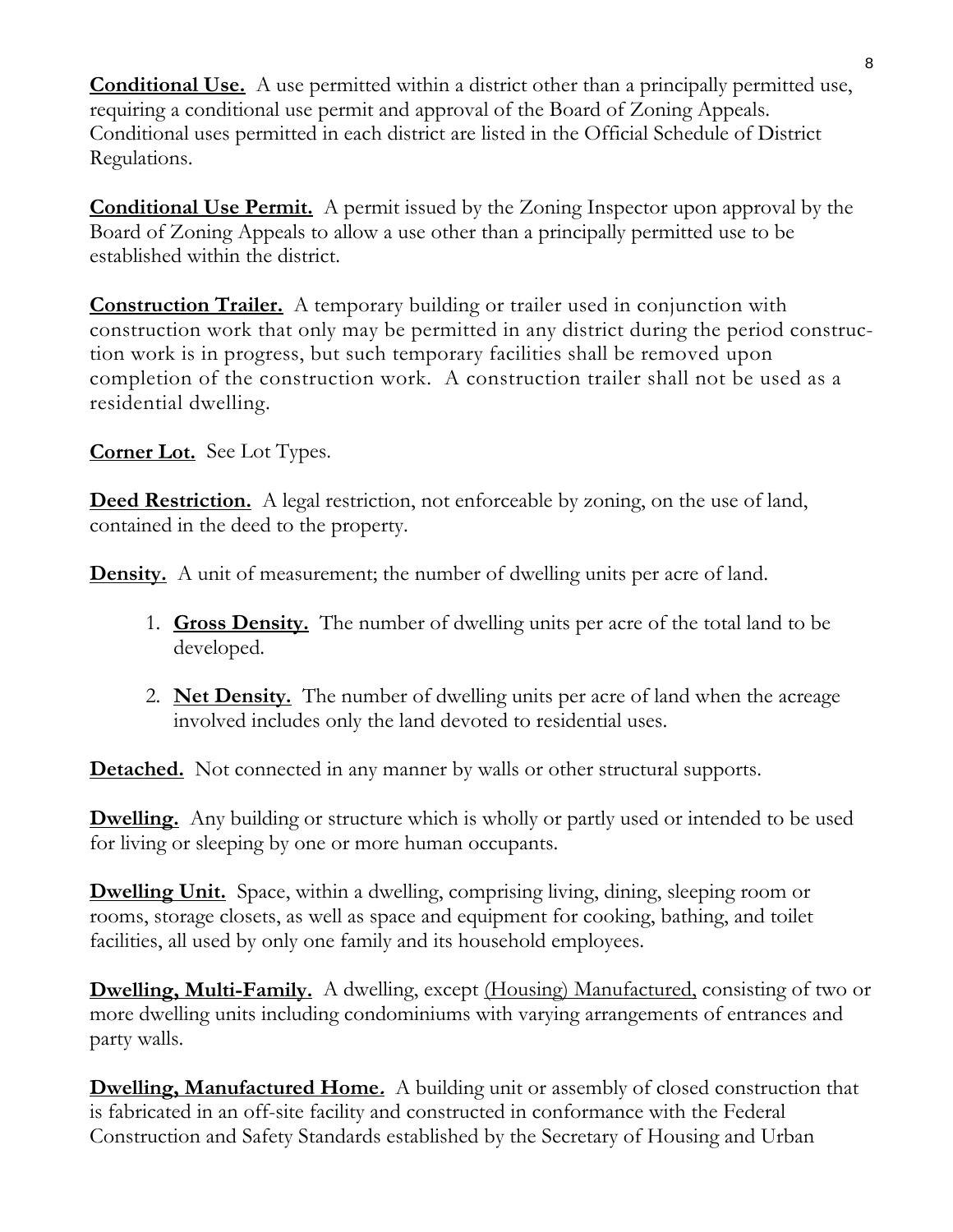**Conditional Use.** A use permitted within a district other than a principally permitted use, requiring a conditional use permit and approval of the Board of Zoning Appeals. Conditional uses permitted in each district are listed in the Official Schedule of District Regulations.

**Conditional Use Permit.** A permit issued by the Zoning Inspector upon approval by the Board of Zoning Appeals to allow a use other than a principally permitted use to be established within the district.

**Construction Trailer.** A temporary building or trailer used in conjunction with construction work that only may be permitted in any district during the period construction work is in progress, but such temporary facilities shall be removed upon completion of the construction work. A construction trailer shall not be used as a residential dwelling.

**Corner Lot.** See Lot Types.

**Deed Restriction.** A legal restriction, not enforceable by zoning, on the use of land, contained in the deed to the property.

**Density.** A unit of measurement; the number of dwelling units per acre of land.

1. **Gross Density.** The number of dwelling units per acre of the total land to be developed.

2. **Net Density.** The number of dwelling units per acre of land when the acreage involved includes only the land devoted to residential uses.

**Detached.** Not connected in any manner by walls or other structural supports.

**Dwelling.** Any building or structure which is wholly or partly used or intended to be used for living or sleeping by one or more human occupants.

**Dwelling Unit.** Space, within a dwelling, comprising living, dining, sleeping room or rooms, storage closets, as well as space and equipment for cooking, bathing, and toilet facilities, all used by only one family and its household employees.

**Dwelling, Multi-Family.** A dwelling, except (Housing) Manufactured, consisting of two or more dwelling units including condominiums with varying arrangements of entrances and party walls.

**Dwelling, Manufactured Home.** A building unit or assembly of closed construction that is fabricated in an off-site facility and constructed in conformance with the Federal Construction and Safety Standards established by the Secretary of Housing and Urban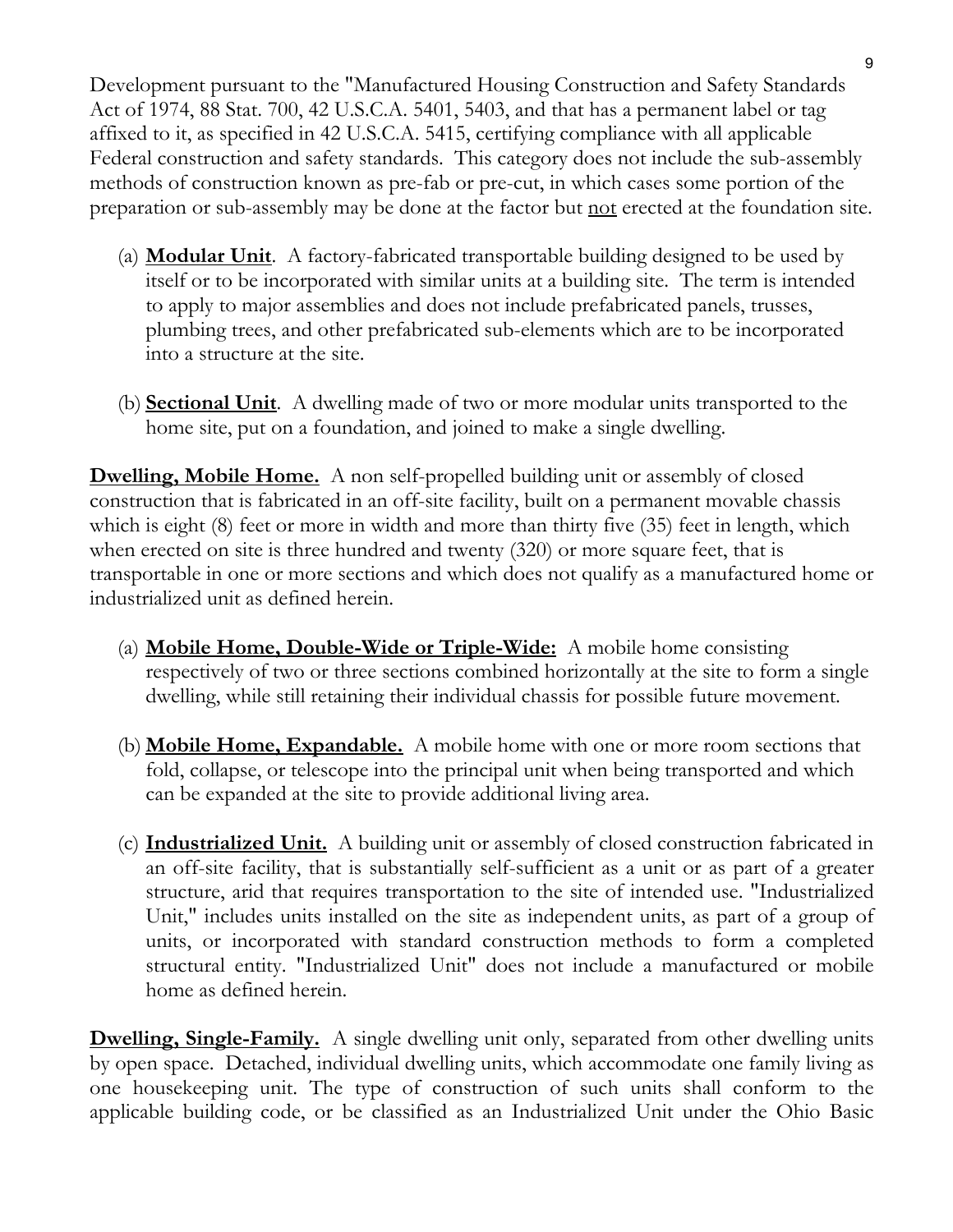Development pursuant to the "Manufactured Housing Construction and Safety Standards Act of 1974, 88 Stat. 700, 42 U.S.C.A. 5401, 5403, and that has a permanent label or tag affixed to it, as specified in 42 U.S.C.A. 5415, certifying compliance with all applicable Federal construction and safety standards. This category does not include the sub-assembly methods of construction known as pre-fab or pre-cut, in which cases some portion of the preparation or sub-assembly may be done at the factor but <u>not</u> erected at the foundation site.

(a) **<u>Modular Unit</u>**. A factory-fabricated transportable building designed to be used by itself or to be incorporated with similar units at a building site. The term is intended to apply to major assemblies and does not include prefabricated panels, trusses, plumbing trees, and other prefabricated sub-elements which are to be incorporated into a structure at the site.

(b) **<u>Sectional Unit</u>**. A dwelling made of two or more modular units transported to the home site, put on a foundation, and joined to make a single dwelling.

**<u>Dwelling, Mobile Home.</u>** A non self-propelled building unit or assembly of closed construction that is fabricated in an off-site facility, built on a permanent movable chassis which is eight (8) feet or more in width and more than thirty five (35) feet in length, which when erected on site is three hundred and twenty (320) or more square feet, that is transportable in one or more sections and which does not qualify as a manufactured home or industrialized unit as defined herein.

(a) **<u>Mobile Home, Double-Wide or Triple-Wide:</u>** A mobile home consisting respectively of two or three sections combined horizontally at the site to form a single dwelling, while still retaining their individual chassis for possible future movement.

(b) **<u>Mobile Home, Expandable.</u>** A mobile home with one or more room sections that fold, collapse, or telescope into the principal unit when being transported and which can be expanded at the site to provide additional living area.

(c) **<u>Industrialized Unit.</u>** A building unit or assembly of closed construction fabricated in an off-site facility, that is substantially self-sufficient as a unit or as part of a greater structure, arid that requires transportation to the site of intended use. "Industrialized Unit," includes units installed on the site as independent units, as part of a group of units, or incorporated with standard construction methods to form a completed structural entity. "Industrialized Unit" does not include a manufactured or mobile home as defined herein.

**<u>Dwelling, Single-Family.</u>** A single dwelling unit only, separated from other dwelling units by open space. Detached, individual dwelling units, which accommodate one family living as one housekeeping unit. The type of construction of such units shall conform to the applicable building code, or be classified as an Industrialized Unit under the Ohio Basic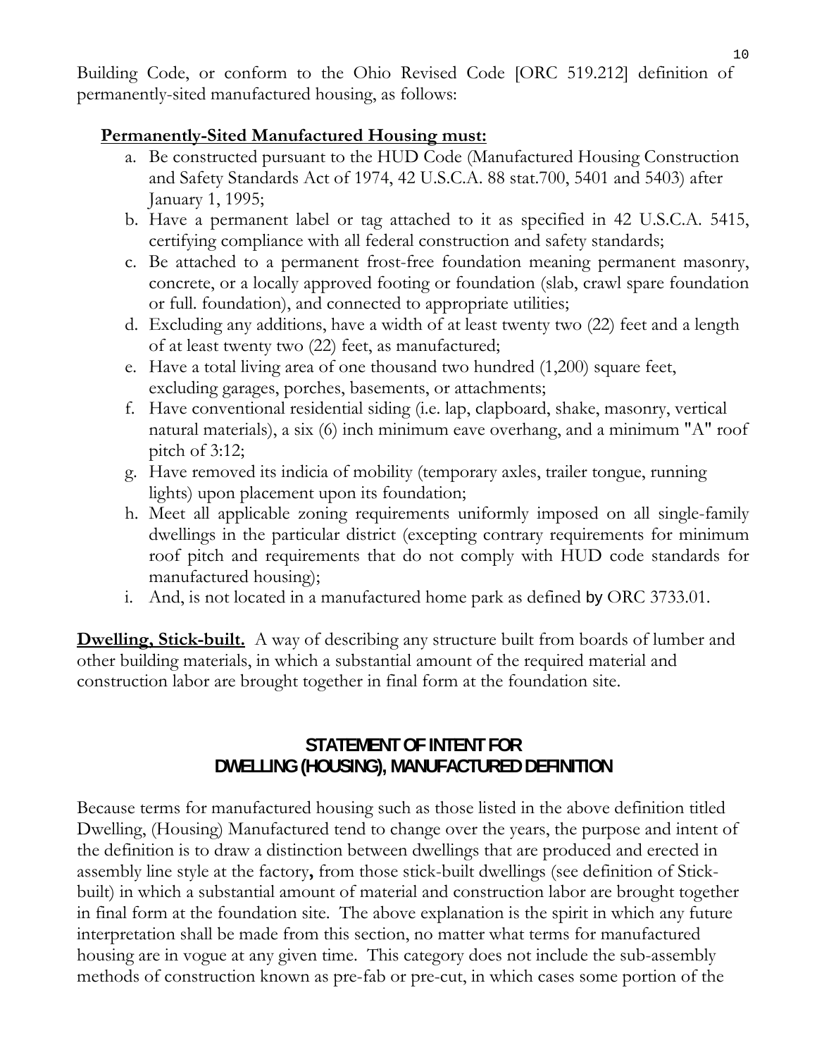Building Code, or conform to the Ohio Revised Code [ORC 519.212] definition of permanently-sited manufactured housing, as follows:

**Permanently-Sited Manufactured Housing must:**

a. Be constructed pursuant to the HUD Code (Manufactured Housing Construction and Safety Standards Act of 1974, 42 U.S.C.A. 88 stat.700, 5401 and 5403) after January 1, 1995;
b. Have a permanent label or tag attached to it as specified in 42 U.S.C.A. 5415, certifying compliance with all federal construction and safety standards;
c. Be attached to a permanent frost-free foundation meaning permanent masonry, concrete, or a locally approved footing or foundation (slab, crawl spare foundation or full. foundation), and connected to appropriate utilities;
d. Excluding any additions, have a width of at least twenty two (22) feet and a length of at least twenty two (22) feet, as manufactured;
e. Have a total living area of one thousand two hundred (1,200) square feet, excluding garages, porches, basements, or attachments;
f. Have conventional residential siding (i.e. lap, clapboard, shake, masonry, vertical natural materials), a six (6) inch minimum eave overhang, and a minimum "A" roof pitch of 3:12;
g. Have removed its indicia of mobility (temporary axles, trailer tongue, running lights) upon placement upon its foundation;
h. Meet all applicable zoning requirements uniformly imposed on all single-family dwellings in the particular district (excepting contrary requirements for minimum roof pitch and requirements that do not comply with HUD code standards for manufactured housing);
i. And, is not located in a manufactured home park as defined by ORC 3733.01.

**Dwelling, Stick-built.** A way of describing any structure built from boards of lumber and other building materials, in which a substantial amount of the required material and construction labor are brought together in final form at the foundation site.

## STATEMENT OF INTENT FOR DWELLING (HOUSING), MANUFACTURED DEFINITION

Because terms for manufactured housing such as those listed in the above definition titled Dwelling, (Housing) Manufactured tend to change over the years, the purpose and intent of the definition is to draw a distinction between dwellings that are produced and erected in assembly line style at the factory**,** from those stick-built dwellings (see definition of Stick-built) in which a substantial amount of material and construction labor are brought together in final form at the foundation site. The above explanation is the spirit in which any future interpretation shall be made from this section, no matter what terms for manufactured housing are in vogue at any given time. This category does not include the sub-assembly methods of construction known as pre-fab or pre-cut, in which cases some portion of the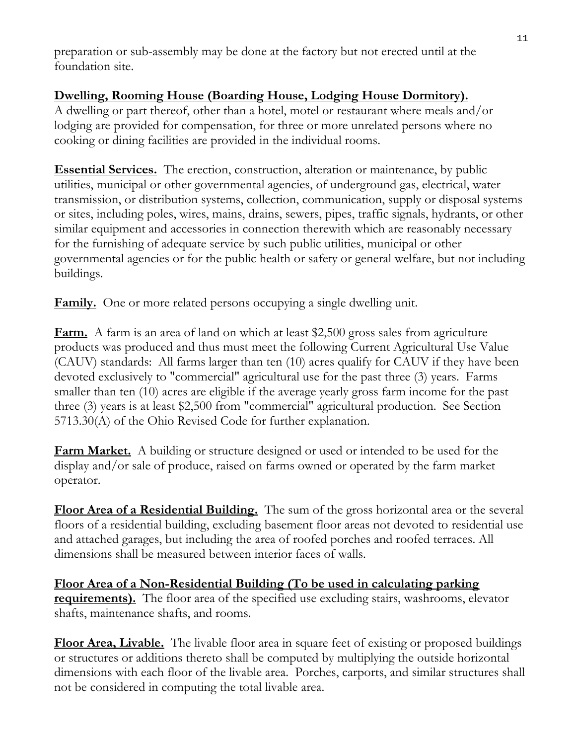preparation or sub-assembly may be done at the factory but not erected until at the foundation site.

**Dwelling, Rooming House (Boarding House, Lodging House Dormitory).** A dwelling or part thereof, other than a hotel, motel or restaurant where meals and/or lodging are provided for compensation, for three or more unrelated persons where no cooking or dining facilities are provided in the individual rooms.

**Essential Services.** The erection, construction, alteration or maintenance, by public utilities, municipal or other governmental agencies, of underground gas, electrical, water transmission, or distribution systems, collection, communication, supply or disposal systems or sites, including poles, wires, mains, drains, sewers, pipes, traffic signals, hydrants, or other similar equipment and accessories in connection therewith which are reasonably necessary for the furnishing of adequate service by such public utilities, municipal or other governmental agencies or for the public health or safety or general welfare, but not including buildings.

**Family.** One or more related persons occupying a single dwelling unit.

**Farm.** A farm is an area of land on which at least $2,500 gross sales from agriculture products was produced and thus must meet the following Current Agricultural Use Value (CAUV) standards: All farms larger than ten (10) acres qualify for CAUV if they have been devoted exclusively to "commercial" agricultural use for the past three (3) years. Farms smaller than ten (10) acres are eligible if the average yearly gross farm income for the past three (3) years is at least $2,500 from "commercial" agricultural production. See Section 5713.30(A) of the Ohio Revised Code for further explanation.

**Farm Market.** A building or structure designed or used or intended to be used for the display and/or sale of produce, raised on farms owned or operated by the farm market operator.

**Floor Area of a Residential Building.** The sum of the gross horizontal area or the several floors of a residential building, excluding basement floor areas not devoted to residential use and attached garages, but including the area of roofed porches and roofed terraces. All dimensions shall be measured between interior faces of walls.

**Floor Area of a Non-Residential Building (To be used in calculating parking requirements).** The floor area of the specified use excluding stairs, washrooms, elevator shafts, maintenance shafts, and rooms.

**Floor Area, Livable.** The livable floor area in square feet of existing or proposed buildings or structures or additions thereto shall be computed by multiplying the outside horizontal dimensions with each floor of the livable area. Porches, carports, and similar structures shall not be considered in computing the total livable area.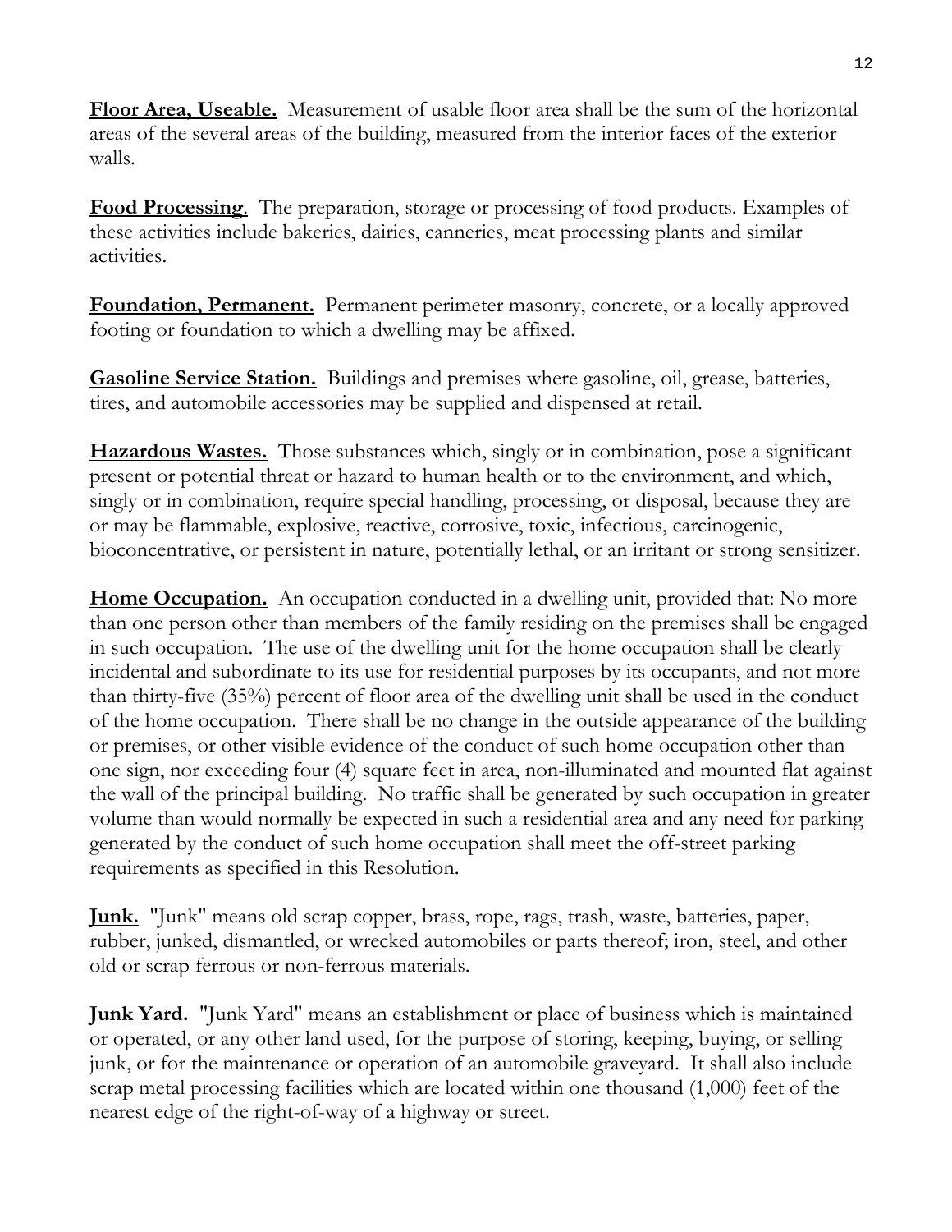**Floor Area, Useable.** Measurement of usable floor area shall be the sum of the horizontal areas of the several areas of the building, measured from the interior faces of the exterior walls.

**Food Processing**. The preparation, storage or processing of food products. Examples of these activities include bakeries, dairies, canneries, meat processing plants and similar activities.

**Foundation, Permanent.** Permanent perimeter masonry, concrete, or a locally approved footing or foundation to which a dwelling may be affixed.

**Gasoline Service Station.** Buildings and premises where gasoline, oil, grease, batteries, tires, and automobile accessories may be supplied and dispensed at retail.

**Hazardous Wastes.** Those substances which, singly or in combination, pose a significant present or potential threat or hazard to human health or to the environment, and which, singly or in combination, require special handling, processing, or disposal, because they are or may be flammable, explosive, reactive, corrosive, toxic, infectious, carcinogenic, bioconcentrative, or persistent in nature, potentially lethal, or an irritant or strong sensitizer.

**Home Occupation.** An occupation conducted in a dwelling unit, provided that: No more than one person other than members of the family residing on the premises shall be engaged in such occupation. The use of the dwelling unit for the home occupation shall be clearly incidental and subordinate to its use for residential purposes by its occupants, and not more than thirty-five (35%) percent of floor area of the dwelling unit shall be used in the conduct of the home occupation. There shall be no change in the outside appearance of the building or premises, or other visible evidence of the conduct of such home occupation other than one sign, nor exceeding four (4) square feet in area, non-illuminated and mounted flat against the wall of the principal building. No traffic shall be generated by such occupation in greater volume than would normally be expected in such a residential area and any need for parking generated by the conduct of such home occupation shall meet the off-street parking requirements as specified in this Resolution.

**Junk.** "Junk" means old scrap copper, brass, rope, rags, trash, waste, batteries, paper, rubber, junked, dismantled, or wrecked automobiles or parts thereof; iron, steel, and other old or scrap ferrous or non-ferrous materials.

**Junk Yard.** "Junk Yard" means an establishment or place of business which is maintained or operated, or any other land used, for the purpose of storing, keeping, buying, or selling junk, or for the maintenance or operation of an automobile graveyard. It shall also include scrap metal processing facilities which are located within one thousand (1,000) feet of the nearest edge of the right-of-way of a highway or street.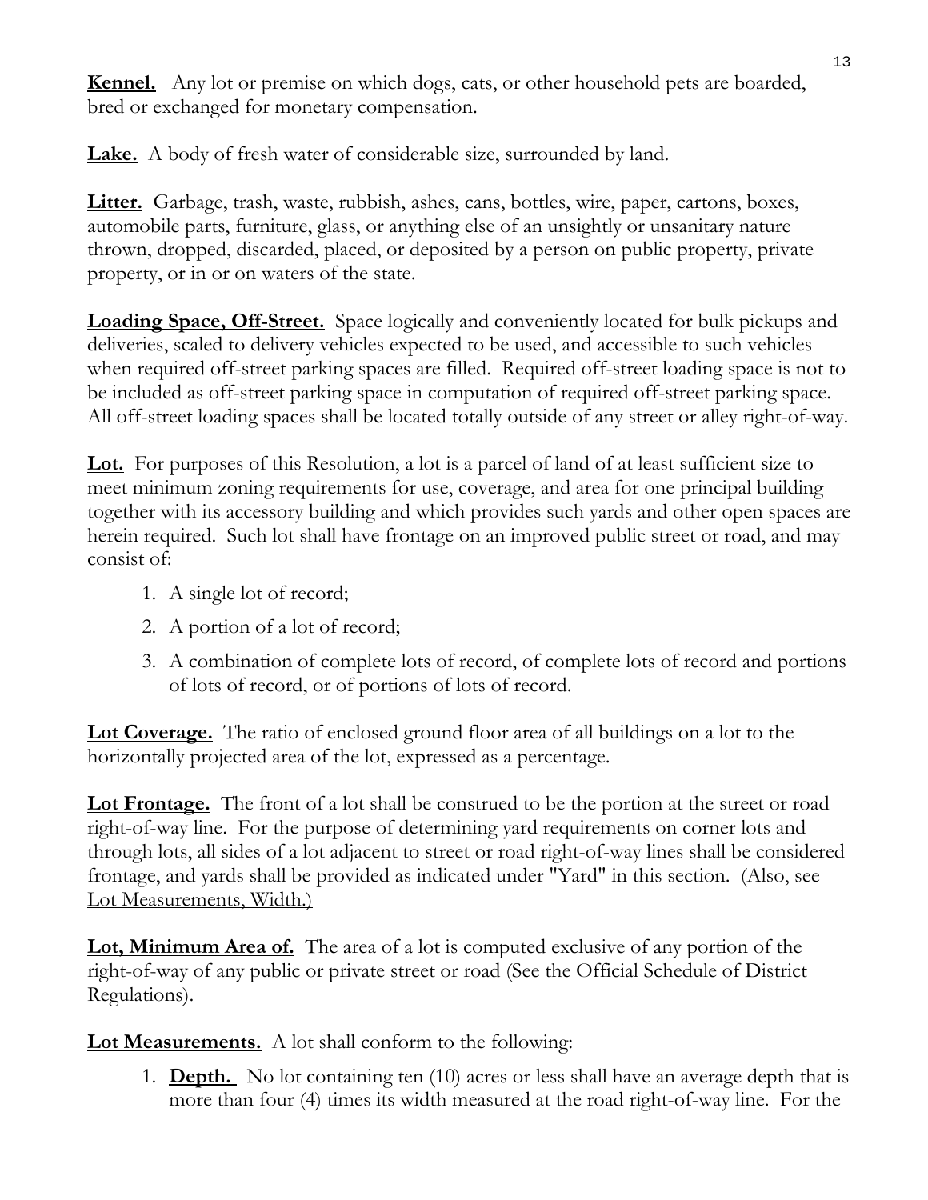**Kennel.** Any lot or premise on which dogs, cats, or other household pets are boarded, bred or exchanged for monetary compensation.

**Lake.** A body of fresh water of considerable size, surrounded by land.

**Litter.** Garbage, trash, waste, rubbish, ashes, cans, bottles, wire, paper, cartons, boxes, automobile parts, furniture, glass, or anything else of an unsightly or unsanitary nature thrown, dropped, discarded, placed, or deposited by a person on public property, private property, or in or on waters of the state.

**Loading Space, Off-Street.** Space logically and conveniently located for bulk pickups and deliveries, scaled to delivery vehicles expected to be used, and accessible to such vehicles when required off-street parking spaces are filled. Required off-street loading space is not to be included as off-street parking space in computation of required off-street parking space. All off-street loading spaces shall be located totally outside of any street or alley right-of-way.

**Lot.** For purposes of this Resolution, a lot is a parcel of land of at least sufficient size to meet minimum zoning requirements for use, coverage, and area for one principal building together with its accessory building and which provides such yards and other open spaces are herein required. Such lot shall have frontage on an improved public street or road, and may consist of:

1. A single lot of record;
2. A portion of a lot of record;
3. A combination of complete lots of record, of complete lots of record and portions of lots of record, or of portions of lots of record.

**Lot Coverage.** The ratio of enclosed ground floor area of all buildings on a lot to the horizontally projected area of the lot, expressed as a percentage.

**Lot Frontage.** The front of a lot shall be construed to be the portion at the street or road right-of-way line. For the purpose of determining yard requirements on corner lots and through lots, all sides of a lot adjacent to street or road right-of-way lines shall be considered frontage, and yards shall be provided as indicated under "Yard" in this section. (Also, see Lot Measurements, Width.)

**Lot, Minimum Area of.** The area of a lot is computed exclusive of any portion of the right-of-way of any public or private street or road (See the Official Schedule of District Regulations).

**Lot Measurements.** A lot shall conform to the following:

1. **Depth.** No lot containing ten (10) acres or less shall have an average depth that is more than four (4) times its width measured at the road right-of-way line. For the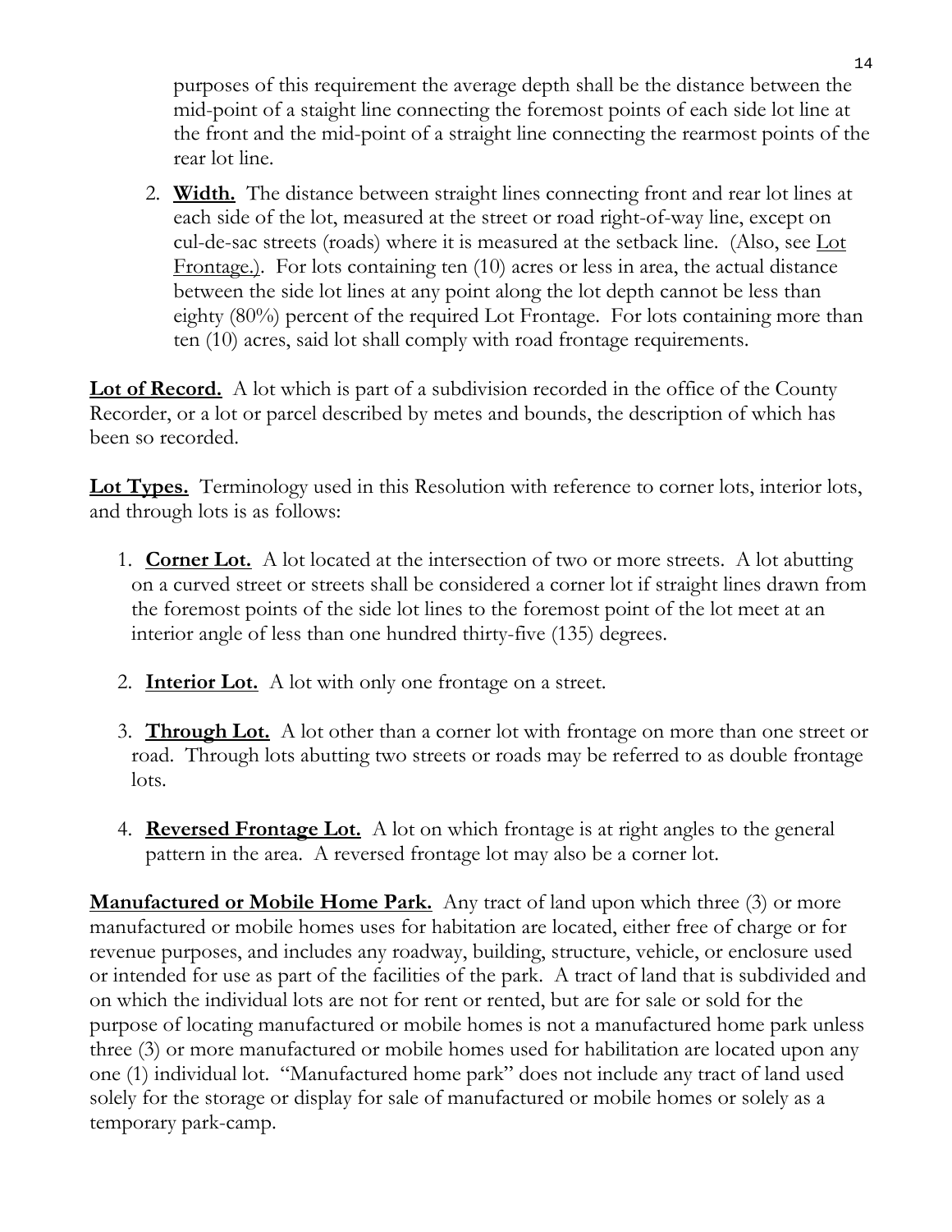purposes of this requirement the average depth shall be the distance between the mid-point of a staight line connecting the foremost points of each side lot line at the front and the mid-point of a straight line connecting the rearmost points of the rear lot line.

2. **Width.** The distance between straight lines connecting front and rear lot lines at each side of the lot, measured at the street or road right-of-way line, except on cul-de-sac streets (roads) where it is measured at the setback line. (Also, see Lot Frontage.). For lots containing ten (10) acres or less in area, the actual distance between the side lot lines at any point along the lot depth cannot be less than eighty (80%) percent of the required Lot Frontage. For lots containing more than ten (10) acres, said lot shall comply with road frontage requirements.

**Lot of Record.** A lot which is part of a subdivision recorded in the office of the County Recorder, or a lot or parcel described by metes and bounds, the description of which has been so recorded.

**Lot Types.** Terminology used in this Resolution with reference to corner lots, interior lots, and through lots is as follows:

1. **Corner Lot.** A lot located at the intersection of two or more streets. A lot abutting on a curved street or streets shall be considered a corner lot if straight lines drawn from the foremost points of the side lot lines to the foremost point of the lot meet at an interior angle of less than one hundred thirty-five (135) degrees.

2. **Interior Lot.** A lot with only one frontage on a street.

3. **Through Lot.** A lot other than a corner lot with frontage on more than one street or road. Through lots abutting two streets or roads may be referred to as double frontage lots.

4. **Reversed Frontage Lot.** A lot on which frontage is at right angles to the general pattern in the area. A reversed frontage lot may also be a corner lot.

**Manufactured or Mobile Home Park.** Any tract of land upon which three (3) or more manufactured or mobile homes uses for habitation are located, either free of charge or for revenue purposes, and includes any roadway, building, structure, vehicle, or enclosure used or intended for use as part of the facilities of the park. A tract of land that is subdivided and on which the individual lots are not for rent or rented, but are for sale or sold for the purpose of locating manufactured or mobile homes is not a manufactured home park unless three (3) or more manufactured or mobile homes used for habilitation are located upon any one (1) individual lot. "Manufactured home park" does not include any tract of land used solely for the storage or display for sale of manufactured or mobile homes or solely as a temporary park-camp.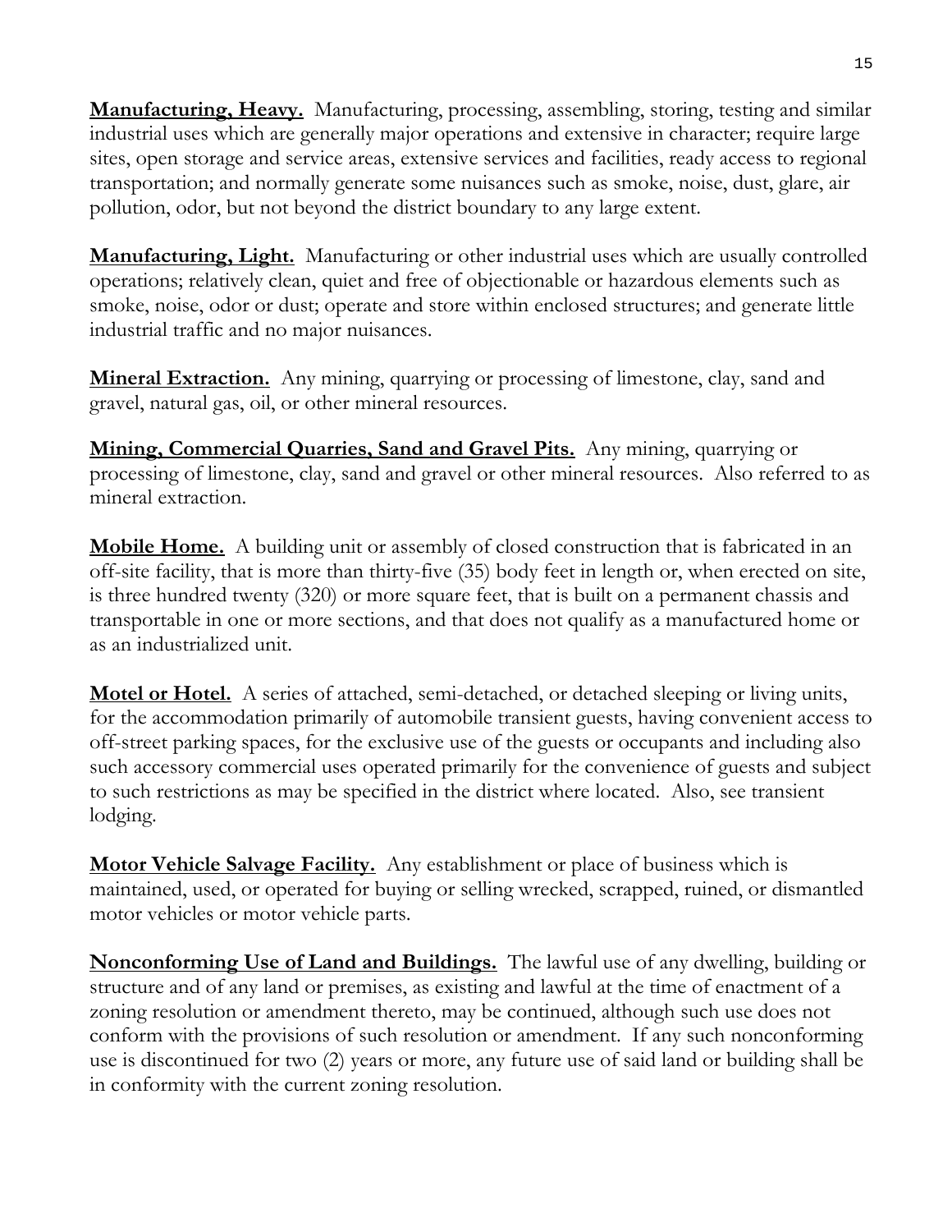**<u>Manufacturing, Heavy.</u>** Manufacturing, processing, assembling, storing, testing and similar industrial uses which are generally major operations and extensive in character; require large sites, open storage and service areas, extensive services and facilities, ready access to regional transportation; and normally generate some nuisances such as smoke, noise, dust, glare, air pollution, odor, but not beyond the district boundary to any large extent.

**<u>Manufacturing, Light.</u>** Manufacturing or other industrial uses which are usually controlled operations; relatively clean, quiet and free of objectionable or hazardous elements such as smoke, noise, odor or dust; operate and store within enclosed structures; and generate little industrial traffic and no major nuisances.

**<u>Mineral Extraction.</u>** Any mining, quarrying or processing of limestone, clay, sand and gravel, natural gas, oil, or other mineral resources.

**<u>Mining, Commercial Quarries, Sand and Gravel Pits.</u>** Any mining, quarrying or processing of limestone, clay, sand and gravel or other mineral resources. Also referred to as mineral extraction.

**<u>Mobile Home.</u>** A building unit or assembly of closed construction that is fabricated in an off-site facility, that is more than thirty-five (35) body feet in length or, when erected on site, is three hundred twenty (320) or more square feet, that is built on a permanent chassis and transportable in one or more sections, and that does not qualify as a manufactured home or as an industrialized unit.

**<u>Motel or Hotel.</u>** A series of attached, semi-detached, or detached sleeping or living units, for the accommodation primarily of automobile transient guests, having convenient access to off-street parking spaces, for the exclusive use of the guests or occupants and including also such accessory commercial uses operated primarily for the convenience of guests and subject to such restrictions as may be specified in the district where located. Also, see transient lodging.

**<u>Motor Vehicle Salvage Facility.</u>** Any establishment or place of business which is maintained, used, or operated for buying or selling wrecked, scrapped, ruined, or dismantled motor vehicles or motor vehicle parts.

**<u>Nonconforming Use of Land and Buildings.</u>** The lawful use of any dwelling, building or structure and of any land or premises, as existing and lawful at the time of enactment of a zoning resolution or amendment thereto, may be continued, although such use does not conform with the provisions of such resolution or amendment. If any such nonconforming use is discontinued for two (2) years or more, any future use of said land or building shall be in conformity with the current zoning resolution.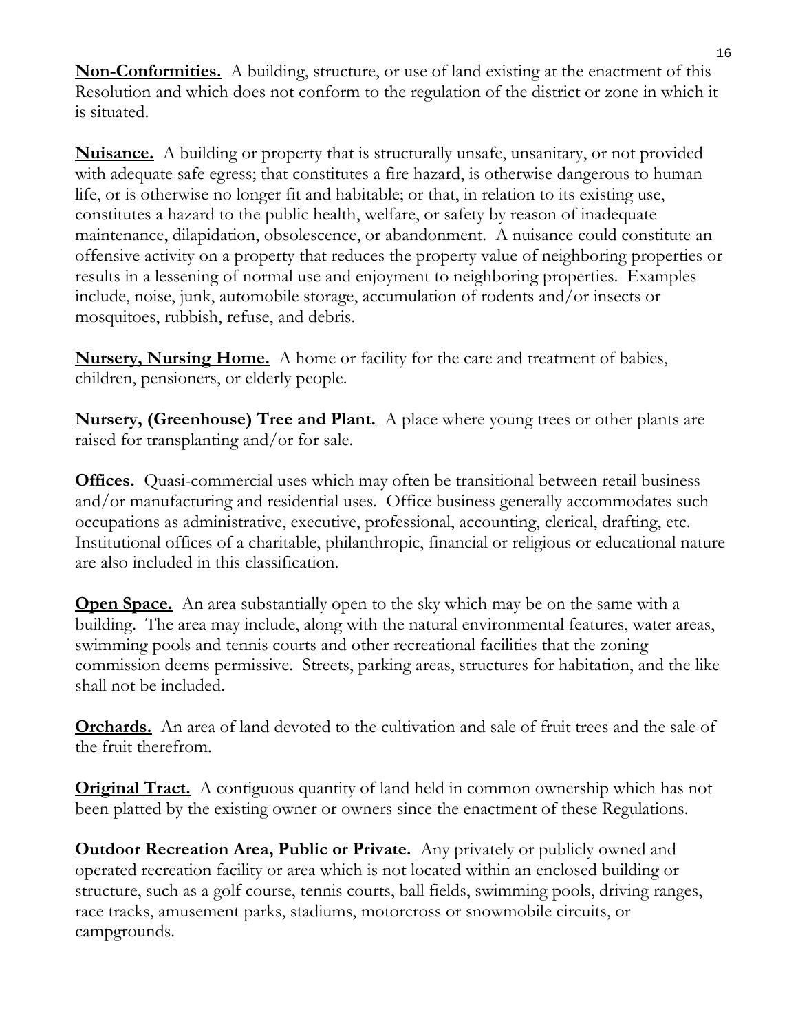**Non-Conformities.** A building, structure, or use of land existing at the enactment of this Resolution and which does not conform to the regulation of the district or zone in which it is situated.

**Nuisance.** A building or property that is structurally unsafe, unsanitary, or not provided with adequate safe egress; that constitutes a fire hazard, is otherwise dangerous to human life, or is otherwise no longer fit and habitable; or that, in relation to its existing use, constitutes a hazard to the public health, welfare, or safety by reason of inadequate maintenance, dilapidation, obsolescence, or abandonment. A nuisance could constitute an offensive activity on a property that reduces the property value of neighboring properties or results in a lessening of normal use and enjoyment to neighboring properties. Examples include, noise, junk, automobile storage, accumulation of rodents and/or insects or mosquitoes, rubbish, refuse, and debris.

**Nursery, Nursing Home.** A home or facility for the care and treatment of babies, children, pensioners, or elderly people.

**Nursery, (Greenhouse) Tree and Plant.** A place where young trees or other plants are raised for transplanting and/or for sale.

**Offices.** Quasi-commercial uses which may often be transitional between retail business and/or manufacturing and residential uses. Office business generally accommodates such occupations as administrative, executive, professional, accounting, clerical, drafting, etc. Institutional offices of a charitable, philanthropic, financial or religious or educational nature are also included in this classification.

**Open Space.** An area substantially open to the sky which may be on the same with a building. The area may include, along with the natural environmental features, water areas, swimming pools and tennis courts and other recreational facilities that the zoning commission deems permissive. Streets, parking areas, structures for habitation, and the like shall not be included.

**Orchards.** An area of land devoted to the cultivation and sale of fruit trees and the sale of the fruit therefrom.

**Original Tract.** A contiguous quantity of land held in common ownership which has not been platted by the existing owner or owners since the enactment of these Regulations.

**Outdoor Recreation Area, Public or Private.** Any privately or publicly owned and operated recreation facility or area which is not located within an enclosed building or structure, such as a golf course, tennis courts, ball fields, swimming pools, driving ranges, race tracks, amusement parks, stadiums, motorcross or snowmobile circuits, or campgrounds.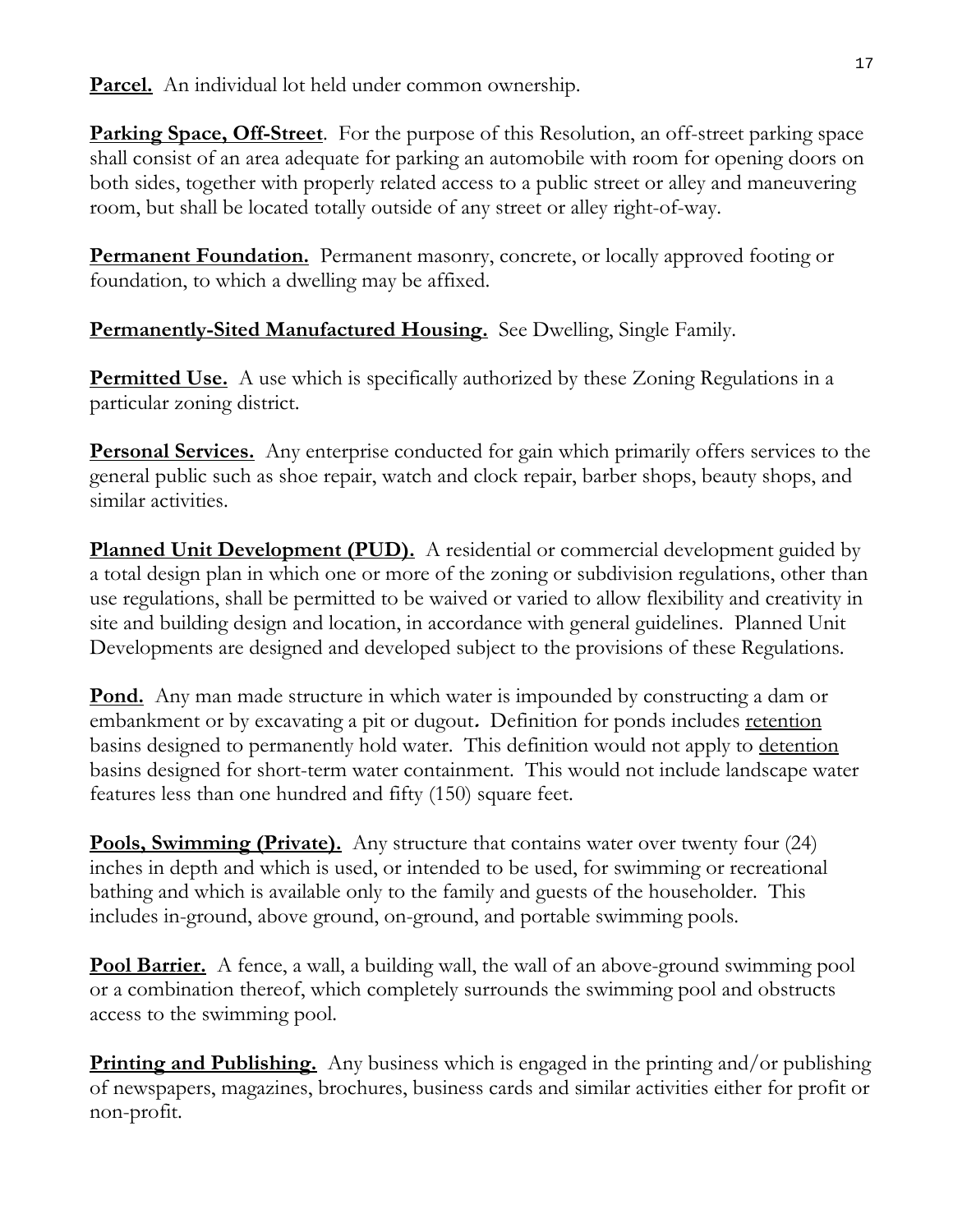**Parcel.** An individual lot held under common ownership.

**Parking Space, Off-Street**. For the purpose of this Resolution, an off-street parking space shall consist of an area adequate for parking an automobile with room for opening doors on both sides, together with properly related access to a public street or alley and maneuvering room, but shall be located totally outside of any street or alley right-of-way.

**Permanent Foundation.** Permanent masonry, concrete, or locally approved footing or foundation, to which a dwelling may be affixed.

**Permanently-Sited Manufactured Housing.** See Dwelling, Single Family.

**Permitted Use.** A use which is specifically authorized by these Zoning Regulations in a particular zoning district.

**Personal Services.** Any enterprise conducted for gain which primarily offers services to the general public such as shoe repair, watch and clock repair, barber shops, beauty shops, and similar activities.

**Planned Unit Development (PUD).** A residential or commercial development guided by a total design plan in which one or more of the zoning or subdivision regulations, other than use regulations, shall be permitted to be waived or varied to allow flexibility and creativity in site and building design and location, in accordance with general guidelines. Planned Unit Developments are designed and developed subject to the provisions of these Regulations.

**Pond.** Any man made structure in which water is impounded by constructing a dam or embankment or by excavating a pit or dugout. Definition for ponds includes retention basins designed to permanently hold water. This definition would not apply to detention basins designed for short-term water containment. This would not include landscape water features less than one hundred and fifty (150) square feet.

**Pools, Swimming (Private).** Any structure that contains water over twenty four (24) inches in depth and which is used, or intended to be used, for swimming or recreational bathing and which is available only to the family and guests of the householder. This includes in-ground, above ground, on-ground, and portable swimming pools.

**Pool Barrier.** A fence, a wall, a building wall, the wall of an above-ground swimming pool or a combination thereof, which completely surrounds the swimming pool and obstructs access to the swimming pool.

**Printing and Publishing.** Any business which is engaged in the printing and/or publishing of newspapers, magazines, brochures, business cards and similar activities either for profit or non-profit.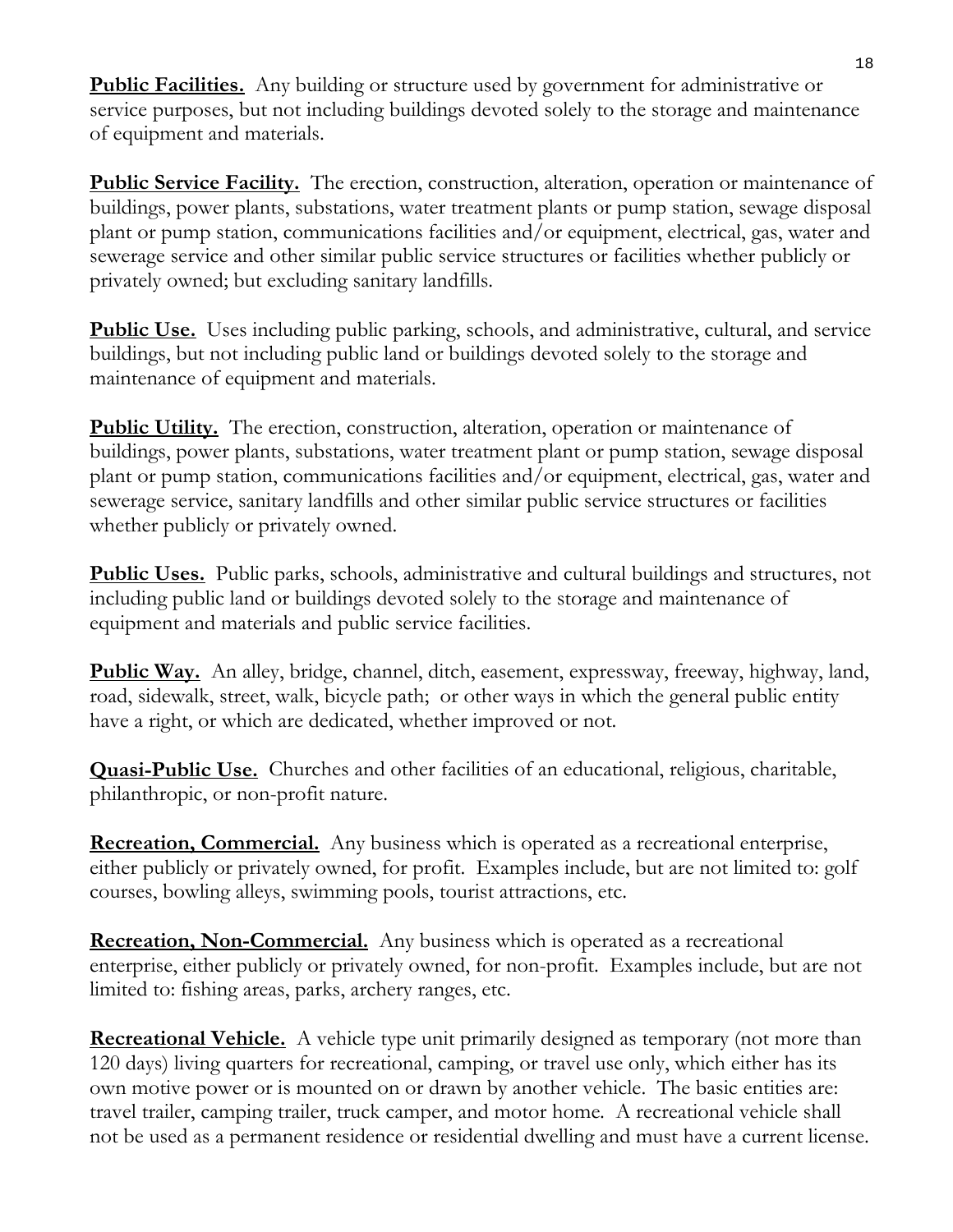**<u>Public Facilities.</u>** Any building or structure used by government for administrative or service purposes, but not including buildings devoted solely to the storage and maintenance of equipment and materials.

**<u>Public Service Facility.</u>** The erection, construction, alteration, operation or maintenance of buildings, power plants, substations, water treatment plants or pump station, sewage disposal plant or pump station, communications facilities and/or equipment, electrical, gas, water and sewerage service and other similar public service structures or facilities whether publicly or privately owned; but excluding sanitary landfills.

**<u>Public Use.</u>** Uses including public parking, schools, and administrative, cultural, and service buildings, but not including public land or buildings devoted solely to the storage and maintenance of equipment and materials.

**<u>Public Utility.</u>** The erection, construction, alteration, operation or maintenance of buildings, power plants, substations, water treatment plant or pump station, sewage disposal plant or pump station, communications facilities and/or equipment, electrical, gas, water and sewerage service, sanitary landfills and other similar public service structures or facilities whether publicly or privately owned.

**<u>Public Uses.</u>** Public parks, schools, administrative and cultural buildings and structures, not including public land or buildings devoted solely to the storage and maintenance of equipment and materials and public service facilities.

**<u>Public Way.</u>** An alley, bridge, channel, ditch, easement, expressway, freeway, highway, land, road, sidewalk, street, walk, bicycle path; or other ways in which the general public entity have a right, or which are dedicated, whether improved or not.

**<u>Quasi-Public Use.</u>** Churches and other facilities of an educational, religious, charitable, philanthropic, or non-profit nature.

**<u>Recreation, Commercial.</u>** Any business which is operated as a recreational enterprise, either publicly or privately owned, for profit. Examples include, but are not limited to: golf courses, bowling alleys, swimming pools, tourist attractions, etc.

**<u>Recreation, Non-Commercial.</u>** Any business which is operated as a recreational enterprise, either publicly or privately owned, for non-profit. Examples include, but are not limited to: fishing areas, parks, archery ranges, etc.

**<u>Recreational Vehicle.</u>** A vehicle type unit primarily designed as temporary (not more than 120 days) living quarters for recreational, camping, or travel use only, which either has its own motive power or is mounted on or drawn by another vehicle. The basic entities are: travel trailer, camping trailer, truck camper, and motor home. A recreational vehicle shall not be used as a permanent residence or residential dwelling and must have a current license.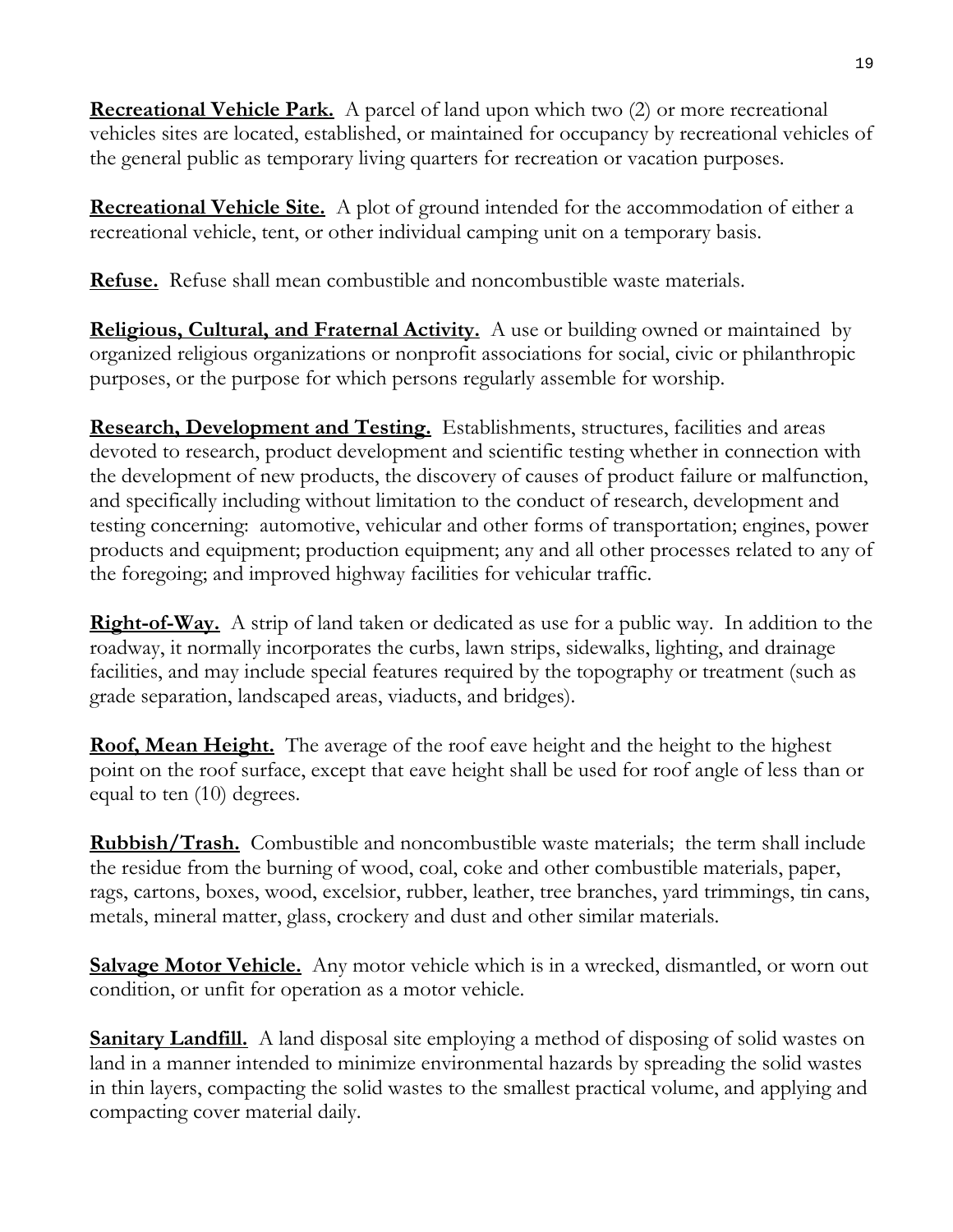**Recreational Vehicle Park.** A parcel of land upon which two (2) or more recreational vehicles sites are located, established, or maintained for occupancy by recreational vehicles of the general public as temporary living quarters for recreation or vacation purposes.

**Recreational Vehicle Site.** A plot of ground intended for the accommodation of either a recreational vehicle, tent, or other individual camping unit on a temporary basis.

**Refuse.** Refuse shall mean combustible and noncombustible waste materials.

**Religious, Cultural, and Fraternal Activity.** A use or building owned or maintained by organized religious organizations or nonprofit associations for social, civic or philanthropic purposes, or the purpose for which persons regularly assemble for worship.

**Research, Development and Testing.** Establishments, structures, facilities and areas devoted to research, product development and scientific testing whether in connection with the development of new products, the discovery of causes of product failure or malfunction, and specifically including without limitation to the conduct of research, development and testing concerning: automotive, vehicular and other forms of transportation; engines, power products and equipment; production equipment; any and all other processes related to any of the foregoing; and improved highway facilities for vehicular traffic.

**Right-of-Way.** A strip of land taken or dedicated as use for a public way. In addition to the roadway, it normally incorporates the curbs, lawn strips, sidewalks, lighting, and drainage facilities, and may include special features required by the topography or treatment (such as grade separation, landscaped areas, viaducts, and bridges).

**Roof, Mean Height.** The average of the roof eave height and the height to the highest point on the roof surface, except that eave height shall be used for roof angle of less than or equal to ten (10) degrees.

**Rubbish/Trash.** Combustible and noncombustible waste materials; the term shall include the residue from the burning of wood, coal, coke and other combustible materials, paper, rags, cartons, boxes, wood, excelsior, rubber, leather, tree branches, yard trimmings, tin cans, metals, mineral matter, glass, crockery and dust and other similar materials.

**Salvage Motor Vehicle.** Any motor vehicle which is in a wrecked, dismantled, or worn out condition, or unfit for operation as a motor vehicle.

**Sanitary Landfill.** A land disposal site employing a method of disposing of solid wastes on land in a manner intended to minimize environmental hazards by spreading the solid wastes in thin layers, compacting the solid wastes to the smallest practical volume, and applying and compacting cover material daily.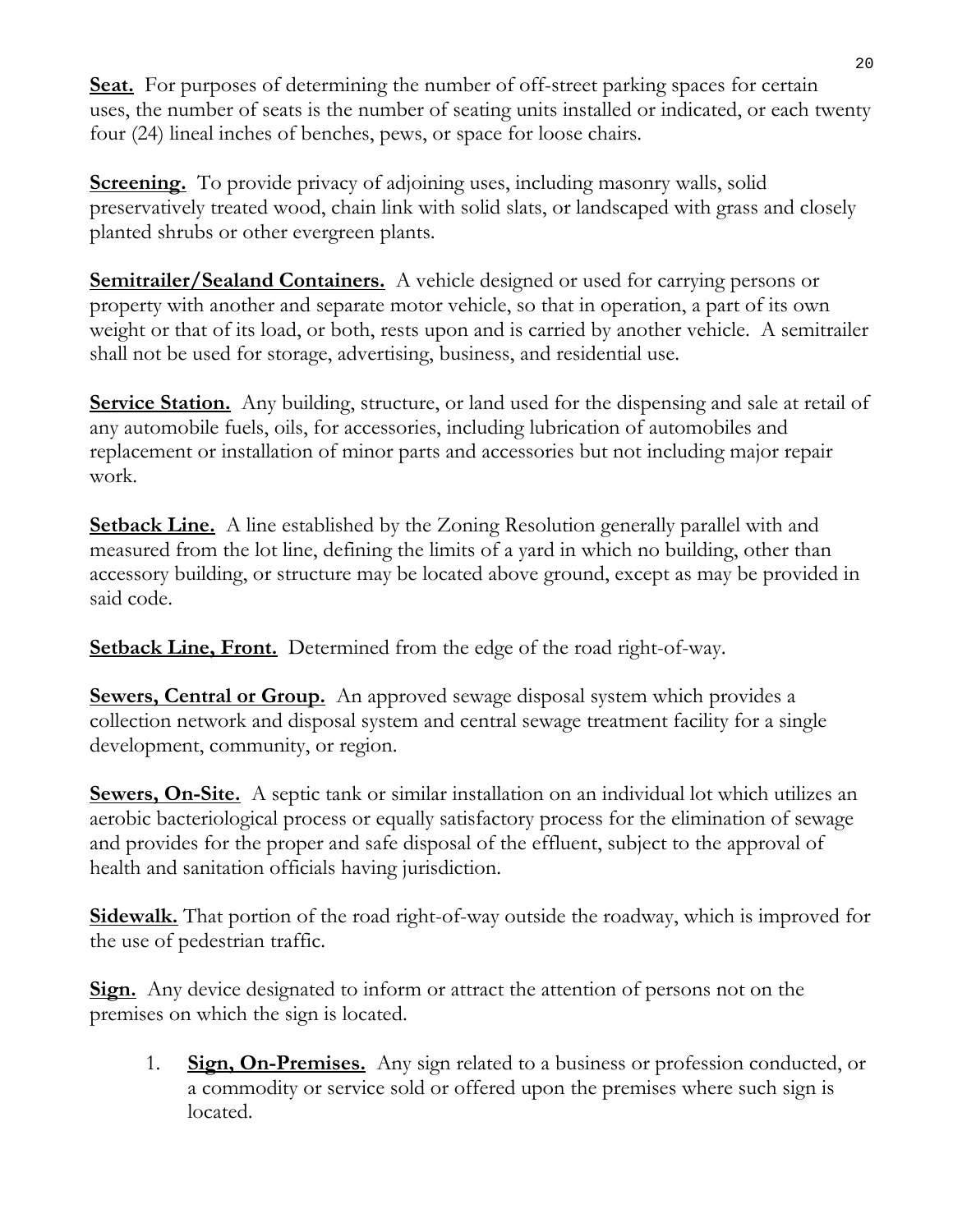**Seat.** For purposes of determining the number of off-street parking spaces for certain uses, the number of seats is the number of seating units installed or indicated, or each twenty four (24) lineal inches of benches, pews, or space for loose chairs.

**Screening.** To provide privacy of adjoining uses, including masonry walls, solid preservatively treated wood, chain link with solid slats, or landscaped with grass and closely planted shrubs or other evergreen plants.

**Semitrailer/Sealand Containers.** A vehicle designed or used for carrying persons or property with another and separate motor vehicle, so that in operation, a part of its own weight or that of its load, or both, rests upon and is carried by another vehicle. A semitrailer shall not be used for storage, advertising, business, and residential use.

**Service Station.** Any building, structure, or land used for the dispensing and sale at retail of any automobile fuels, oils, for accessories, including lubrication of automobiles and replacement or installation of minor parts and accessories but not including major repair work.

**Setback Line.** A line established by the Zoning Resolution generally parallel with and measured from the lot line, defining the limits of a yard in which no building, other than accessory building, or structure may be located above ground, except as may be provided in said code.

**Setback Line, Front.** Determined from the edge of the road right-of-way.

**Sewers, Central or Group.** An approved sewage disposal system which provides a collection network and disposal system and central sewage treatment facility for a single development, community, or region.

**Sewers, On-Site.** A septic tank or similar installation on an individual lot which utilizes an aerobic bacteriological process or equally satisfactory process for the elimination of sewage and provides for the proper and safe disposal of the effluent, subject to the approval of health and sanitation officials having jurisdiction.

**Sidewalk.** That portion of the road right-of-way outside the roadway, which is improved for the use of pedestrian traffic.

**Sign.** Any device designated to inform or attract the attention of persons not on the premises on which the sign is located.

1. **Sign, On-Premises.** Any sign related to a business or profession conducted, or a commodity or service sold or offered upon the premises where such sign is located.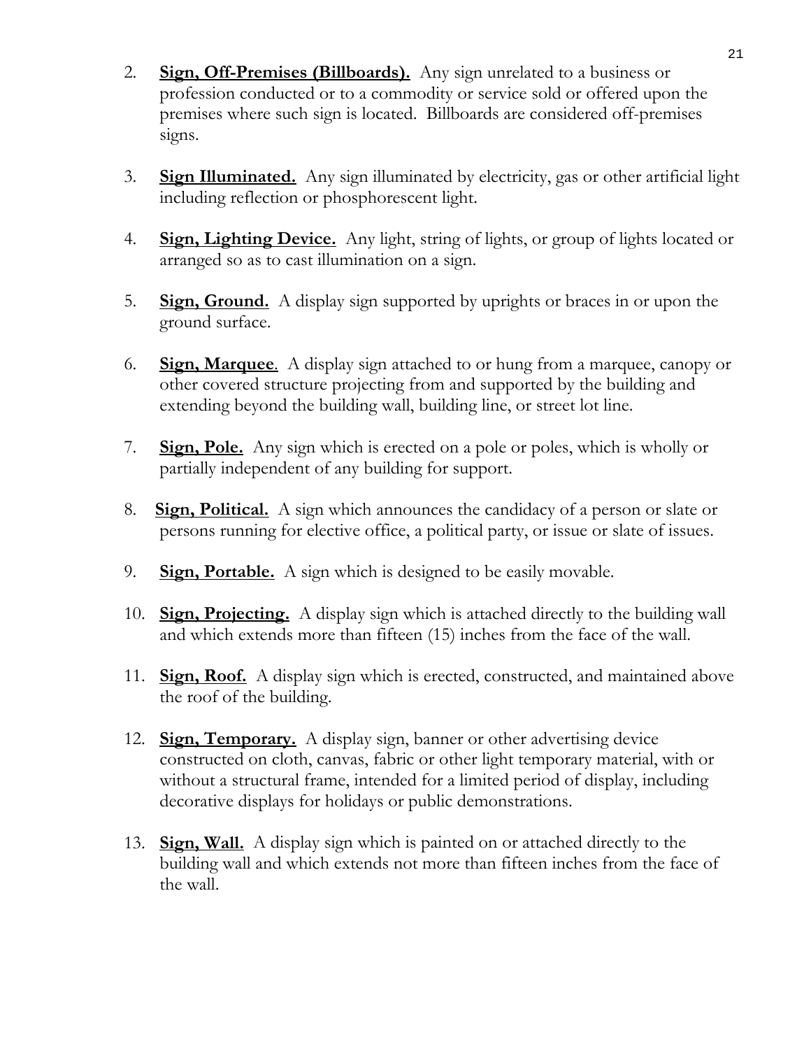2. **Sign, Off-Premises (Billboards).** Any sign unrelated to a business or profession conducted or to a commodity or service sold or offered upon the premises where such sign is located. Billboards are considered off-premises signs.

3. **Sign Illuminated.** Any sign illuminated by electricity, gas or other artificial light including reflection or phosphorescent light.

4. **Sign, Lighting Device.** Any light, string of lights, or group of lights located or arranged so as to cast illumination on a sign.

5. **Sign, Ground.** A display sign supported by uprights or braces in or upon the ground surface.

6. **Sign, Marquee**. A display sign attached to or hung from a marquee, canopy or other covered structure projecting from and supported by the building and extending beyond the building wall, building line, or street lot line.

7. **Sign, Pole.** Any sign which is erected on a pole or poles, which is wholly or partially independent of any building for support.

8. **Sign, Political.** A sign which announces the candidacy of a person or slate or persons running for elective office, a political party, or issue or slate of issues.

9. **Sign, Portable.** A sign which is designed to be easily movable.

10. **Sign, Projecting.** A display sign which is attached directly to the building wall and which extends more than fifteen (15) inches from the face of the wall.

11. **Sign, Roof.** A display sign which is erected, constructed, and maintained above the roof of the building.

12. **Sign, Temporary.** A display sign, banner or other advertising device constructed on cloth, canvas, fabric or other light temporary material, with or without a structural frame, intended for a limited period of display, including decorative displays for holidays or public demonstrations.

13. **Sign, Wall.** A display sign which is painted on or attached directly to the building wall and which extends not more than fifteen inches from the face of the wall.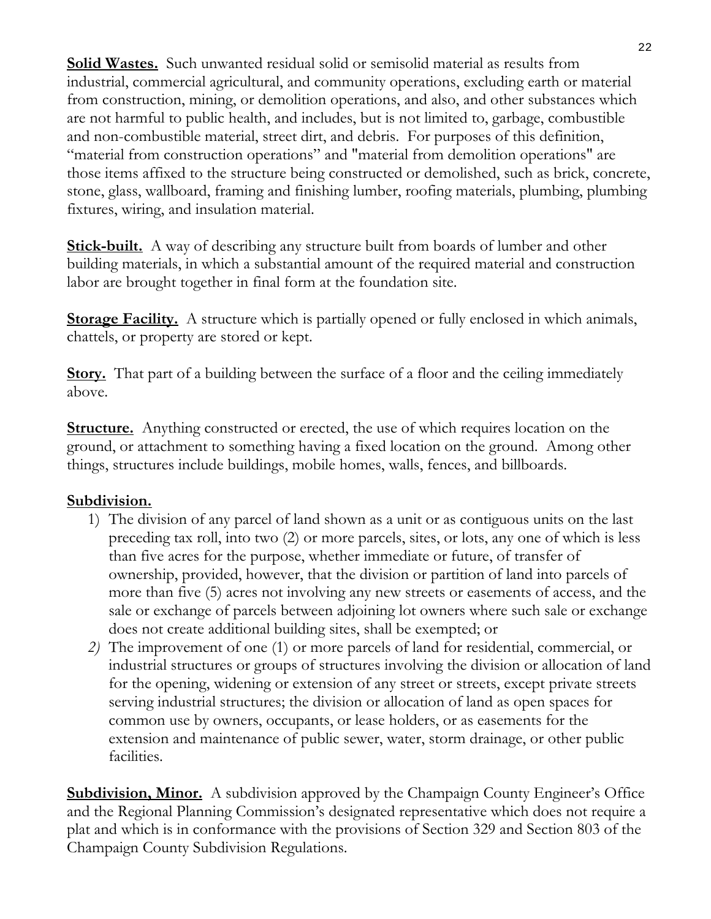**Solid Wastes.** Such unwanted residual solid or semisolid material as results from industrial, commercial agricultural, and community operations, excluding earth or material from construction, mining, or demolition operations, and also, and other substances which are not harmful to public health, and includes, but is not limited to, garbage, combustible and non-combustible material, street dirt, and debris. For purposes of this definition, "material from construction operations" and "material from demolition operations" are those items affixed to the structure being constructed or demolished, such as brick, concrete, stone, glass, wallboard, framing and finishing lumber, roofing materials, plumbing, plumbing fixtures, wiring, and insulation material.

**Stick-built.** A way of describing any structure built from boards of lumber and other building materials, in which a substantial amount of the required material and construction labor are brought together in final form at the foundation site.

**Storage Facility.** A structure which is partially opened or fully enclosed in which animals, chattels, or property are stored or kept.

**Story.** That part of a building between the surface of a floor and the ceiling immediately above.

**Structure.** Anything constructed or erected, the use of which requires location on the ground, or attachment to something having a fixed location on the ground. Among other things, structures include buildings, mobile homes, walls, fences, and billboards.

**Subdivision.**

1) The division of any parcel of land shown as a unit or as contiguous units on the last preceding tax roll, into two (2) or more parcels, sites, or lots, any one of which is less than five acres for the purpose, whether immediate or future, of transfer of ownership, provided, however, that the division or partition of land into parcels of more than five (5) acres not involving any new streets or easements of access, and the sale or exchange of parcels between adjoining lot owners where such sale or exchange does not create additional building sites, shall be exempted; or
2) The improvement of one (1) or more parcels of land for residential, commercial, or industrial structures or groups of structures involving the division or allocation of land for the opening, widening or extension of any street or streets, except private streets serving industrial structures; the division or allocation of land as open spaces for common use by owners, occupants, or lease holders, or as easements for the extension and maintenance of public sewer, water, storm drainage, or other public facilities.

**Subdivision, Minor.** A subdivision approved by the Champaign County Engineer's Office and the Regional Planning Commission's designated representative which does not require a plat and which is in conformance with the provisions of Section 329 and Section 803 of the Champaign County Subdivision Regulations.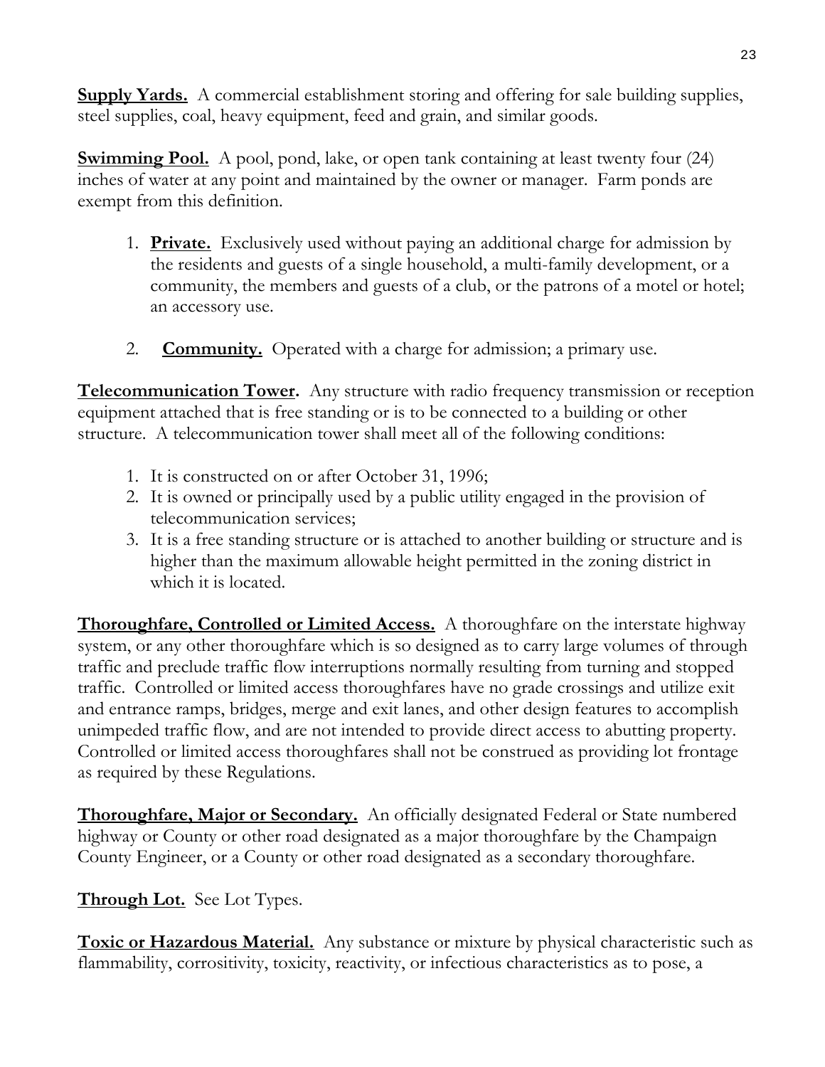**Supply Yards.** A commercial establishment storing and offering for sale building supplies, steel supplies, coal, heavy equipment, feed and grain, and similar goods.

**Swimming Pool.** A pool, pond, lake, or open tank containing at least twenty four (24) inches of water at any point and maintained by the owner or manager. Farm ponds are exempt from this definition.

1. **Private.** Exclusively used without paying an additional charge for admission by the residents and guests of a single household, a multi-family development, or a community, the members and guests of a club, or the patrons of a motel or hotel; an accessory use.
2. **Community.** Operated with a charge for admission; a primary use.

**Telecommunication Tower.** Any structure with radio frequency transmission or reception equipment attached that is free standing or is to be connected to a building or other structure. A telecommunication tower shall meet all of the following conditions:

1. It is constructed on or after October 31, 1996;
2. It is owned or principally used by a public utility engaged in the provision of telecommunication services;
3. It is a free standing structure or is attached to another building or structure and is higher than the maximum allowable height permitted in the zoning district in which it is located.

**Thoroughfare, Controlled or Limited Access.** A thoroughfare on the interstate highway system, or any other thoroughfare which is so designed as to carry large volumes of through traffic and preclude traffic flow interruptions normally resulting from turning and stopped traffic. Controlled or limited access thoroughfares have no grade crossings and utilize exit and entrance ramps, bridges, merge and exit lanes, and other design features to accomplish unimpeded traffic flow, and are not intended to provide direct access to abutting property. Controlled or limited access thoroughfares shall not be construed as providing lot frontage as required by these Regulations.

**Thoroughfare, Major or Secondary.** An officially designated Federal or State numbered highway or County or other road designated as a major thoroughfare by the Champaign County Engineer, or a County or other road designated as a secondary thoroughfare.

**Through Lot.** See Lot Types.

**Toxic or Hazardous Material.** Any substance or mixture by physical characteristic such as flammability, corrositivity, toxicity, reactivity, or infectious characteristics as to pose, a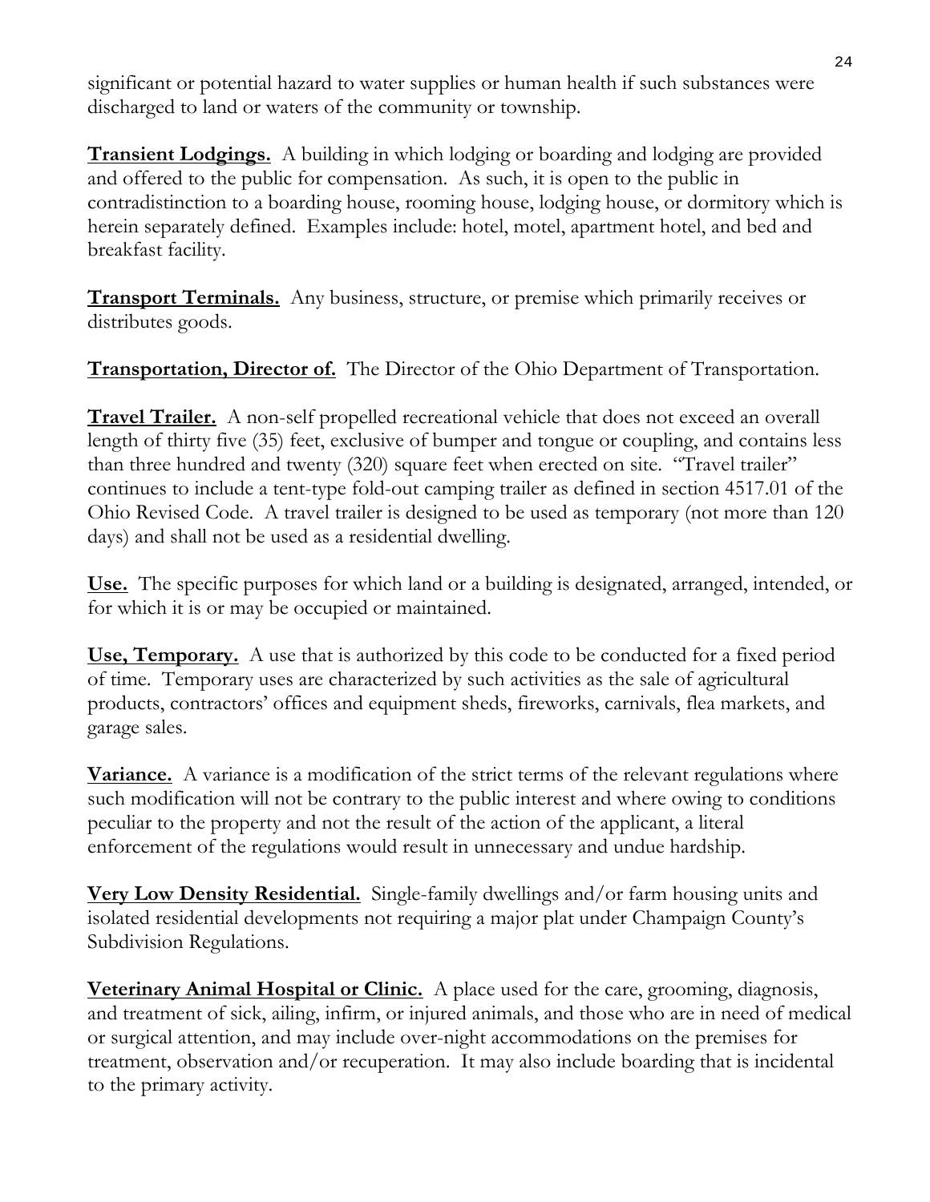significant or potential hazard to water supplies or human health if such substances were discharged to land or waters of the community or township.

<u>**Transient Lodgings.**</u> A building in which lodging or boarding and lodging are provided and offered to the public for compensation. As such, it is open to the public in contradistinction to a boarding house, rooming house, lodging house, or dormitory which is herein separately defined. Examples include: hotel, motel, apartment hotel, and bed and breakfast facility.

<u>**Transport Terminals.**</u> Any business, structure, or premise which primarily receives or distributes goods.

<u>**Transportation, Director of.**</u> The Director of the Ohio Department of Transportation.

<u>**Travel Trailer.**</u> A non-self propelled recreational vehicle that does not exceed an overall length of thirty five (35) feet, exclusive of bumper and tongue or coupling, and contains less than three hundred and twenty (320) square feet when erected on site. "Travel trailer" continues to include a tent-type fold-out camping trailer as defined in section 4517.01 of the Ohio Revised Code. A travel trailer is designed to be used as temporary (not more than 120 days) and shall not be used as a residential dwelling.

<u>**Use.**</u> The specific purposes for which land or a building is designated, arranged, intended, or for which it is or may be occupied or maintained.

<u>**Use, Temporary.**</u> A use that is authorized by this code to be conducted for a fixed period of time. Temporary uses are characterized by such activities as the sale of agricultural products, contractors' offices and equipment sheds, fireworks, carnivals, flea markets, and garage sales.

<u>**Variance.**</u> A variance is a modification of the strict terms of the relevant regulations where such modification will not be contrary to the public interest and where owing to conditions peculiar to the property and not the result of the action of the applicant, a literal enforcement of the regulations would result in unnecessary and undue hardship.

<u>**Very Low Density Residential.**</u> Single-family dwellings and/or farm housing units and isolated residential developments not requiring a major plat under Champaign County's Subdivision Regulations.

<u>**Veterinary Animal Hospital or Clinic.**</u> A place used for the care, grooming, diagnosis, and treatment of sick, ailing, infirm, or injured animals, and those who are in need of medical or surgical attention, and may include over-night accommodations on the premises for treatment, observation and/or recuperation. It may also include boarding that is incidental to the primary activity.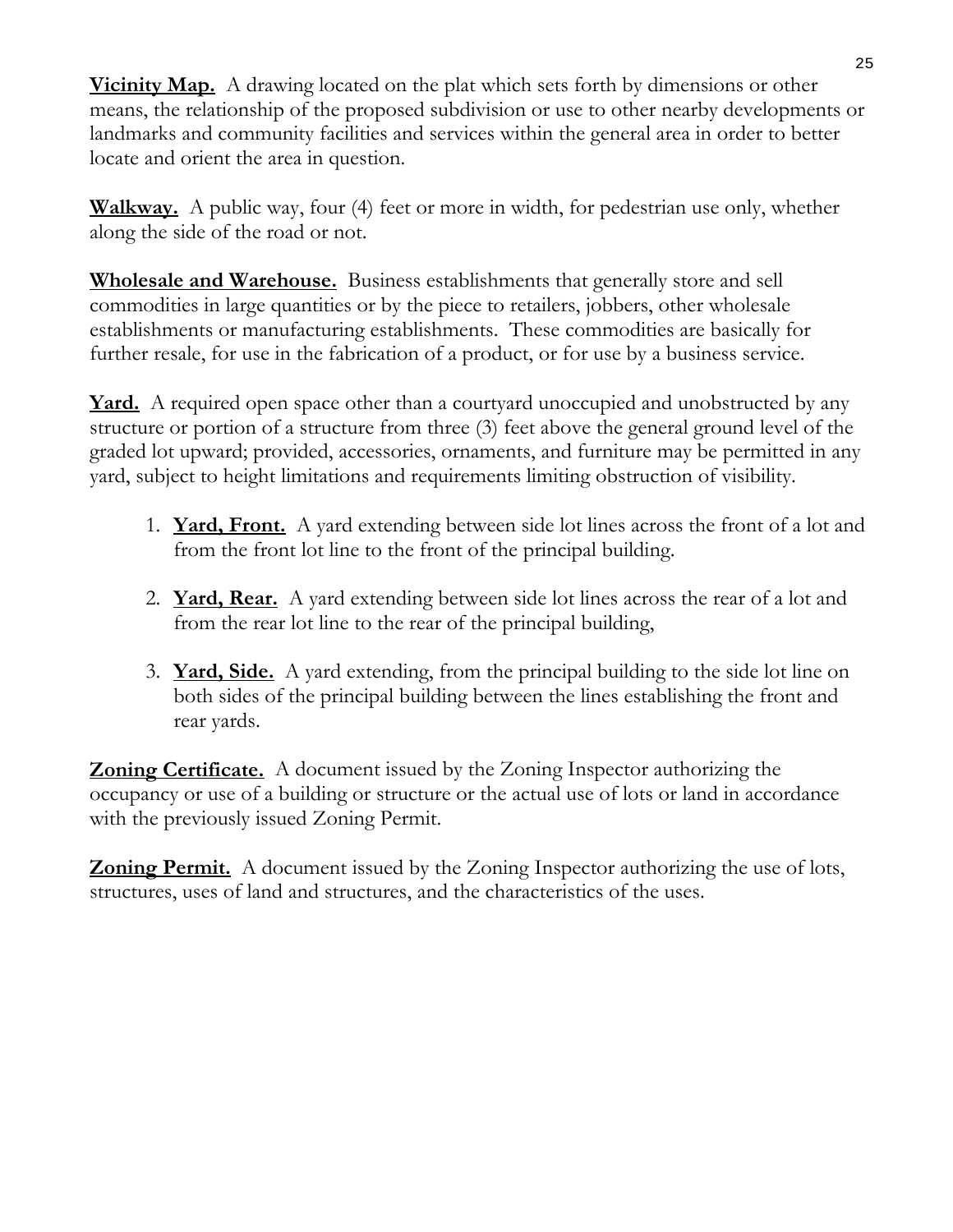**Vicinity Map.** A drawing located on the plat which sets forth by dimensions or other means, the relationship of the proposed subdivision or use to other nearby developments or landmarks and community facilities and services within the general area in order to better locate and orient the area in question.

**Walkway.** A public way, four (4) feet or more in width, for pedestrian use only, whether along the side of the road or not.

**Wholesale and Warehouse.** Business establishments that generally store and sell commodities in large quantities or by the piece to retailers, jobbers, other wholesale establishments or manufacturing establishments. These commodities are basically for further resale, for use in the fabrication of a product, or for use by a business service.

**Yard.** A required open space other than a courtyard unoccupied and unobstructed by any structure or portion of a structure from three (3) feet above the general ground level of the graded lot upward; provided, accessories, ornaments, and furniture may be permitted in any yard, subject to height limitations and requirements limiting obstruction of visibility.

1. **Yard, Front.** A yard extending between side lot lines across the front of a lot and from the front lot line to the front of the principal building.

2. **Yard, Rear.** A yard extending between side lot lines across the rear of a lot and from the rear lot line to the rear of the principal building,

3. **Yard, Side.** A yard extending, from the principal building to the side lot line on both sides of the principal building between the lines establishing the front and rear yards.

**Zoning Certificate.** A document issued by the Zoning Inspector authorizing the occupancy or use of a building or structure or the actual use of lots or land in accordance with the previously issued Zoning Permit.

**Zoning Permit.** A document issued by the Zoning Inspector authorizing the use of lots, structures, uses of land and structures, and the characteristics of the uses.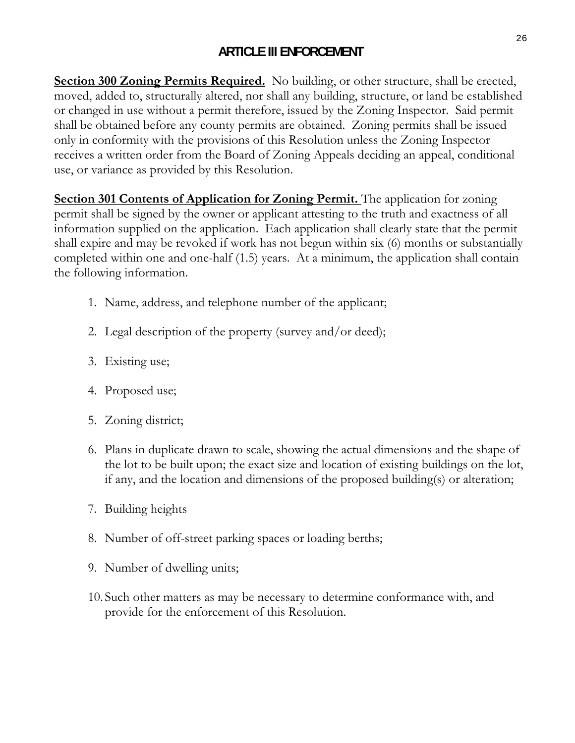# ARTICLE III ENFORCEMENT

**Section 300 Zoning Permits Required.** No building, or other structure, shall be erected, moved, added to, structurally altered, nor shall any building, structure, or land be established or changed in use without a permit therefore, issued by the Zoning Inspector. Said permit shall be obtained before any county permits are obtained. Zoning permits shall be issued only in conformity with the provisions of this Resolution unless the Zoning Inspector receives a written order from the Board of Zoning Appeals deciding an appeal, conditional use, or variance as provided by this Resolution.

**Section 301 Contents of Application for Zoning Permit.** The application for zoning permit shall be signed by the owner or applicant attesting to the truth and exactness of all information supplied on the application. Each application shall clearly state that the permit shall expire and may be revoked if work has not begun within six (6) months or substantially completed within one and one-half (1.5) years. At a minimum, the application shall contain the following information.

1. Name, address, and telephone number of the applicant;
2. Legal description of the property (survey and/or deed);
3. Existing use;
4. Proposed use;
5. Zoning district;
6. Plans in duplicate drawn to scale, showing the actual dimensions and the shape of the lot to be built upon; the exact size and location of existing buildings on the lot, if any, and the location and dimensions of the proposed building(s) or alteration;
7. Building heights
8. Number of off-street parking spaces or loading berths;
9. Number of dwelling units;
10. Such other matters as may be necessary to determine conformance with, and provide for the enforcement of this Resolution.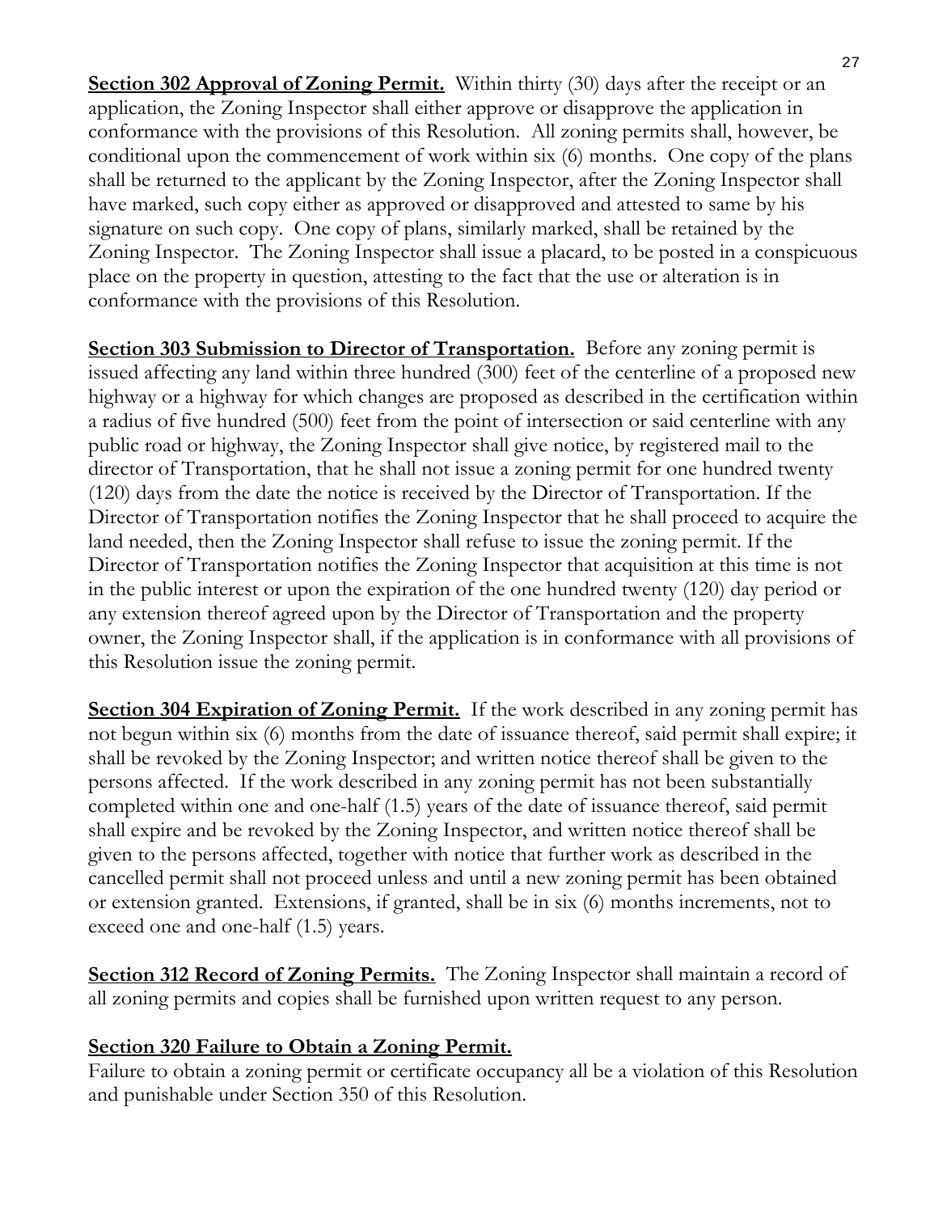**Section 302 Approval of Zoning Permit.** Within thirty (30) days after the receipt or an application, the Zoning Inspector shall either approve or disapprove the application in conformance with the provisions of this Resolution. All zoning permits shall, however, be conditional upon the commencement of work within six (6) months. One copy of the plans shall be returned to the applicant by the Zoning Inspector, after the Zoning Inspector shall have marked, such copy either as approved or disapproved and attested to same by his signature on such copy. One copy of plans, similarly marked, shall be retained by the Zoning Inspector. The Zoning Inspector shall issue a placard, to be posted in a conspicuous place on the property in question, attesting to the fact that the use or alteration is in conformance with the provisions of this Resolution.

**Section 303 Submission to Director of Transportation.** Before any zoning permit is issued affecting any land within three hundred (300) feet of the centerline of a proposed new highway or a highway for which changes are proposed as described in the certification within a radius of five hundred (500) feet from the point of intersection or said centerline with any public road or highway, the Zoning Inspector shall give notice, by registered mail to the director of Transportation, that he shall not issue a zoning permit for one hundred twenty (120) days from the date the notice is received by the Director of Transportation. If the Director of Transportation notifies the Zoning Inspector that he shall proceed to acquire the land needed, then the Zoning Inspector shall refuse to issue the zoning permit. If the Director of Transportation notifies the Zoning Inspector that acquisition at this time is not in the public interest or upon the expiration of the one hundred twenty (120) day period or any extension thereof agreed upon by the Director of Transportation and the property owner, the Zoning Inspector shall, if the application is in conformance with all provisions of this Resolution issue the zoning permit.

**Section 304 Expiration of Zoning Permit.** If the work described in any zoning permit has not begun within six (6) months from the date of issuance thereof, said permit shall expire; it shall be revoked by the Zoning Inspector; and written notice thereof shall be given to the persons affected. If the work described in any zoning permit has not been substantially completed within one and one-half (1.5) years of the date of issuance thereof, said permit shall expire and be revoked by the Zoning Inspector, and written notice thereof shall be given to the persons affected, together with notice that further work as described in the cancelled permit shall not proceed unless and until a new zoning permit has been obtained or extension granted. Extensions, if granted, shall be in six (6) months increments, not to exceed one and one-half (1.5) years.

**Section 312 Record of Zoning Permits.** The Zoning Inspector shall maintain a record of all zoning permits and copies shall be furnished upon written request to any person.

**Section 320 Failure to Obtain a Zoning Permit.**

Failure to obtain a zoning permit or certificate occupancy all be a violation of this Resolution and punishable under Section 350 of this Resolution.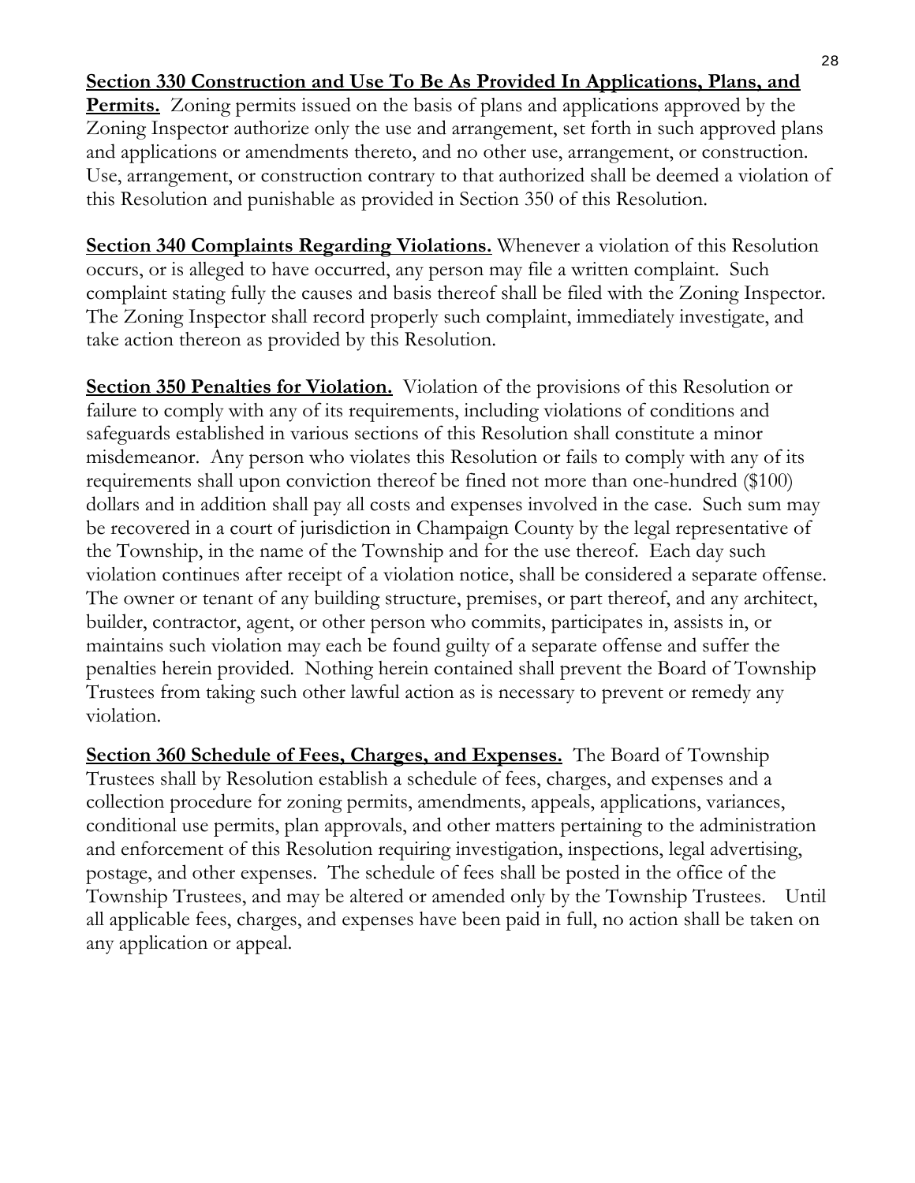**Section 330 Construction and Use To Be As Provided In Applications, Plans, and Permits.** Zoning permits issued on the basis of plans and applications approved by the Zoning Inspector authorize only the use and arrangement, set forth in such approved plans and applications or amendments thereto, and no other use, arrangement, or construction. Use, arrangement, or construction contrary to that authorized shall be deemed a violation of this Resolution and punishable as provided in Section 350 of this Resolution.

**Section 340 Complaints Regarding Violations.** Whenever a violation of this Resolution occurs, or is alleged to have occurred, any person may file a written complaint. Such complaint stating fully the causes and basis thereof shall be filed with the Zoning Inspector. The Zoning Inspector shall record properly such complaint, immediately investigate, and take action thereon as provided by this Resolution.

**Section 350 Penalties for Violation.** Violation of the provisions of this Resolution or failure to comply with any of its requirements, including violations of conditions and safeguards established in various sections of this Resolution shall constitute a minor misdemeanor. Any person who violates this Resolution or fails to comply with any of its requirements shall upon conviction thereof be fined not more than one-hundred ($100) dollars and in addition shall pay all costs and expenses involved in the case. Such sum may be recovered in a court of jurisdiction in Champaign County by the legal representative of the Township, in the name of the Township and for the use thereof. Each day such violation continues after receipt of a violation notice, shall be considered a separate offense. The owner or tenant of any building structure, premises, or part thereof, and any architect, builder, contractor, agent, or other person who commits, participates in, assists in, or maintains such violation may each be found guilty of a separate offense and suffer the penalties herein provided. Nothing herein contained shall prevent the Board of Township Trustees from taking such other lawful action as is necessary to prevent or remedy any violation.

**Section 360 Schedule of Fees, Charges, and Expenses.** The Board of Township Trustees shall by Resolution establish a schedule of fees, charges, and expenses and a collection procedure for zoning permits, amendments, appeals, applications, variances, conditional use permits, plan approvals, and other matters pertaining to the administration and enforcement of this Resolution requiring investigation, inspections, legal advertising, postage, and other expenses. The schedule of fees shall be posted in the office of the Township Trustees, and may be altered or amended only by the Township Trustees. Until all applicable fees, charges, and expenses have been paid in full, no action shall be taken on any application or appeal.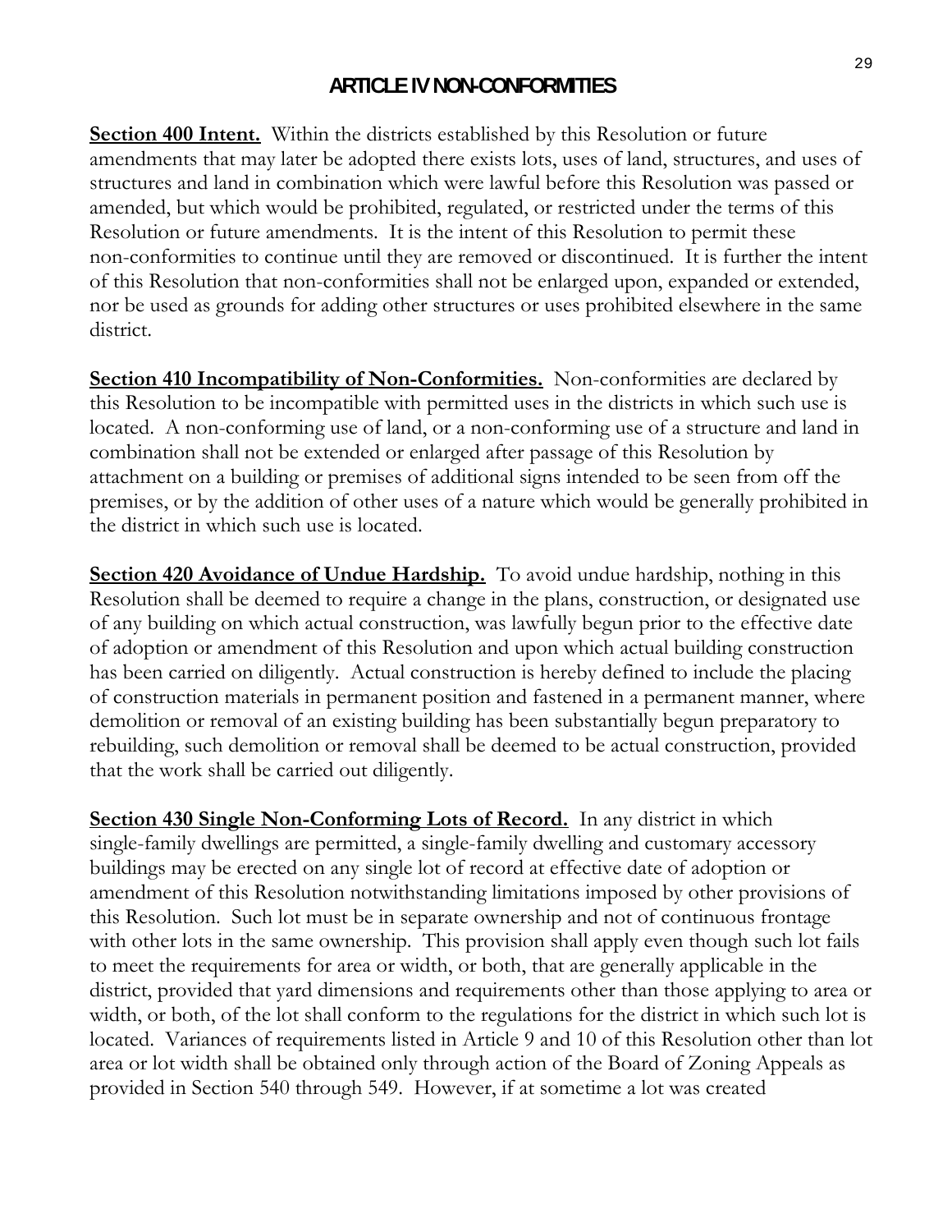# ARTICLE IV NON-CONFORMITIES

**Section 400 Intent.** Within the districts established by this Resolution or future amendments that may later be adopted there exists lots, uses of land, structures, and uses of structures and land in combination which were lawful before this Resolution was passed or amended, but which would be prohibited, regulated, or restricted under the terms of this Resolution or future amendments. It is the intent of this Resolution to permit these non-conformities to continue until they are removed or discontinued. It is further the intent of this Resolution that non-conformities shall not be enlarged upon, expanded or extended, nor be used as grounds for adding other structures or uses prohibited elsewhere in the same district.

**Section 410 Incompatibility of Non-Conformities.** Non-conformities are declared by this Resolution to be incompatible with permitted uses in the districts in which such use is located. A non-conforming use of land, or a non-conforming use of a structure and land in combination shall not be extended or enlarged after passage of this Resolution by attachment on a building or premises of additional signs intended to be seen from off the premises, or by the addition of other uses of a nature which would be generally prohibited in the district in which such use is located.

**Section 420 Avoidance of Undue Hardship.** To avoid undue hardship, nothing in this Resolution shall be deemed to require a change in the plans, construction, or designated use of any building on which actual construction, was lawfully begun prior to the effective date of adoption or amendment of this Resolution and upon which actual building construction has been carried on diligently. Actual construction is hereby defined to include the placing of construction materials in permanent position and fastened in a permanent manner, where demolition or removal of an existing building has been substantially begun preparatory to rebuilding, such demolition or removal shall be deemed to be actual construction, provided that the work shall be carried out diligently.

**Section 430 Single Non-Conforming Lots of Record.** In any district in which single-family dwellings are permitted, a single-family dwelling and customary accessory buildings may be erected on any single lot of record at effective date of adoption or amendment of this Resolution notwithstanding limitations imposed by other provisions of this Resolution. Such lot must be in separate ownership and not of continuous frontage with other lots in the same ownership. This provision shall apply even though such lot fails to meet the requirements for area or width, or both, that are generally applicable in the district, provided that yard dimensions and requirements other than those applying to area or width, or both, of the lot shall conform to the regulations for the district in which such lot is located. Variances of requirements listed in Article 9 and 10 of this Resolution other than lot area or lot width shall be obtained only through action of the Board of Zoning Appeals as provided in Section 540 through 549. However, if at sometime a lot was created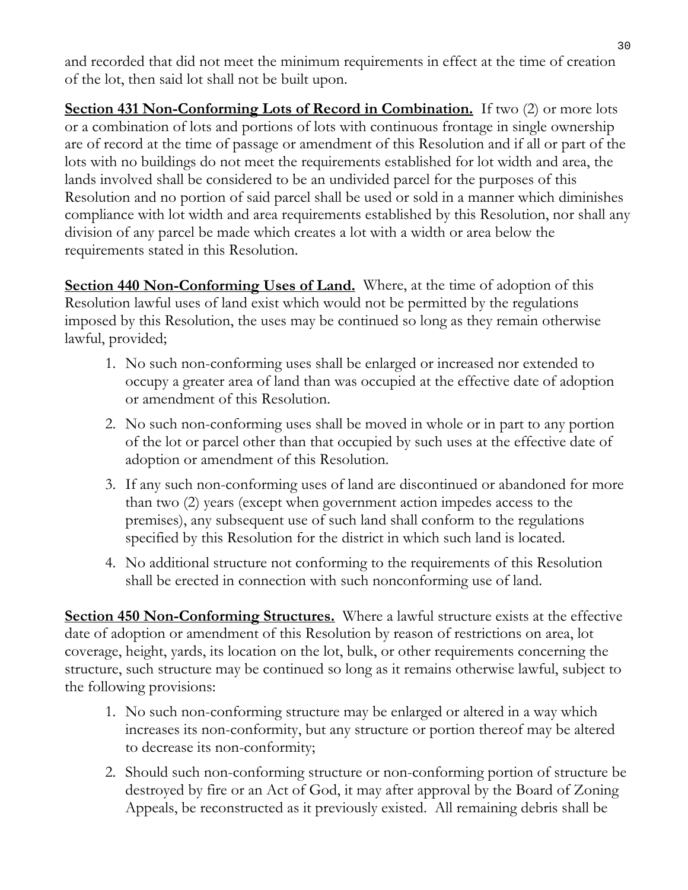and recorded that did not meet the minimum requirements in effect at the time of creation of the lot, then said lot shall not be built upon.

**<u>Section 431 Non-Conforming Lots of Record in Combination.</u>** If two (2) or more lots or a combination of lots and portions of lots with continuous frontage in single ownership are of record at the time of passage or amendment of this Resolution and if all or part of the lots with no buildings do not meet the requirements established for lot width and area, the lands involved shall be considered to be an undivided parcel for the purposes of this Resolution and no portion of said parcel shall be used or sold in a manner which diminishes compliance with lot width and area requirements established by this Resolution, nor shall any division of any parcel be made which creates a lot with a width or area below the requirements stated in this Resolution.

**<u>Section 440 Non-Conforming Uses of Land.</u>** Where, at the time of adoption of this Resolution lawful uses of land exist which would not be permitted by the regulations imposed by this Resolution, the uses may be continued so long as they remain otherwise lawful, provided;

1. No such non-conforming uses shall be enlarged or increased nor extended to occupy a greater area of land than was occupied at the effective date of adoption or amendment of this Resolution.
2. No such non-conforming uses shall be moved in whole or in part to any portion of the lot or parcel other than that occupied by such uses at the effective date of adoption or amendment of this Resolution.
3. If any such non-conforming uses of land are discontinued or abandoned for more than two (2) years (except when government action impedes access to the premises), any subsequent use of such land shall conform to the regulations specified by this Resolution for the district in which such land is located.
4. No additional structure not conforming to the requirements of this Resolution shall be erected in connection with such nonconforming use of land.

**<u>Section 450 Non-Conforming Structures.</u>** Where a lawful structure exists at the effective date of adoption or amendment of this Resolution by reason of restrictions on area, lot coverage, height, yards, its location on the lot, bulk, or other requirements concerning the structure, such structure may be continued so long as it remains otherwise lawful, subject to the following provisions:

1. No such non-conforming structure may be enlarged or altered in a way which increases its non-conformity, but any structure or portion thereof may be altered to decrease its non-conformity;
2. Should such non-conforming structure or non-conforming portion of structure be destroyed by fire or an Act of God, it may after approval by the Board of Zoning Appeals, be reconstructed as it previously existed. All remaining debris shall be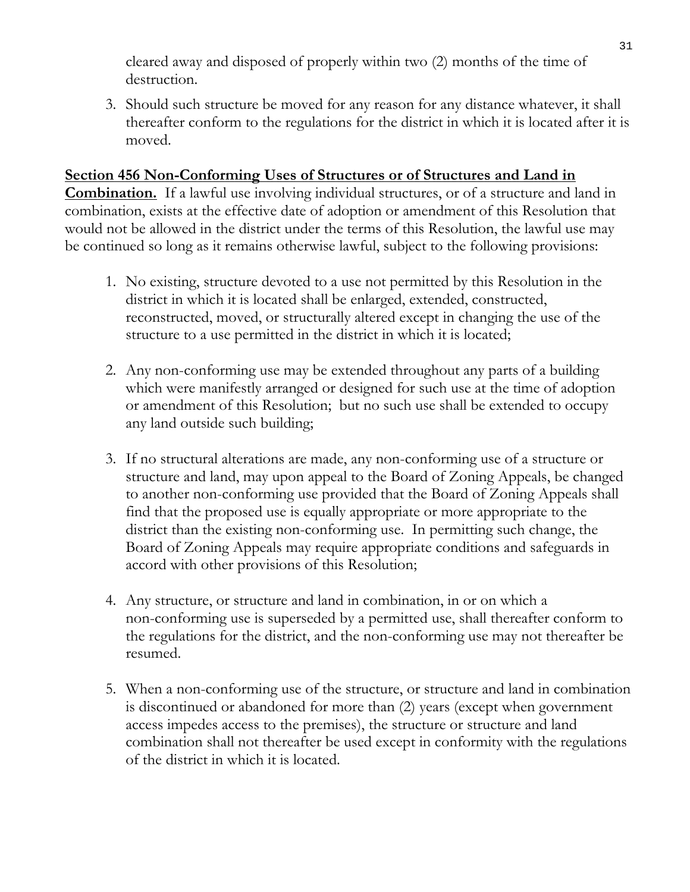cleared away and disposed of properly within two (2) months of the time of destruction.

3. Should such structure be moved for any reason for any distance whatever, it shall thereafter conform to the regulations for the district in which it is located after it is moved.

**Section 456 Non-Conforming Uses of Structures or of Structures and Land in Combination.** If a lawful use involving individual structures, or of a structure and land in combination, exists at the effective date of adoption or amendment of this Resolution that would not be allowed in the district under the terms of this Resolution, the lawful use may be continued so long as it remains otherwise lawful, subject to the following provisions:

1. No existing, structure devoted to a use not permitted by this Resolution in the district in which it is located shall be enlarged, extended, constructed, reconstructed, moved, or structurally altered except in changing the use of the structure to a use permitted in the district in which it is located;

2. Any non-conforming use may be extended throughout any parts of a building which were manifestly arranged or designed for such use at the time of adoption or amendment of this Resolution; but no such use shall be extended to occupy any land outside such building;

3. If no structural alterations are made, any non-conforming use of a structure or structure and land, may upon appeal to the Board of Zoning Appeals, be changed to another non-conforming use provided that the Board of Zoning Appeals shall find that the proposed use is equally appropriate or more appropriate to the district than the existing non-conforming use. In permitting such change, the Board of Zoning Appeals may require appropriate conditions and safeguards in accord with other provisions of this Resolution;

4. Any structure, or structure and land in combination, in or on which a non-conforming use is superseded by a permitted use, shall thereafter conform to the regulations for the district, and the non-conforming use may not thereafter be resumed.

5. When a non-conforming use of the structure, or structure and land in combination is discontinued or abandoned for more than (2) years (except when government access impedes access to the premises), the structure or structure and land combination shall not thereafter be used except in conformity with the regulations of the district in which it is located.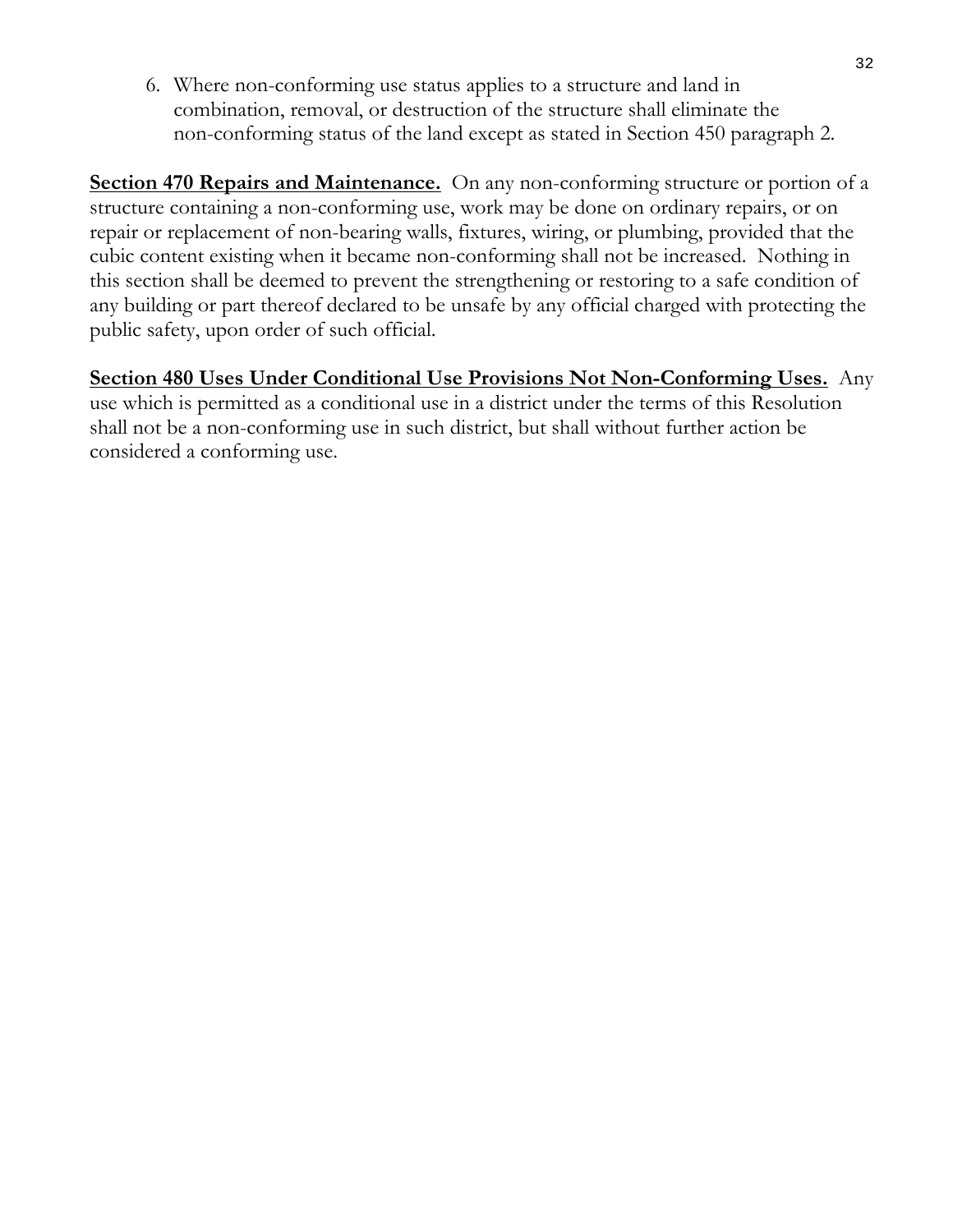6. Where non-conforming use status applies to a structure and land in combination, removal, or destruction of the structure shall eliminate the non-conforming status of the land except as stated in Section 450 paragraph 2.

**<u>Section 470 Repairs and Maintenance.</u>** On any non-conforming structure or portion of a structure containing a non-conforming use, work may be done on ordinary repairs, or on repair or replacement of non-bearing walls, fixtures, wiring, or plumbing, provided that the cubic content existing when it became non-conforming shall not be increased. Nothing in this section shall be deemed to prevent the strengthening or restoring to a safe condition of any building or part thereof declared to be unsafe by any official charged with protecting the public safety, upon order of such official.

**<u>Section 480 Uses Under Conditional Use Provisions Not Non-Conforming Uses.</u>** Any use which is permitted as a conditional use in a district under the terms of this Resolution shall not be a non-conforming use in such district, but shall without further action be considered a conforming use.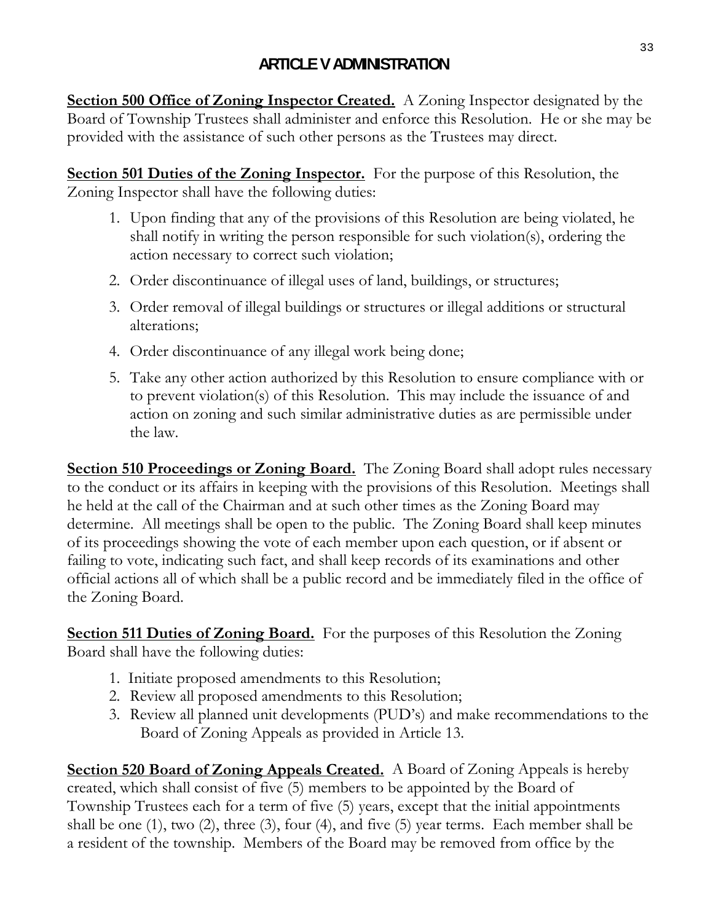# ARTICLE V ADMINISTRATION

**Section 500 Office of Zoning Inspector Created.** A Zoning Inspector designated by the Board of Township Trustees shall administer and enforce this Resolution. He or she may be provided with the assistance of such other persons as the Trustees may direct.

**Section 501 Duties of the Zoning Inspector.** For the purpose of this Resolution, the Zoning Inspector shall have the following duties:

1. Upon finding that any of the provisions of this Resolution are being violated, he shall notify in writing the person responsible for such violation(s), ordering the action necessary to correct such violation;
2. Order discontinuance of illegal uses of land, buildings, or structures;
3. Order removal of illegal buildings or structures or illegal additions or structural alterations;
4. Order discontinuance of any illegal work being done;
5. Take any other action authorized by this Resolution to ensure compliance with or to prevent violation(s) of this Resolution. This may include the issuance of and action on zoning and such similar administrative duties as are permissible under the law.

**Section 510 Proceedings or Zoning Board.** The Zoning Board shall adopt rules necessary to the conduct or its affairs in keeping with the provisions of this Resolution. Meetings shall he held at the call of the Chairman and at such other times as the Zoning Board may determine. All meetings shall be open to the public. The Zoning Board shall keep minutes of its proceedings showing the vote of each member upon each question, or if absent or failing to vote, indicating such fact, and shall keep records of its examinations and other official actions all of which shall be a public record and be immediately filed in the office of the Zoning Board.

**Section 511 Duties of Zoning Board.** For the purposes of this Resolution the Zoning Board shall have the following duties:

1. Initiate proposed amendments to this Resolution;
2. Review all proposed amendments to this Resolution;
3. Review all planned unit developments (PUD's) and make recommendations to the Board of Zoning Appeals as provided in Article 13.

**Section 520 Board of Zoning Appeals Created.** A Board of Zoning Appeals is hereby created, which shall consist of five (5) members to be appointed by the Board of Township Trustees each for a term of five (5) years, except that the initial appointments shall be one (1), two (2), three (3), four (4), and five (5) year terms. Each member shall be a resident of the township. Members of the Board may be removed from office by the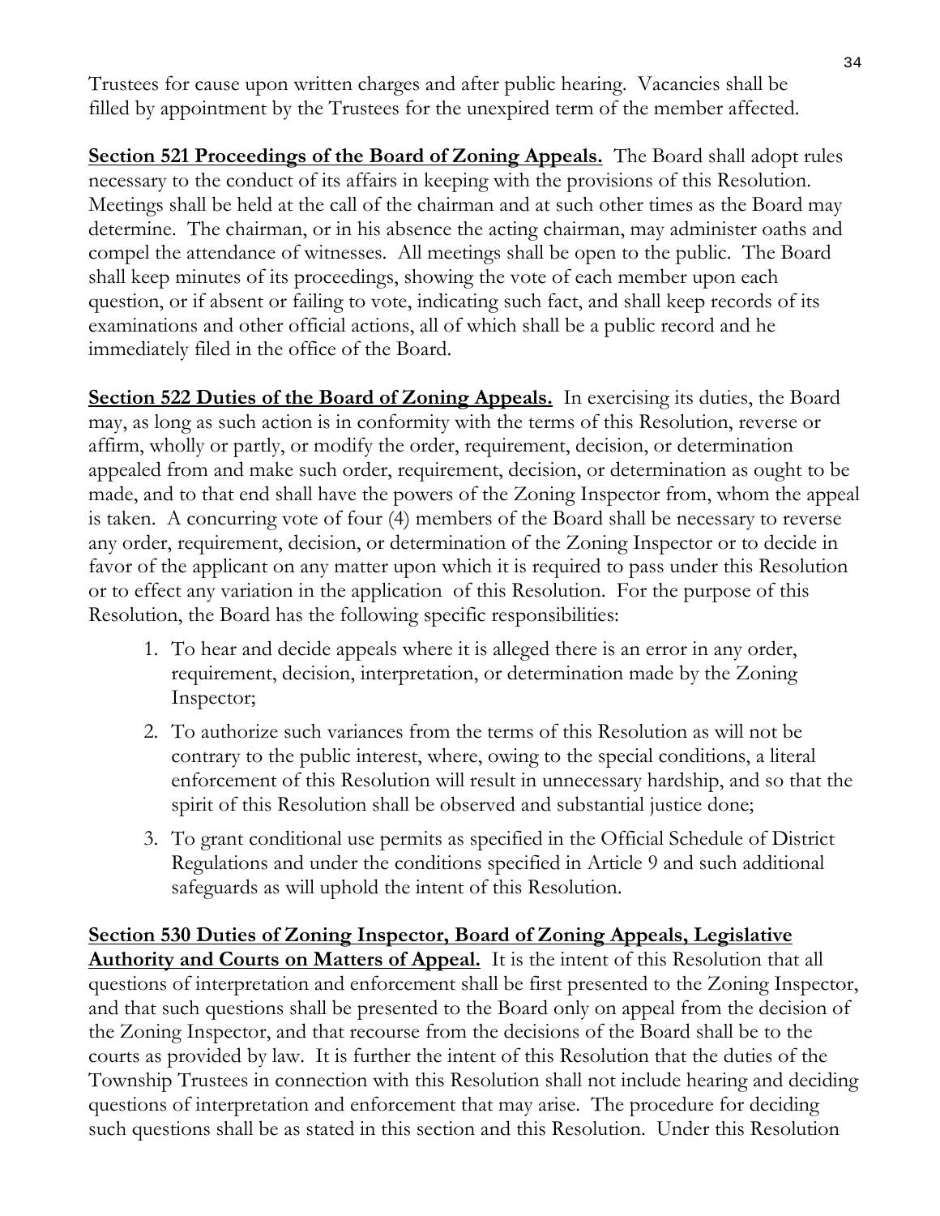Trustees for cause upon written charges and after public hearing. Vacancies shall be filled by appointment by the Trustees for the unexpired term of the member affected.

**Section 521 Proceedings of the Board of Zoning Appeals.** The Board shall adopt rules necessary to the conduct of its affairs in keeping with the provisions of this Resolution. Meetings shall be held at the call of the chairman and at such other times as the Board may determine. The chairman, or in his absence the acting chairman, may administer oaths and compel the attendance of witnesses. All meetings shall be open to the public. The Board shall keep minutes of its proceedings, showing the vote of each member upon each question, or if absent or failing to vote, indicating such fact, and shall keep records of its examinations and other official actions, all of which shall be a public record and he immediately filed in the office of the Board.

**Section 522 Duties of the Board of Zoning Appeals.** In exercising its duties, the Board may, as long as such action is in conformity with the terms of this Resolution, reverse or affirm, wholly or partly, or modify the order, requirement, decision, or determination appealed from and make such order, requirement, decision, or determination as ought to be made, and to that end shall have the powers of the Zoning Inspector from, whom the appeal is taken. A concurring vote of four (4) members of the Board shall be necessary to reverse any order, requirement, decision, or determination of the Zoning Inspector or to decide in favor of the applicant on any matter upon which it is required to pass under this Resolution or to effect any variation in the application of this Resolution. For the purpose of this Resolution, the Board has the following specific responsibilities:

1. To hear and decide appeals where it is alleged there is an error in any order, requirement, decision, interpretation, or determination made by the Zoning Inspector;
2. To authorize such variances from the terms of this Resolution as will not be contrary to the public interest, where, owing to the special conditions, a literal enforcement of this Resolution will result in unnecessary hardship, and so that the spirit of this Resolution shall be observed and substantial justice done;
3. To grant conditional use permits as specified in the Official Schedule of District Regulations and under the conditions specified in Article 9 and such additional safeguards as will uphold the intent of this Resolution.

**Section 530 Duties of Zoning Inspector, Board of Zoning Appeals, Legislative Authority and Courts on Matters of Appeal.** It is the intent of this Resolution that all questions of interpretation and enforcement shall be first presented to the Zoning Inspector, and that such questions shall be presented to the Board only on appeal from the decision of the Zoning Inspector, and that recourse from the decisions of the Board shall be to the courts as provided by law. It is further the intent of this Resolution that the duties of the Township Trustees in connection with this Resolution shall not include hearing and deciding questions of interpretation and enforcement that may arise. The procedure for deciding such questions shall be as stated in this section and this Resolution. Under this Resolution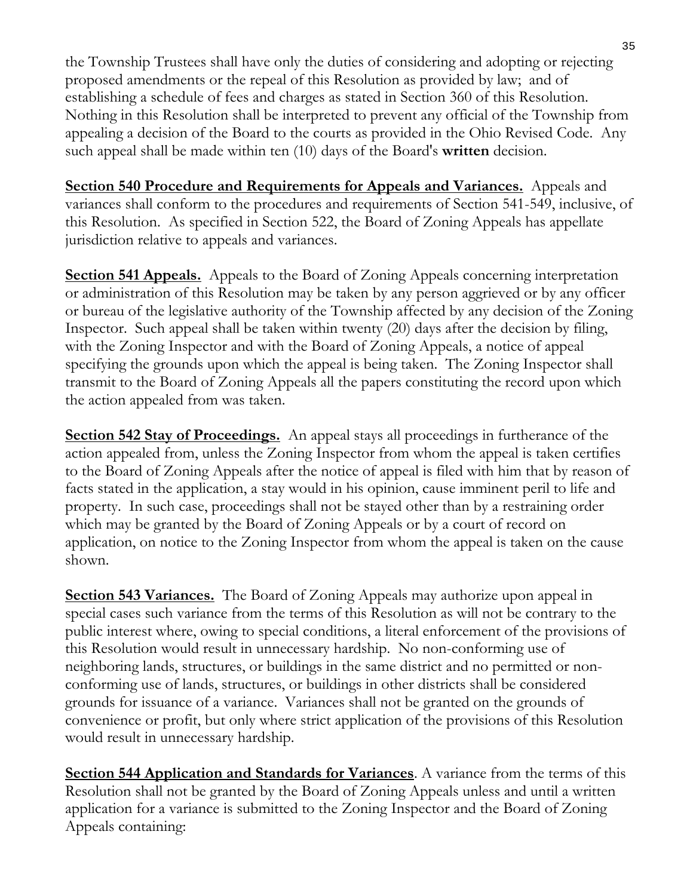the Township Trustees shall have only the duties of considering and adopting or rejecting proposed amendments or the repeal of this Resolution as provided by law; and of establishing a schedule of fees and charges as stated in Section 360 of this Resolution. Nothing in this Resolution shall be interpreted to prevent any official of the Township from appealing a decision of the Board to the courts as provided in the Ohio Revised Code. Any such appeal shall be made within ten (10) days of the Board's **written** decision.

**Section 540 Procedure and Requirements for Appeals and Variances.** Appeals and variances shall conform to the procedures and requirements of Section 541-549, inclusive, of this Resolution. As specified in Section 522, the Board of Zoning Appeals has appellate jurisdiction relative to appeals and variances.

**Section 541 Appeals.** Appeals to the Board of Zoning Appeals concerning interpretation or administration of this Resolution may be taken by any person aggrieved or by any officer or bureau of the legislative authority of the Township affected by any decision of the Zoning Inspector. Such appeal shall be taken within twenty (20) days after the decision by filing, with the Zoning Inspector and with the Board of Zoning Appeals, a notice of appeal specifying the grounds upon which the appeal is being taken. The Zoning Inspector shall transmit to the Board of Zoning Appeals all the papers constituting the record upon which the action appealed from was taken.

**Section 542 Stay of Proceedings.** An appeal stays all proceedings in furtherance of the action appealed from, unless the Zoning Inspector from whom the appeal is taken certifies to the Board of Zoning Appeals after the notice of appeal is filed with him that by reason of facts stated in the application, a stay would in his opinion, cause imminent peril to life and property. In such case, proceedings shall not be stayed other than by a restraining order which may be granted by the Board of Zoning Appeals or by a court of record on application, on notice to the Zoning Inspector from whom the appeal is taken on the cause shown.

**Section 543 Variances.** The Board of Zoning Appeals may authorize upon appeal in special cases such variance from the terms of this Resolution as will not be contrary to the public interest where, owing to special conditions, a literal enforcement of the provisions of this Resolution would result in unnecessary hardship. No non-conforming use of neighboring lands, structures, or buildings in the same district and no permitted or non-conforming use of lands, structures, or buildings in other districts shall be considered grounds for issuance of a variance. Variances shall not be granted on the grounds of convenience or profit, but only where strict application of the provisions of this Resolution would result in unnecessary hardship.

**Section 544 Application and Standards for Variances**. A variance from the terms of this Resolution shall not be granted by the Board of Zoning Appeals unless and until a written application for a variance is submitted to the Zoning Inspector and the Board of Zoning Appeals containing: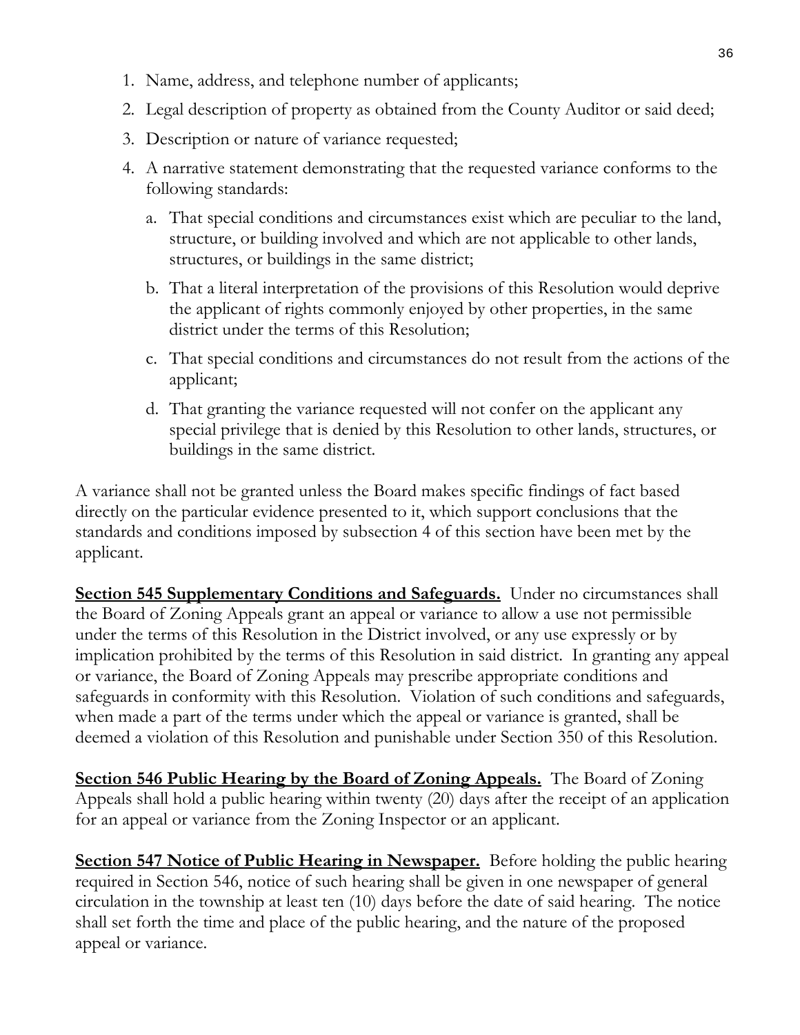1. Name, address, and telephone number of applicants;
2. Legal description of property as obtained from the County Auditor or said deed;
3. Description or nature of variance requested;
4. A narrative statement demonstrating that the requested variance conforms to the following standards:
   a. That special conditions and circumstances exist which are peculiar to the land, structure, or building involved and which are not applicable to other lands, structures, or buildings in the same district;
   b. That a literal interpretation of the provisions of this Resolution would deprive the applicant of rights commonly enjoyed by other properties, in the same district under the terms of this Resolution;
   c. That special conditions and circumstances do not result from the actions of the applicant;
   d. That granting the variance requested will not confer on the applicant any special privilege that is denied by this Resolution to other lands, structures, or buildings in the same district.

A variance shall not be granted unless the Board makes specific findings of fact based directly on the particular evidence presented to it, which support conclusions that the standards and conditions imposed by subsection 4 of this section have been met by the applicant.

**Section 545 Supplementary Conditions and Safeguards.** Under no circumstances shall the Board of Zoning Appeals grant an appeal or variance to allow a use not permissible under the terms of this Resolution in the District involved, or any use expressly or by implication prohibited by the terms of this Resolution in said district. In granting any appeal or variance, the Board of Zoning Appeals may prescribe appropriate conditions and safeguards in conformity with this Resolution. Violation of such conditions and safeguards, when made a part of the terms under which the appeal or variance is granted, shall be deemed a violation of this Resolution and punishable under Section 350 of this Resolution.

**Section 546 Public Hearing by the Board of Zoning Appeals.** The Board of Zoning Appeals shall hold a public hearing within twenty (20) days after the receipt of an application for an appeal or variance from the Zoning Inspector or an applicant.

**Section 547 Notice of Public Hearing in Newspaper.** Before holding the public hearing required in Section 546, notice of such hearing shall be given in one newspaper of general circulation in the township at least ten (10) days before the date of said hearing. The notice shall set forth the time and place of the public hearing, and the nature of the proposed appeal or variance.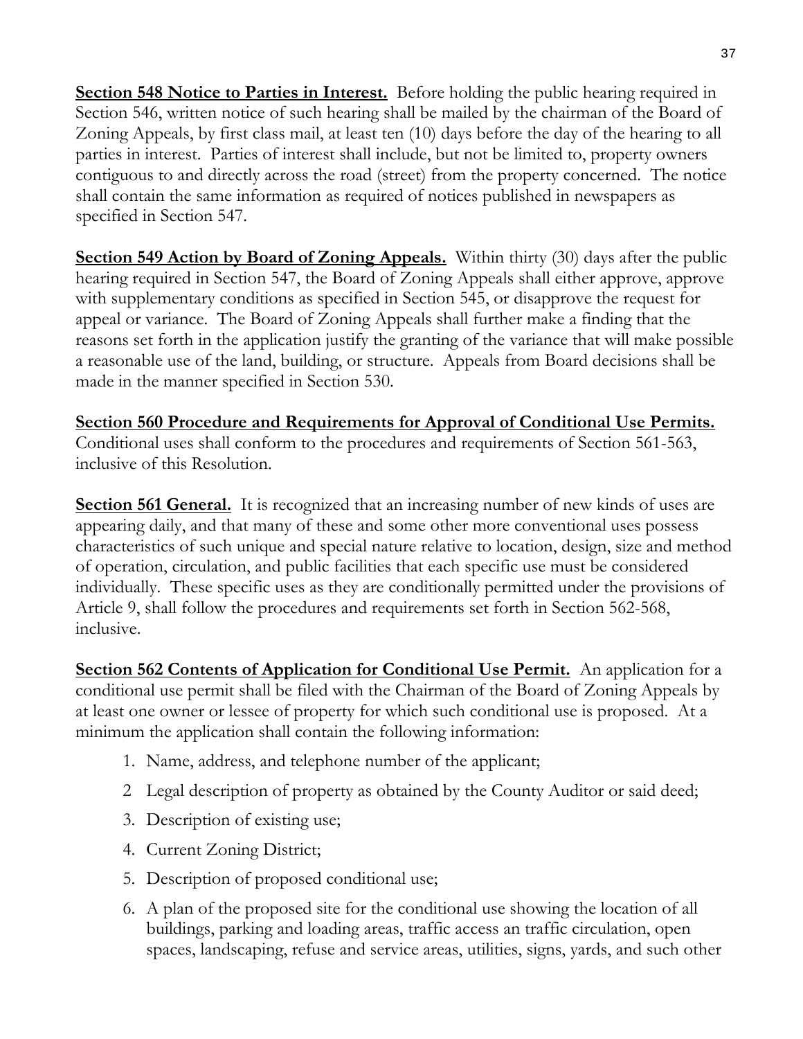**Section 548 Notice to Parties in Interest.** Before holding the public hearing required in Section 546, written notice of such hearing shall be mailed by the chairman of the Board of Zoning Appeals, by first class mail, at least ten (10) days before the day of the hearing to all parties in interest. Parties of interest shall include, but not be limited to, property owners contiguous to and directly across the road (street) from the property concerned. The notice shall contain the same information as required of notices published in newspapers as specified in Section 547.

**Section 549 Action by Board of Zoning Appeals.** Within thirty (30) days after the public hearing required in Section 547, the Board of Zoning Appeals shall either approve, approve with supplementary conditions as specified in Section 545, or disapprove the request for appeal or variance. The Board of Zoning Appeals shall further make a finding that the reasons set forth in the application justify the granting of the variance that will make possible a reasonable use of the land, building, or structure. Appeals from Board decisions shall be made in the manner specified in Section 530.

**Section 560 Procedure and Requirements for Approval of Conditional Use Permits.** Conditional uses shall conform to the procedures and requirements of Section 561-563, inclusive of this Resolution.

**Section 561 General.** It is recognized that an increasing number of new kinds of uses are appearing daily, and that many of these and some other more conventional uses possess characteristics of such unique and special nature relative to location, design, size and method of operation, circulation, and public facilities that each specific use must be considered individually. These specific uses as they are conditionally permitted under the provisions of Article 9, shall follow the procedures and requirements set forth in Section 562-568, inclusive.

**Section 562 Contents of Application for Conditional Use Permit.** An application for a conditional use permit shall be filed with the Chairman of the Board of Zoning Appeals by at least one owner or lessee of property for which such conditional use is proposed. At a minimum the application shall contain the following information:

1. Name, address, and telephone number of the applicant;
2. Legal description of property as obtained by the County Auditor or said deed;
3. Description of existing use;
4. Current Zoning District;
5. Description of proposed conditional use;
6. A plan of the proposed site for the conditional use showing the location of all buildings, parking and loading areas, traffic access an traffic circulation, open spaces, landscaping, refuse and service areas, utilities, signs, yards, and such other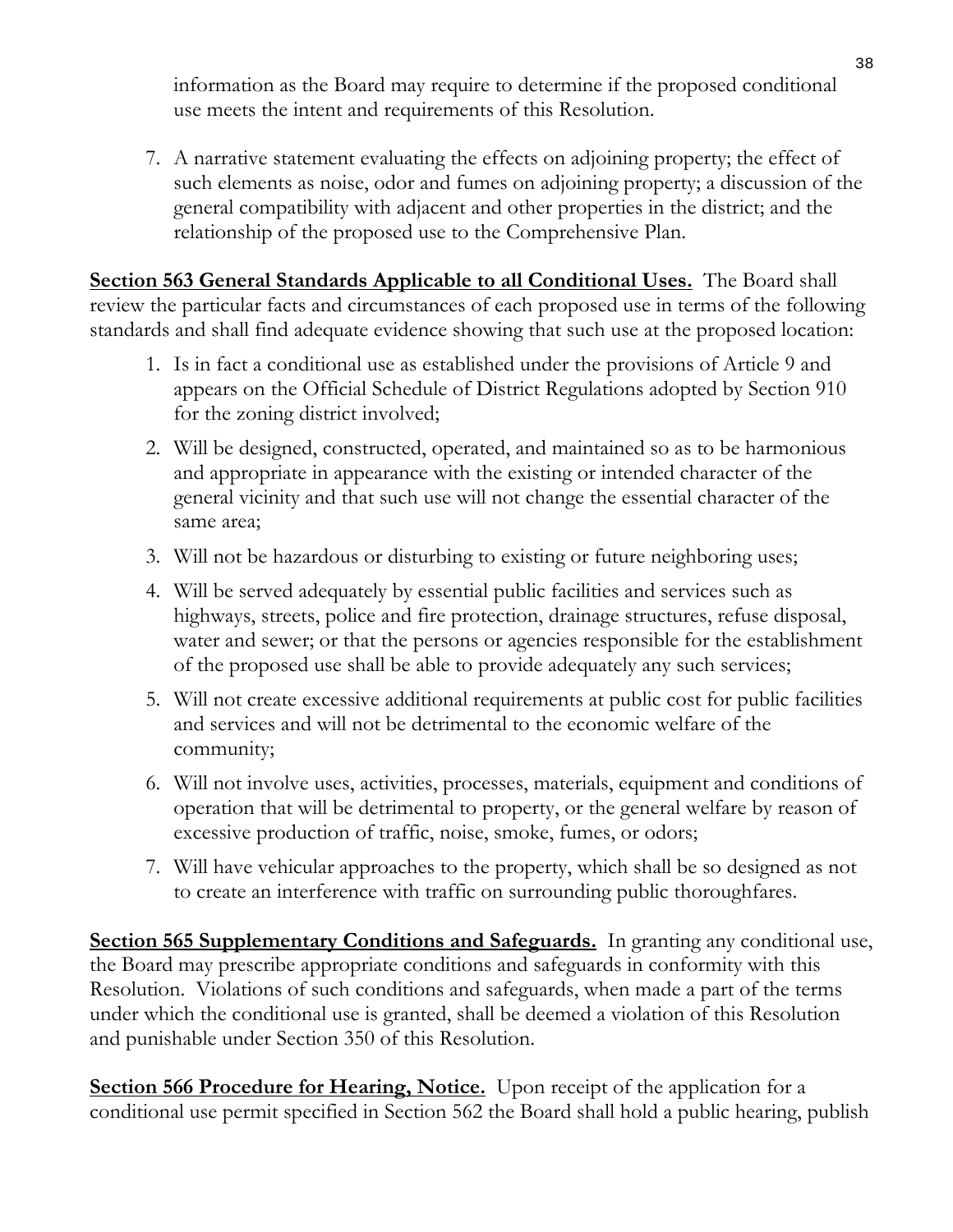information as the Board may require to determine if the proposed conditional use meets the intent and requirements of this Resolution.

7. A narrative statement evaluating the effects on adjoining property; the effect of such elements as noise, odor and fumes on adjoining property; a discussion of the general compatibility with adjacent and other properties in the district; and the relationship of the proposed use to the Comprehensive Plan.

**Section 563 General Standards Applicable to all Conditional Uses.** The Board shall review the particular facts and circumstances of each proposed use in terms of the following standards and shall find adequate evidence showing that such use at the proposed location:

1. Is in fact a conditional use as established under the provisions of Article 9 and appears on the Official Schedule of District Regulations adopted by Section 910 for the zoning district involved;
2. Will be designed, constructed, operated, and maintained so as to be harmonious and appropriate in appearance with the existing or intended character of the general vicinity and that such use will not change the essential character of the same area;
3. Will not be hazardous or disturbing to existing or future neighboring uses;
4. Will be served adequately by essential public facilities and services such as highways, streets, police and fire protection, drainage structures, refuse disposal, water and sewer; or that the persons or agencies responsible for the establishment of the proposed use shall be able to provide adequately any such services;
5. Will not create excessive additional requirements at public cost for public facilities and services and will not be detrimental to the economic welfare of the community;
6. Will not involve uses, activities, processes, materials, equipment and conditions of operation that will be detrimental to property, or the general welfare by reason of excessive production of traffic, noise, smoke, fumes, or odors;
7. Will have vehicular approaches to the property, which shall be so designed as not to create an interference with traffic on surrounding public thoroughfares.

**Section 565 Supplementary Conditions and Safeguards.** In granting any conditional use, the Board may prescribe appropriate conditions and safeguards in conformity with this Resolution. Violations of such conditions and safeguards, when made a part of the terms under which the conditional use is granted, shall be deemed a violation of this Resolution and punishable under Section 350 of this Resolution.

**Section 566 Procedure for Hearing, Notice.** Upon receipt of the application for a conditional use permit specified in Section 562 the Board shall hold a public hearing, publish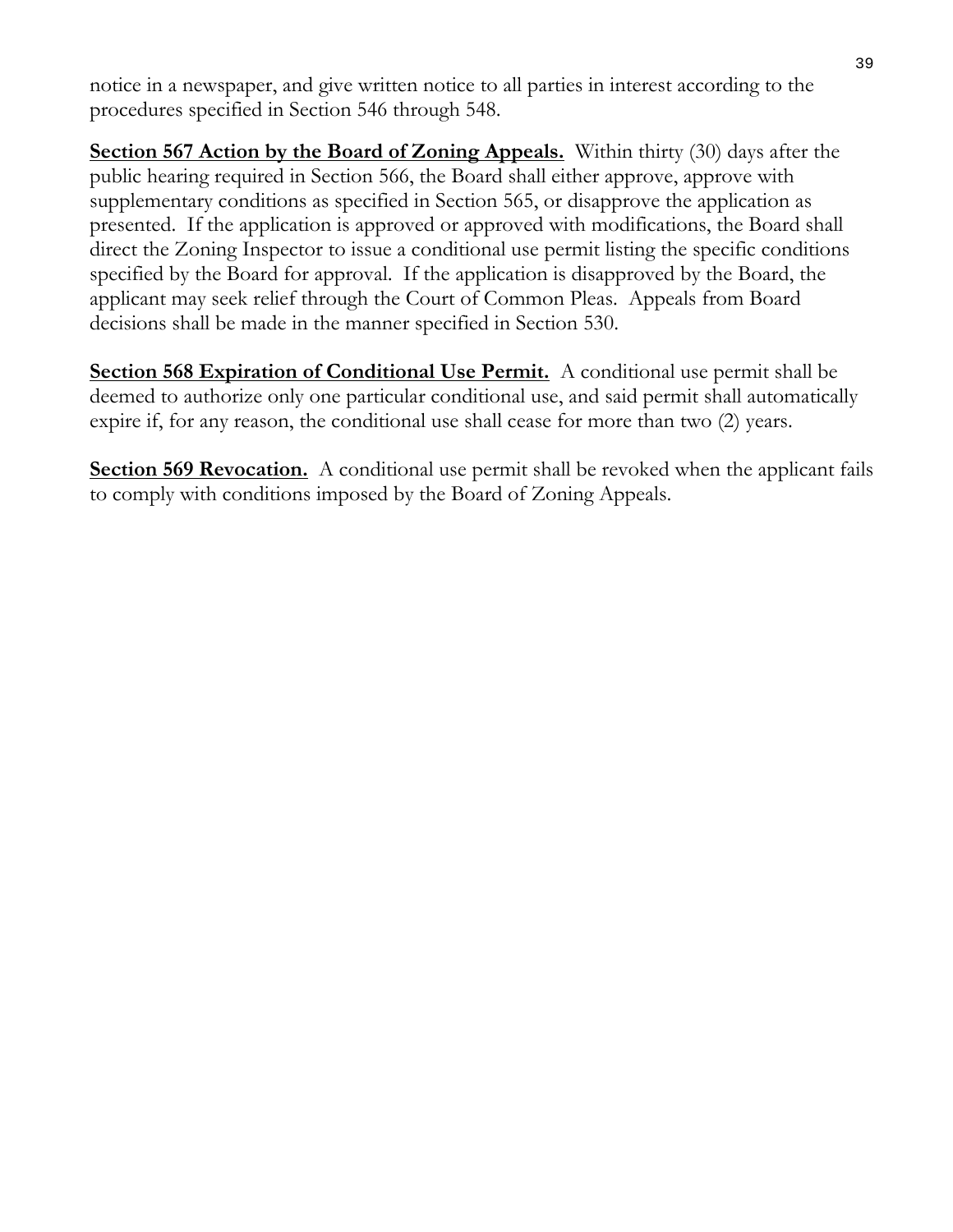notice in a newspaper, and give written notice to all parties in interest according to the procedures specified in Section 546 through 548.

**Section 567 Action by the Board of Zoning Appeals.** Within thirty (30) days after the public hearing required in Section 566, the Board shall either approve, approve with supplementary conditions as specified in Section 565, or disapprove the application as presented. If the application is approved or approved with modifications, the Board shall direct the Zoning Inspector to issue a conditional use permit listing the specific conditions specified by the Board for approval. If the application is disapproved by the Board, the applicant may seek relief through the Court of Common Pleas. Appeals from Board decisions shall be made in the manner specified in Section 530.

**Section 568 Expiration of Conditional Use Permit.** A conditional use permit shall be deemed to authorize only one particular conditional use, and said permit shall automatically expire if, for any reason, the conditional use shall cease for more than two (2) years.

**Section 569 Revocation.** A conditional use permit shall be revoked when the applicant fails to comply with conditions imposed by the Board of Zoning Appeals.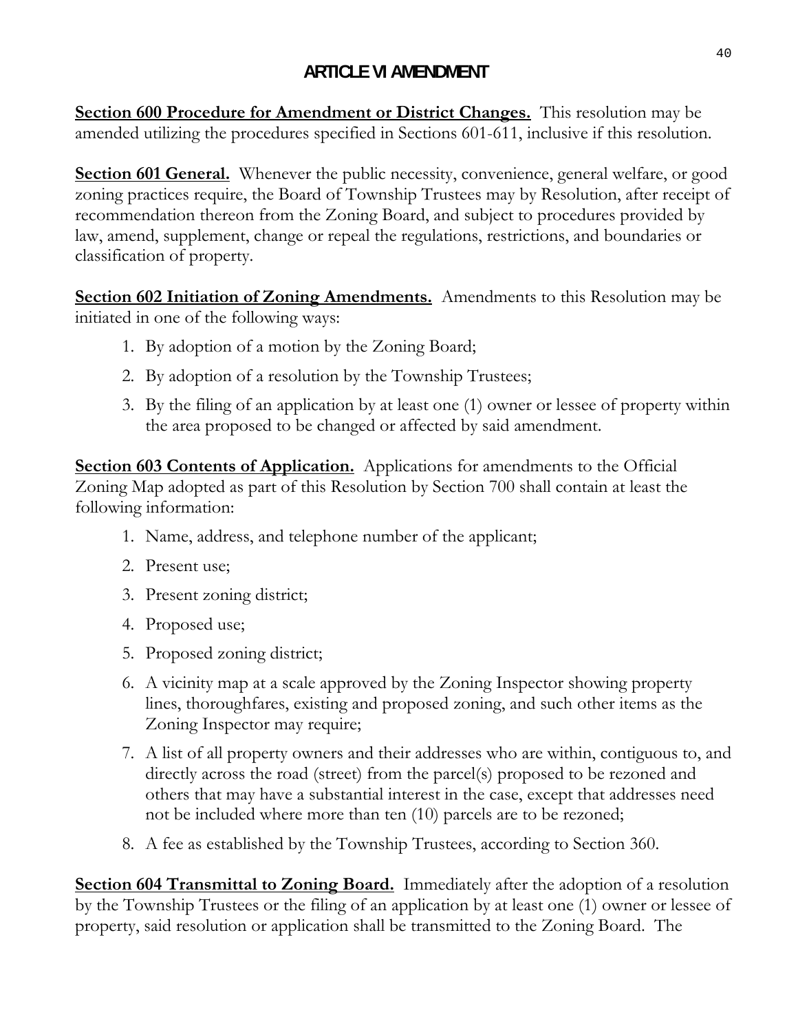# ARTICLE VI AMENDMENT

**Section 600 Procedure for Amendment or District Changes.** This resolution may be amended utilizing the procedures specified in Sections 601-611, inclusive if this resolution.

**Section 601 General.** Whenever the public necessity, convenience, general welfare, or good zoning practices require, the Board of Township Trustees may by Resolution, after receipt of recommendation thereon from the Zoning Board, and subject to procedures provided by law, amend, supplement, change or repeal the regulations, restrictions, and boundaries or classification of property.

**Section 602 Initiation of Zoning Amendments.** Amendments to this Resolution may be initiated in one of the following ways:

1. By adoption of a motion by the Zoning Board;
2. By adoption of a resolution by the Township Trustees;
3. By the filing of an application by at least one (1) owner or lessee of property within the area proposed to be changed or affected by said amendment.

**Section 603 Contents of Application.** Applications for amendments to the Official Zoning Map adopted as part of this Resolution by Section 700 shall contain at least the following information:

1. Name, address, and telephone number of the applicant;
2. Present use;
3. Present zoning district;
4. Proposed use;
5. Proposed zoning district;
6. A vicinity map at a scale approved by the Zoning Inspector showing property lines, thoroughfares, existing and proposed zoning, and such other items as the Zoning Inspector may require;
7. A list of all property owners and their addresses who are within, contiguous to, and directly across the road (street) from the parcel(s) proposed to be rezoned and others that may have a substantial interest in the case, except that addresses need not be included where more than ten (10) parcels are to be rezoned;
8. A fee as established by the Township Trustees, according to Section 360.

**Section 604 Transmittal to Zoning Board.** Immediately after the adoption of a resolution by the Township Trustees or the filing of an application by at least one (1) owner or lessee of property, said resolution or application shall be transmitted to the Zoning Board. The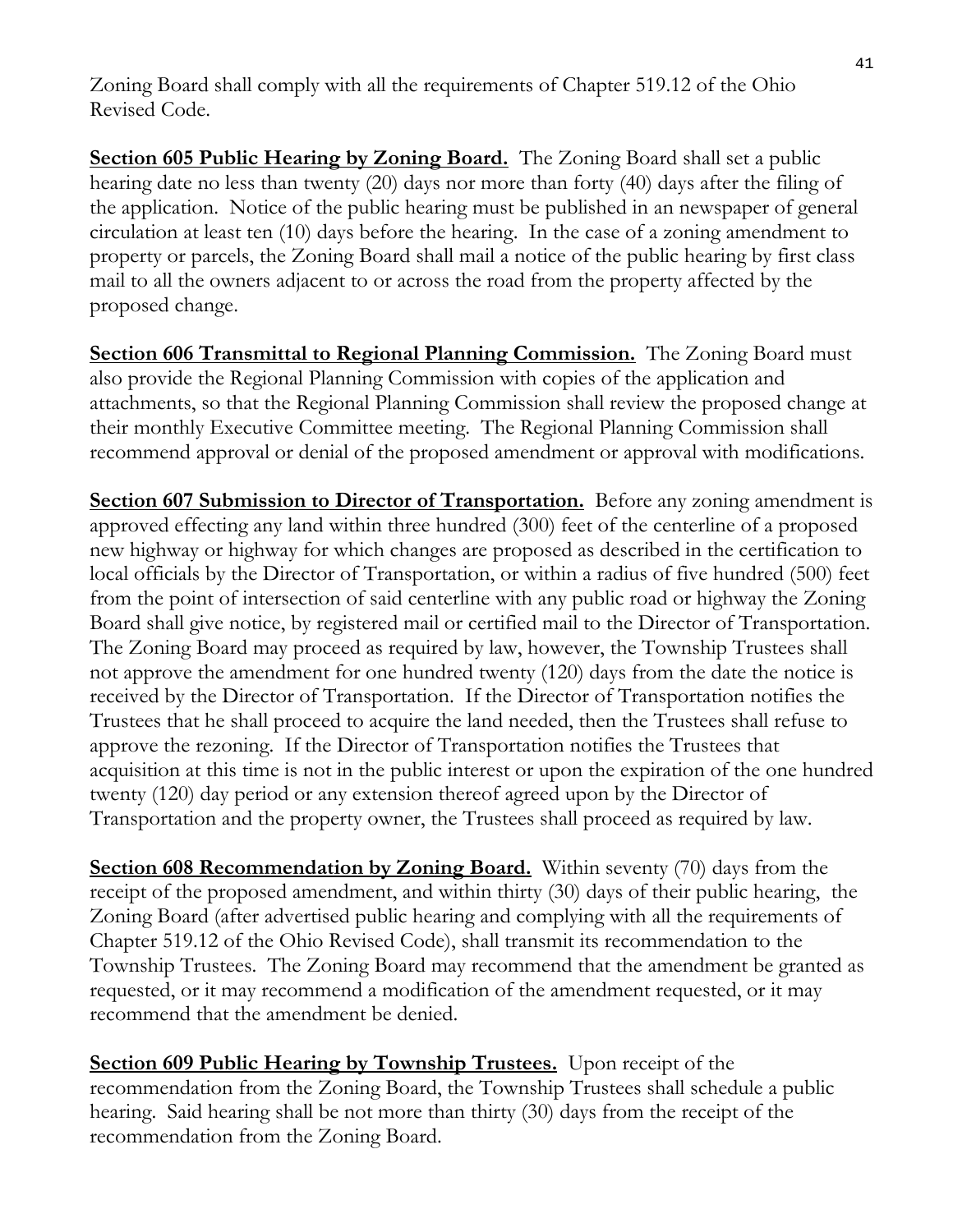Zoning Board shall comply with all the requirements of Chapter 519.12 of the Ohio Revised Code.

**Section 605 Public Hearing by Zoning Board.** The Zoning Board shall set a public hearing date no less than twenty (20) days nor more than forty (40) days after the filing of the application. Notice of the public hearing must be published in an newspaper of general circulation at least ten (10) days before the hearing. In the case of a zoning amendment to property or parcels, the Zoning Board shall mail a notice of the public hearing by first class mail to all the owners adjacent to or across the road from the property affected by the proposed change.

**Section 606 Transmittal to Regional Planning Commission.** The Zoning Board must also provide the Regional Planning Commission with copies of the application and attachments, so that the Regional Planning Commission shall review the proposed change at their monthly Executive Committee meeting. The Regional Planning Commission shall recommend approval or denial of the proposed amendment or approval with modifications.

**Section 607 Submission to Director of Transportation.** Before any zoning amendment is approved effecting any land within three hundred (300) feet of the centerline of a proposed new highway or highway for which changes are proposed as described in the certification to local officials by the Director of Transportation, or within a radius of five hundred (500) feet from the point of intersection of said centerline with any public road or highway the Zoning Board shall give notice, by registered mail or certified mail to the Director of Transportation. The Zoning Board may proceed as required by law, however, the Township Trustees shall not approve the amendment for one hundred twenty (120) days from the date the notice is received by the Director of Transportation. If the Director of Transportation notifies the Trustees that he shall proceed to acquire the land needed, then the Trustees shall refuse to approve the rezoning. If the Director of Transportation notifies the Trustees that acquisition at this time is not in the public interest or upon the expiration of the one hundred twenty (120) day period or any extension thereof agreed upon by the Director of Transportation and the property owner, the Trustees shall proceed as required by law.

**Section 608 Recommendation by Zoning Board.** Within seventy (70) days from the receipt of the proposed amendment, and within thirty (30) days of their public hearing, the Zoning Board (after advertised public hearing and complying with all the requirements of Chapter 519.12 of the Ohio Revised Code), shall transmit its recommendation to the Township Trustees. The Zoning Board may recommend that the amendment be granted as requested, or it may recommend a modification of the amendment requested, or it may recommend that the amendment be denied.

**Section 609 Public Hearing by Township Trustees.** Upon receipt of the recommendation from the Zoning Board, the Township Trustees shall schedule a public hearing. Said hearing shall be not more than thirty (30) days from the receipt of the recommendation from the Zoning Board.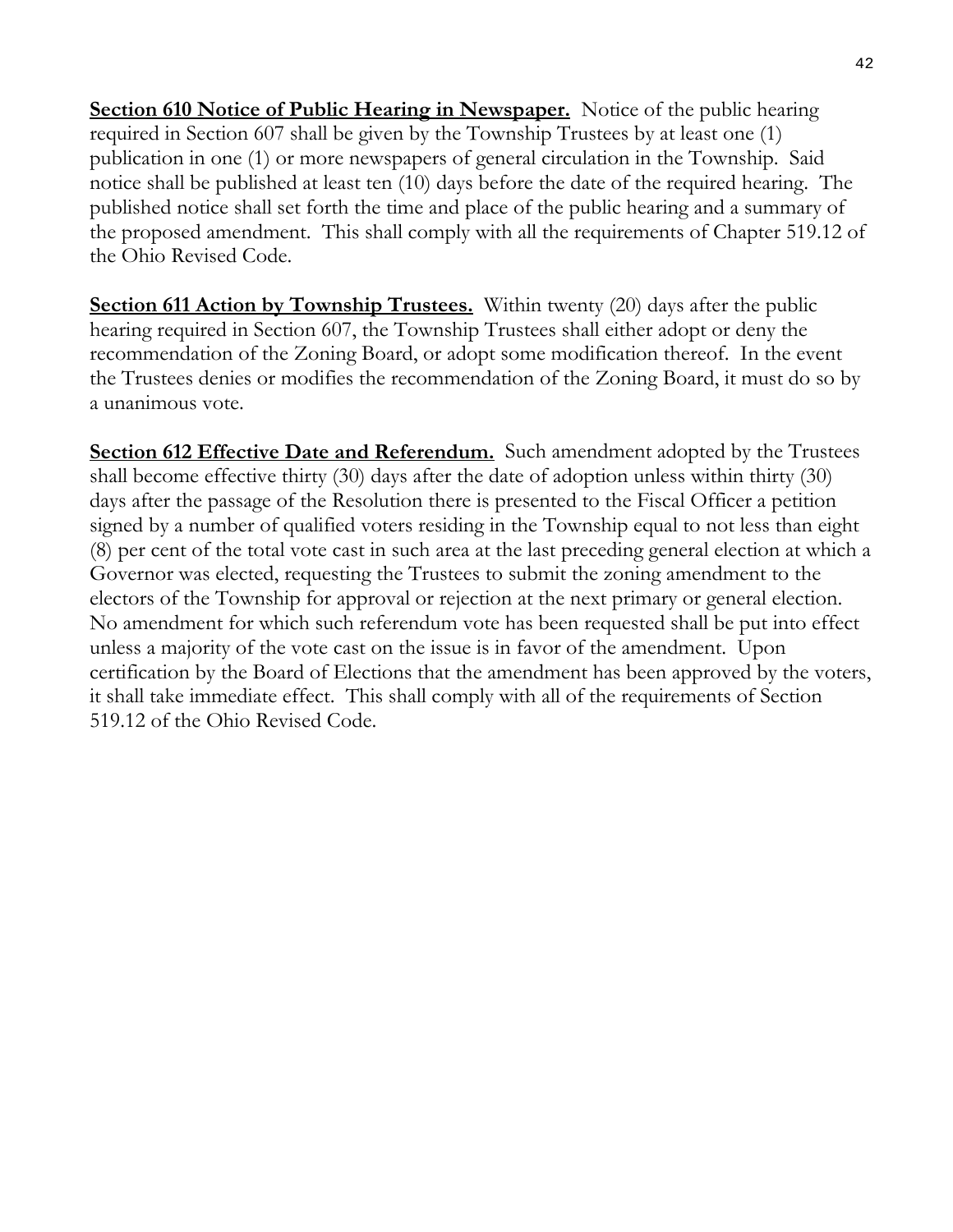**<u>Section 610 Notice of Public Hearing in Newspaper.</u>** Notice of the public hearing required in Section 607 shall be given by the Township Trustees by at least one (1) publication in one (1) or more newspapers of general circulation in the Township. Said notice shall be published at least ten (10) days before the date of the required hearing. The published notice shall set forth the time and place of the public hearing and a summary of the proposed amendment. This shall comply with all the requirements of Chapter 519.12 of the Ohio Revised Code.

**<u>Section 611 Action by Township Trustees.</u>** Within twenty (20) days after the public hearing required in Section 607, the Township Trustees shall either adopt or deny the recommendation of the Zoning Board, or adopt some modification thereof. In the event the Trustees denies or modifies the recommendation of the Zoning Board, it must do so by a unanimous vote.

**<u>Section 612 Effective Date and Referendum.</u>** Such amendment adopted by the Trustees shall become effective thirty (30) days after the date of adoption unless within thirty (30) days after the passage of the Resolution there is presented to the Fiscal Officer a petition signed by a number of qualified voters residing in the Township equal to not less than eight (8) per cent of the total vote cast in such area at the last preceding general election at which a Governor was elected, requesting the Trustees to submit the zoning amendment to the electors of the Township for approval or rejection at the next primary or general election. No amendment for which such referendum vote has been requested shall be put into effect unless a majority of the vote cast on the issue is in favor of the amendment. Upon certification by the Board of Elections that the amendment has been approved by the voters, it shall take immediate effect. This shall comply with all of the requirements of Section 519.12 of the Ohio Revised Code.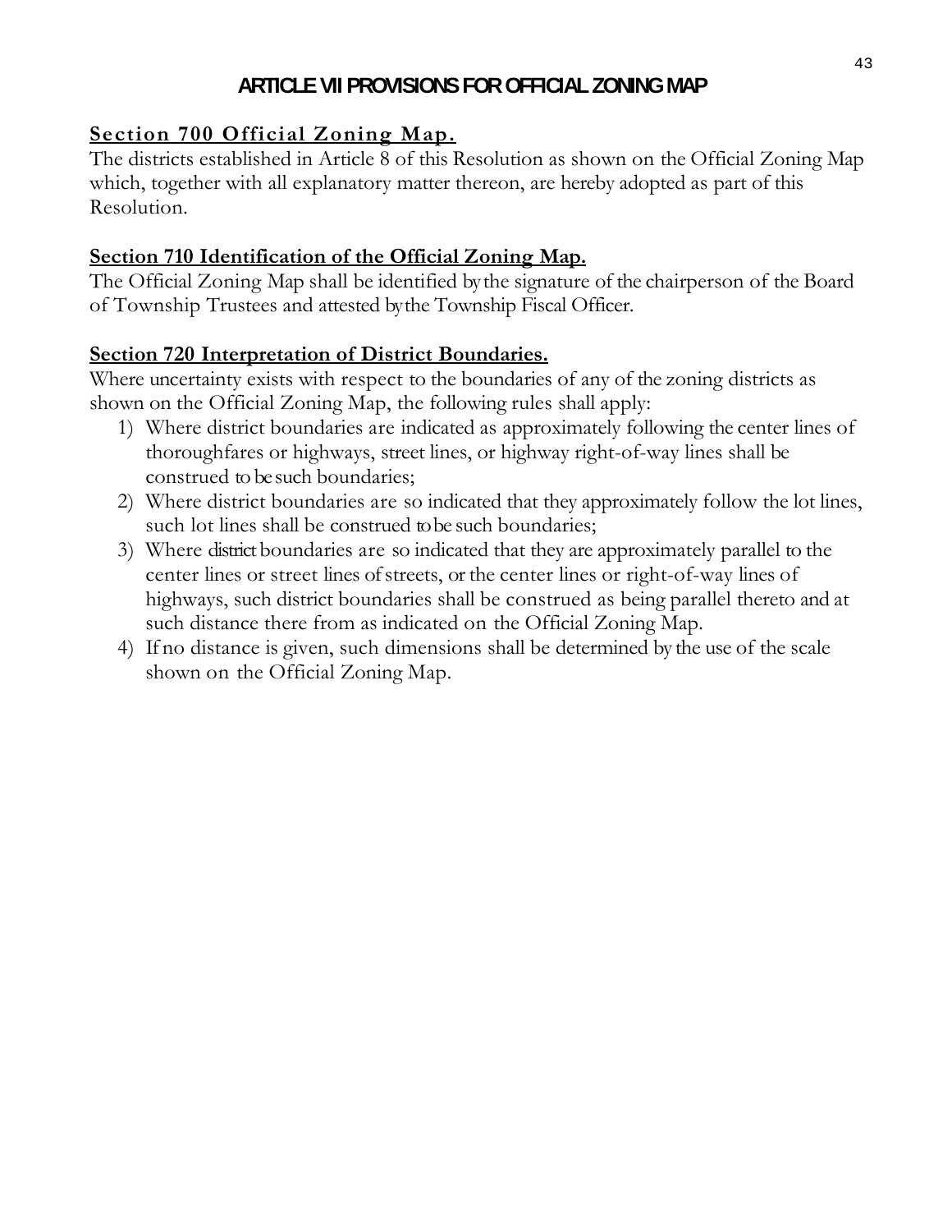# ARTICLE VII PROVISIONS FOR OFFICIAL ZONING MAP

## Section 700 Official Zoning Map.

The districts established in Article 8 of this Resolution as shown on the Official Zoning Map which, together with all explanatory matter thereon, are hereby adopted as part of this Resolution.

## Section 710 Identification of the Official Zoning Map.

The Official Zoning Map shall be identified by the signature of the chairperson of the Board of Township Trustees and attested by the Township Fiscal Officer.

## Section 720 Interpretation of District Boundaries.

Where uncertainty exists with respect to the boundaries of any of the zoning districts as shown on the Official Zoning Map, the following rules shall apply:

1) Where district boundaries are indicated as approximately following the center lines of thoroughfares or highways, street lines, or highway right-of-way lines shall be construed to be such boundaries;
2) Where district boundaries are so indicated that they approximately follow the lot lines, such lot lines shall be construed to be such boundaries;
3) Where district boundaries are so indicated that they are approximately parallel to the center lines or street lines of streets, or the center lines or right-of-way lines of highways, such district boundaries shall be construed as being parallel thereto and at such distance there from as indicated on the Official Zoning Map.
4) If no distance is given, such dimensions shall be determined by the use of the scale shown on the Official Zoning Map.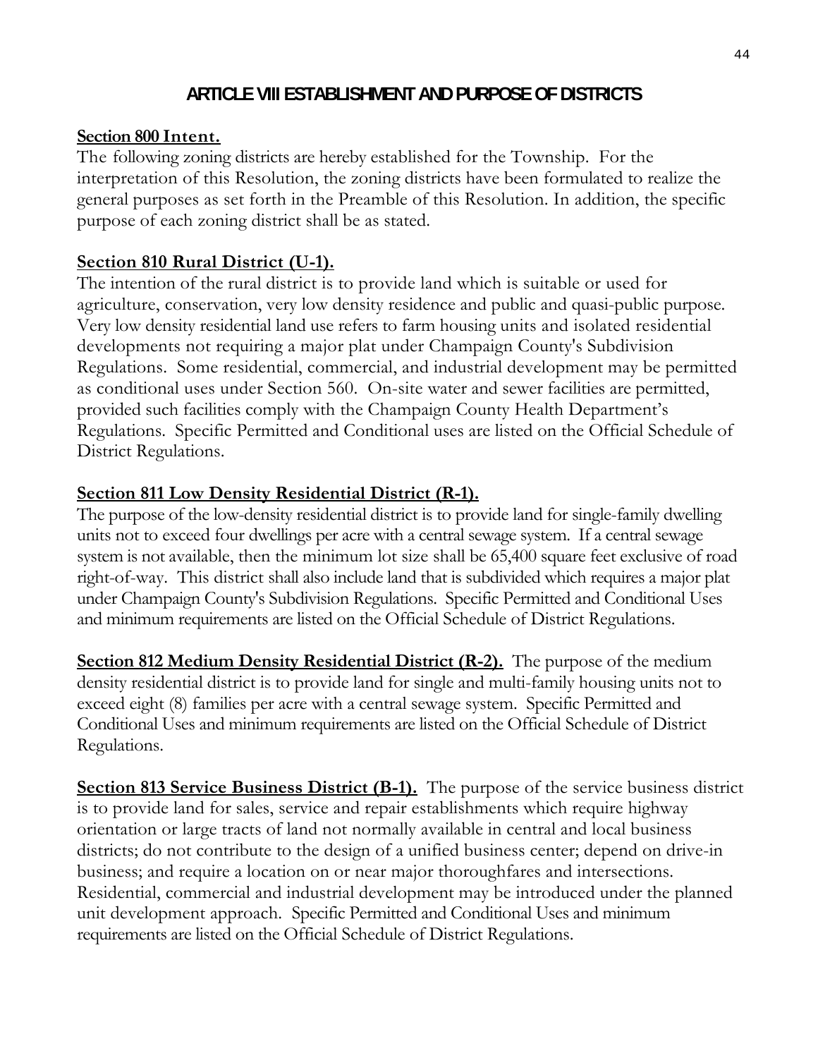# ARTICLE VIII ESTABLISHMENT AND PURPOSE OF DISTRICTS

**Section 800 Intent.**

The following zoning districts are hereby established for the Township. For the interpretation of this Resolution, the zoning districts have been formulated to realize the general purposes as set forth in the Preamble of this Resolution. In addition, the specific purpose of each zoning district shall be as stated.

**Section 810 Rural District (U-1).**

The intention of the rural district is to provide land which is suitable or used for agriculture, conservation, very low density residence and public and quasi-public purpose. Very low density residential land use refers to farm housing units and isolated residential developments not requiring a major plat under Champaign County's Subdivision Regulations. Some residential, commercial, and industrial development may be permitted as conditional uses under Section 560. On-site water and sewer facilities are permitted, provided such facilities comply with the Champaign County Health Department's Regulations. Specific Permitted and Conditional uses are listed on the Official Schedule of District Regulations.

**Section 811 Low Density Residential District (R-1).**

The purpose of the low-density residential district is to provide land for single-family dwelling units not to exceed four dwellings per acre with a central sewage system. If a central sewage system is not available, then the minimum lot size shall be 65,400 square feet exclusive of road right-of-way. This district shall also include land that is subdivided which requires a major plat under Champaign County's Subdivision Regulations. Specific Permitted and Conditional Uses and minimum requirements are listed on the Official Schedule of District Regulations.

**Section 812 Medium Density Residential District (R-2).** The purpose of the medium density residential district is to provide land for single and multi-family housing units not to exceed eight (8) families per acre with a central sewage system. Specific Permitted and Conditional Uses and minimum requirements are listed on the Official Schedule of District Regulations.

**Section 813 Service Business District (B-1).** The purpose of the service business district is to provide land for sales, service and repair establishments which require highway orientation or large tracts of land not normally available in central and local business districts; do not contribute to the design of a unified business center; depend on drive-in business; and require a location on or near major thoroughfares and intersections. Residential, commercial and industrial development may be introduced under the planned unit development approach. Specific Permitted and Conditional Uses and minimum requirements are listed on the Official Schedule of District Regulations.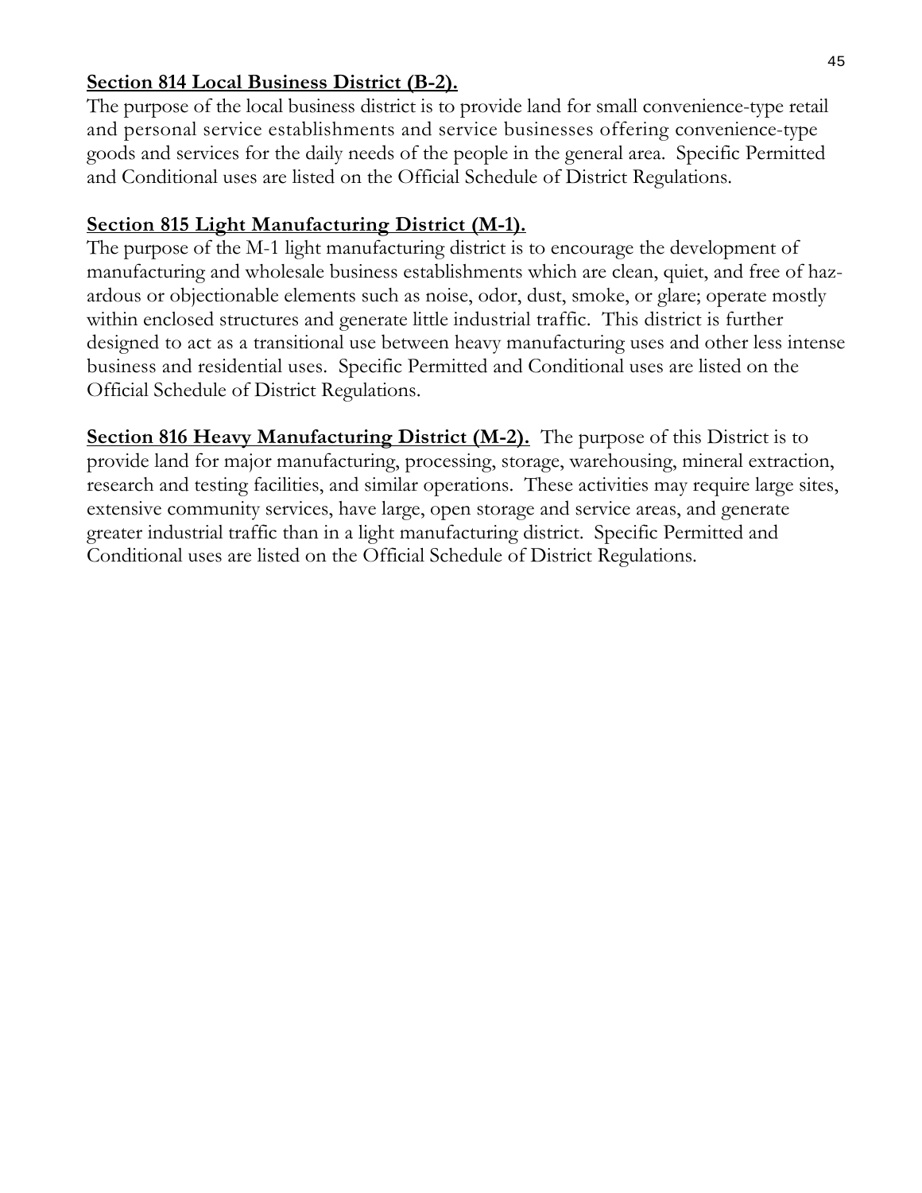**Section 814 Local Business District (B-2).**

The purpose of the local business district is to provide land for small convenience-type retail and personal service establishments and service businesses offering convenience-type goods and services for the daily needs of the people in the general area. Specific Permitted and Conditional uses are listed on the Official Schedule of District Regulations.

**Section 815 Light Manufacturing District (M-1).**

The purpose of the M-1 light manufacturing district is to encourage the development of manufacturing and wholesale business establishments which are clean, quiet, and free of hazardous or objectionable elements such as noise, odor, dust, smoke, or glare; operate mostly within enclosed structures and generate little industrial traffic. This district is further designed to act as a transitional use between heavy manufacturing uses and other less intense business and residential uses. Specific Permitted and Conditional uses are listed on the Official Schedule of District Regulations.

**Section 816 Heavy Manufacturing District (M-2).** The purpose of this District is to provide land for major manufacturing, processing, storage, warehousing, mineral extraction, research and testing facilities, and similar operations. These activities may require large sites, extensive community services, have large, open storage and service areas, and generate greater industrial traffic than in a light manufacturing district. Specific Permitted and Conditional uses are listed on the Official Schedule of District Regulations.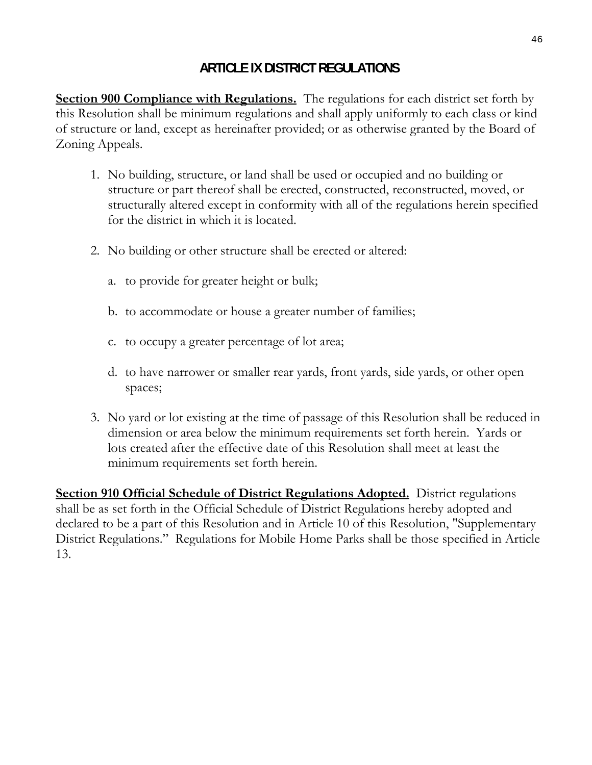# ARTICLE IX DISTRICT REGULATIONS

**Section 900 Compliance with Regulations.** The regulations for each district set forth by this Resolution shall be minimum regulations and shall apply uniformly to each class or kind of structure or land, except as hereinafter provided; or as otherwise granted by the Board of Zoning Appeals.

1. No building, structure, or land shall be used or occupied and no building or structure or part thereof shall be erected, constructed, reconstructed, moved, or structurally altered except in conformity with all of the regulations herein specified for the district in which it is located.

2. No building or other structure shall be erected or altered:

   a. to provide for greater height or bulk;

   b. to accommodate or house a greater number of families;

   c. to occupy a greater percentage of lot area;

   d. to have narrower or smaller rear yards, front yards, side yards, or other open spaces;

3. No yard or lot existing at the time of passage of this Resolution shall be reduced in dimension or area below the minimum requirements set forth herein. Yards or lots created after the effective date of this Resolution shall meet at least the minimum requirements set forth herein.

**Section 910 Official Schedule of District Regulations Adopted.** District regulations shall be as set forth in the Official Schedule of District Regulations hereby adopted and declared to be a part of this Resolution and in Article 10 of this Resolution, "Supplementary District Regulations." Regulations for Mobile Home Parks shall be those specified in Article 13.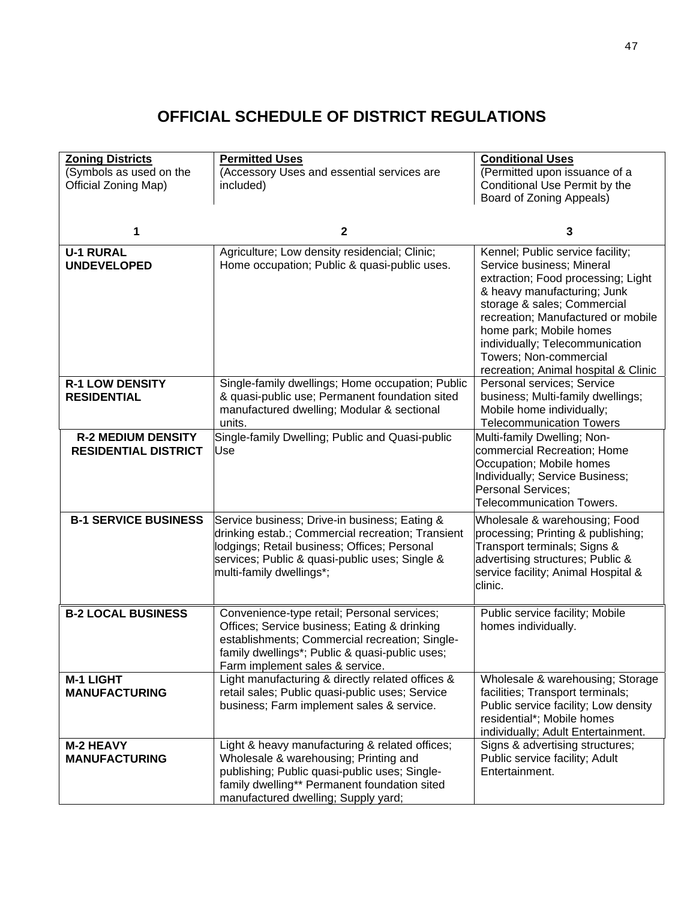# OFFICIAL SCHEDULE OF DISTRICT REGULATIONS

| **Zoning Districts** (Symbols as used on the Official Zoning Map) | **Permitted Uses** (Accessory Uses and essential services are included) | **Conditional Uses** (Permitted upon issuance of a Conditional Use Permit by the Board of Zoning Appeals) |
|---|---|---|
| **1** | **2** | **3** |
| **U-1 RURAL UNDEVELOPED** | Agriculture; Low density residencial; Clinic; Home occupation; Public & quasi-public uses. | Kennel; Public service facility; Service business; Mineral extraction; Food processing; Light & heavy manufacturing; Junk storage & sales; Commercial recreation; Manufactured or mobile home park; Mobile homes individually; Telecommunication Towers; Non-commercial recreation; Animal hospital & Clinic |
| **R-1 LOW DENSITY RESIDENTIAL** | Single-family dwellings; Home occupation; Public & quasi-public use; Permanent foundation sited manufactured dwelling; Modular & sectional units. | Personal services; Service business; Multi-family dwellings; Mobile home individually; Telecommunication Towers |
| **R-2 MEDIUM DENSITY RESIDENTIAL DISTRICT** | Single-family Dwelling; Public and Quasi-public Use | Multi-family Dwelling; Non-commercial Recreation; Home Occupation; Mobile homes Individually; Service Business; Personal Services; Telecommunication Towers. |
| **B-1 SERVICE BUSINESS** | Service business; Drive-in business; Eating & drinking estab.; Commercial recreation; Transient lodgings; Retail business; Offices; Personal services; Public & quasi-public uses; Single & multi-family dwellings*; | Wholesale & warehousing; Food processing; Printing & publishing; Transport terminals; Signs & advertising structures; Public & service facility; Animal Hospital & clinic. |
| **B-2 LOCAL BUSINESS** | Convenience-type retail; Personal services; Offices; Service business; Eating & drinking establishments; Commercial recreation; Single-family dwellings*; Public & quasi-public uses; Farm implement sales & service. | Public service facility; Mobile homes individually. |
| **M-1 LIGHT MANUFACTURING** | Light manufacturing & directly related offices & retail sales; Public quasi-public uses; Service business; Farm implement sales & service. | Wholesale & warehousing; Storage facilities; Transport terminals; Public service facility; Low density residential*; Mobile homes individually; Adult Entertainment. |
| **M-2 HEAVY MANUFACTURING** | Light & heavy manufacturing & related offices; Wholesale & warehousing; Printing and publishing; Public quasi-public uses; Single-family dwelling** Permanent foundation sited manufactured dwelling; Supply yard; | Signs & advertising structures; Public service facility; Adult Entertainment. |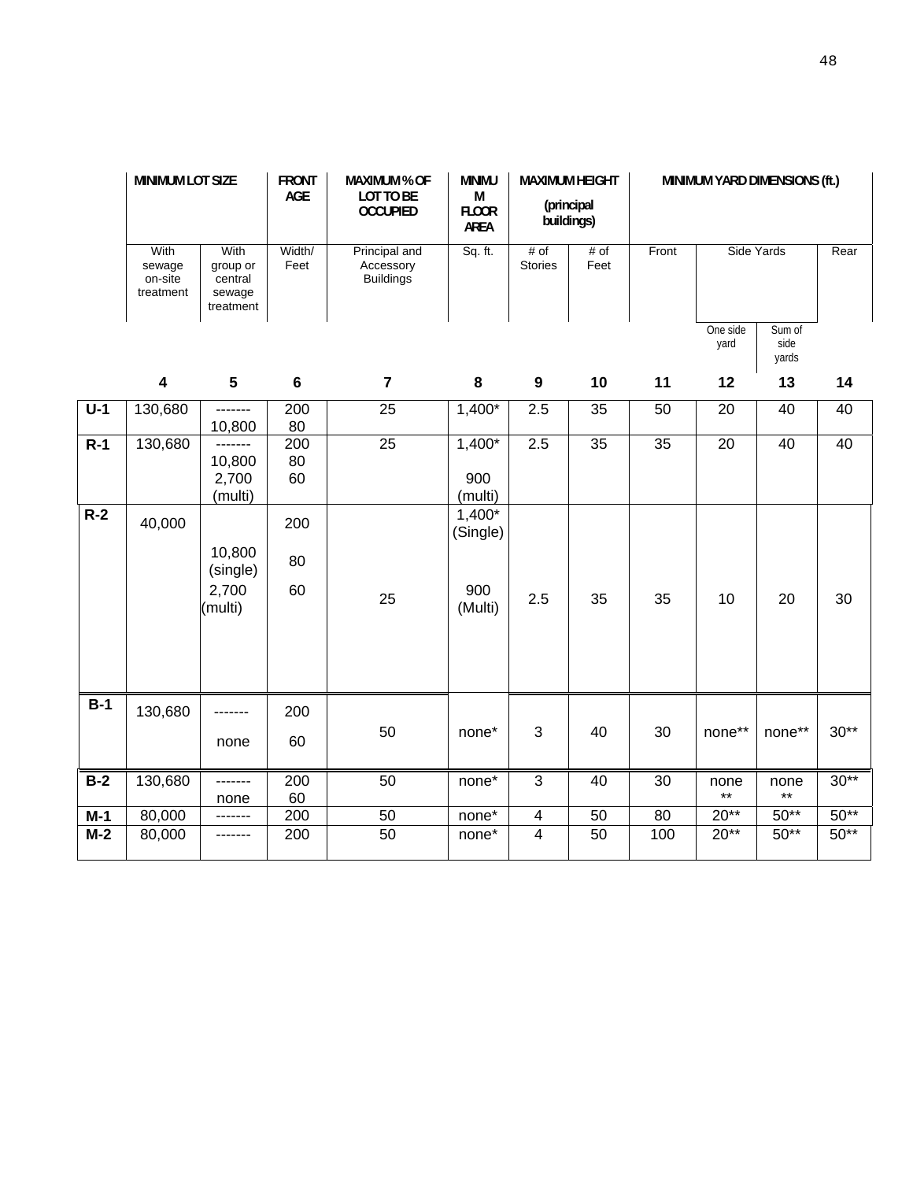| | MINIMUM LOT SIZE | | FRONT AGE | MAXIMUM % OF LOT TO BE OCCUPIED | MINIMUM FLOOR AREA | MAXIMUM HEIGHT (principal buildings) | | MINIMUM YARD DIMENSIONS (ft.) | | | |
|---|---|---|---|---|---|---|---|---|---|---|---|
| | With sewage on-site treatment | With group or central sewage treatment | Width/ Feet | Principal and Accessory Buildings | Sq. ft. | # of Stories | # of Feet | Front | Side Yards | | Rear |
| | | | | | | | | | One side yard | Sum of side yards | |
| | 4 | 5 | 6 | 7 | 8 | 9 | 10 | 11 | 12 | 13 | 14 |
| U-1 | 130,680 | -------<br>10,800 | 200<br>80 | 25 | 1,400* | 2.5 | 35 | 50 | 20 | 40 | 40 |
| R-1 | 130,680 | -------<br>10,800<br>2,700 (multi) | 200<br>80<br>60 | 25 | 1,400*<br>900 (multi) | 2.5 | 35 | 35 | 20 | 40 | 40 |
| R-2 | 40,000 | 10,800 (single)<br>2,700 (multi) | 200<br>80<br>60 | 25 | 1,400* (Single)<br>900 (Multi) | 2.5 | 35 | 35 | 10 | 20 | 30 |
| B-1 | 130,680 | -------<br>none | 200<br>60 | 50 | none* | 3 | 40 | 30 | none** | none** | 30** |
| B-2 | 130,680 | -------<br>none | 200<br>60 | 50 | none* | 3 | 40 | 30 | none ** | none ** | 30** |
| M-1 | 80,000 | ------- | 200 | 50 | none* | 4 | 50 | 80 | 20** | 50** | 50** |
| M-2 | 80,000 | ------- | 200 | 50 | none* | 4 | 50 | 100 | 20** | 50** | 50** |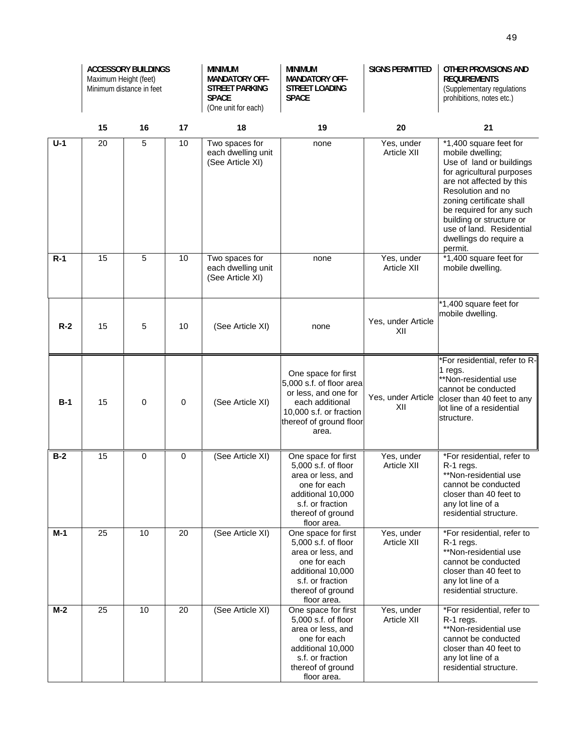| | ACCESSORY BUILDINGS Maximum Height (feet) Minimum distance in feet | | | MINIMUM MANDATORY OFF-STREET PARKING SPACE (One unit for each) | MINIMUM MANDATORY OFF-STREET LOADING SPACE | SIGNS PERMITTED | OTHER PROVISIONS AND REQUIREMENTS (Supplementary regulations prohibitions, notes etc.) |
|---|---|---|---|---|---|---|---|
| | 15 | 16 | 17 | 18 | 19 | 20 | 21 |
| U-1 | 20 | 5 | 10 | Two spaces for each dwelling unit (See Article XI) | none | Yes, under Article XII | *1,400 square feet for mobile dwelling; Use of land or buildings for agricultural purposes are not affected by this Resolution and no zoning certificate shall be required for any such building or structure or use of land. Residential dwellings do require a permit. |
| R-1 | 15 | 5 | 10 | Two spaces for each dwelling unit (See Article XI) | none | Yes, under Article XII | *1,400 square feet for mobile dwelling. |
| R-2 | 15 | 5 | 10 | (See Article XI) | none | Yes, under Article XII | *1,400 square feet for mobile dwelling. |
| B-1 | 15 | 0 | 0 | (See Article XI) | One space for first 5,000 s.f. of floor area or less, and one for each additional 10,000 s.f. or fraction thereof of ground floor area. | Yes, under Article XII | *For residential, refer to R-1 regs. **Non-residential use cannot be conducted closer than 40 feet to any lot line of a residential structure. |
| B-2 | 15 | 0 | 0 | (See Article XI) | One space for first 5,000 s.f. of floor area or less, and one for each additional 10,000 s.f. or fraction thereof of ground floor area. | Yes, under Article XII | *For residential, refer to R-1 regs. **Non-residential use cannot be conducted closer than 40 feet to any lot line of a residential structure. |
| M-1 | 25 | 10 | 20 | (See Article XI) | One space for first 5,000 s.f. of floor area or less, and one for each additional 10,000 s.f. or fraction thereof of ground floor area. | Yes, under Article XII | *For residential, refer to R-1 regs. **Non-residential use cannot be conducted closer than 40 feet to any lot line of a residential structure. |
| M-2 | 25 | 10 | 20 | (See Article XI) | One space for first 5,000 s.f. of floor area or less, and one for each additional 10,000 s.f. or fraction thereof of ground floor area. | Yes, under Article XII | *For residential, refer to R-1 regs. **Non-residential use cannot be conducted closer than 40 feet to any lot line of a residential structure. |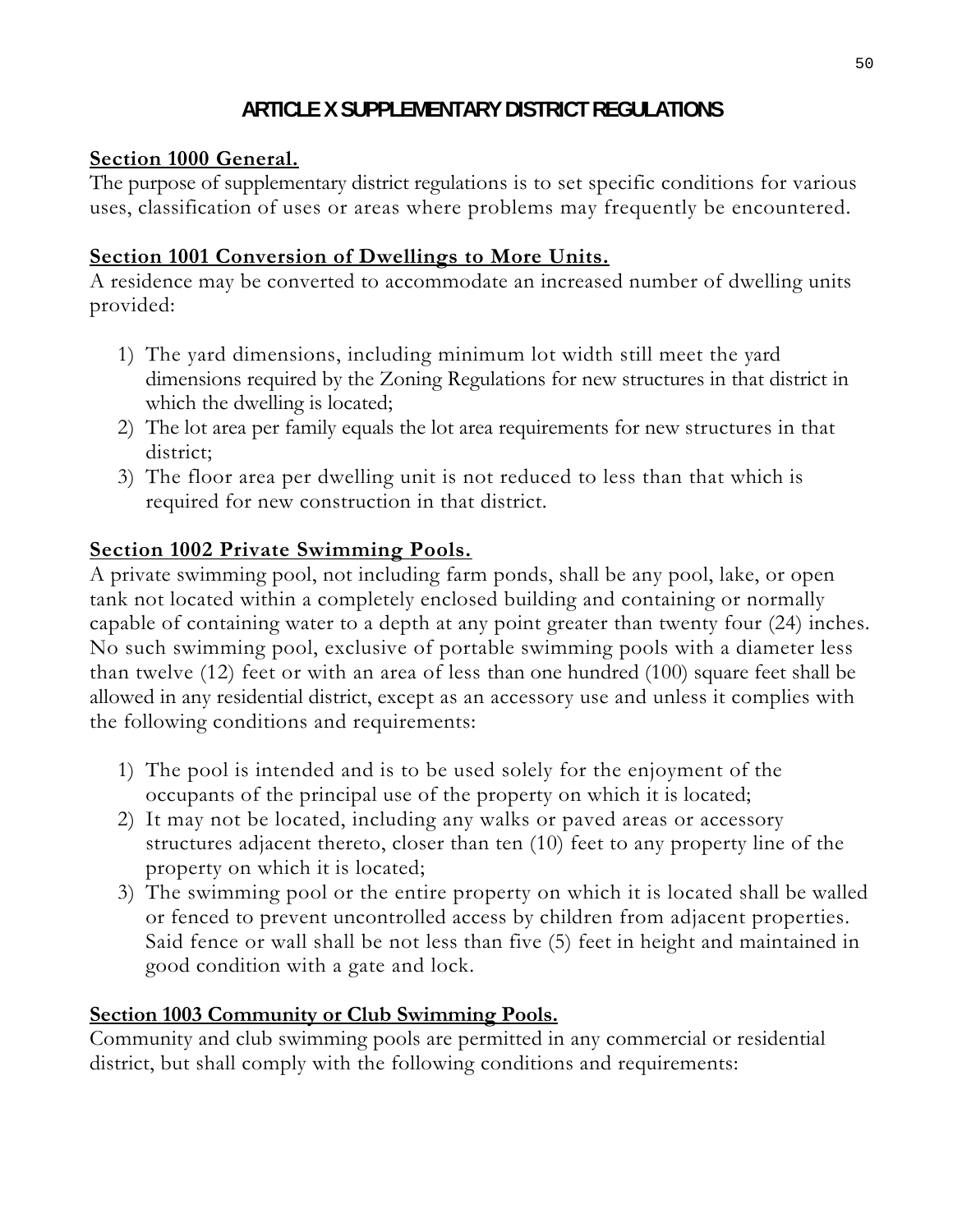# ARTICLE X SUPPLEMENTARY DISTRICT REGULATIONS

**Section 1000 General.**

The purpose of supplementary district regulations is to set specific conditions for various uses, classification of uses or areas where problems may frequently be encountered.

**Section 1001 Conversion of Dwellings to More Units.**

A residence may be converted to accommodate an increased number of dwelling units provided:

1) The yard dimensions, including minimum lot width still meet the yard dimensions required by the Zoning Regulations for new structures in that district in which the dwelling is located;
2) The lot area per family equals the lot area requirements for new structures in that district;
3) The floor area per dwelling unit is not reduced to less than that which is required for new construction in that district.

**Section 1002 Private Swimming Pools.**

A private swimming pool, not including farm ponds, shall be any pool, lake, or open tank not located within a completely enclosed building and containing or normally capable of containing water to a depth at any point greater than twenty four (24) inches. No such swimming pool, exclusive of portable swimming pools with a diameter less than twelve (12) feet or with an area of less than one hundred (100) square feet shall be allowed in any residential district, except as an accessory use and unless it complies with the following conditions and requirements:

1) The pool is intended and is to be used solely for the enjoyment of the occupants of the principal use of the property on which it is located;
2) It may not be located, including any walks or paved areas or accessory structures adjacent thereto, closer than ten (10) feet to any property line of the property on which it is located;
3) The swimming pool or the entire property on which it is located shall be walled or fenced to prevent uncontrolled access by children from adjacent properties. Said fence or wall shall be not less than five (5) feet in height and maintained in good condition with a gate and lock.

**Section 1003 Community or Club Swimming Pools.**

Community and club swimming pools are permitted in any commercial or residential district, but shall comply with the following conditions and requirements: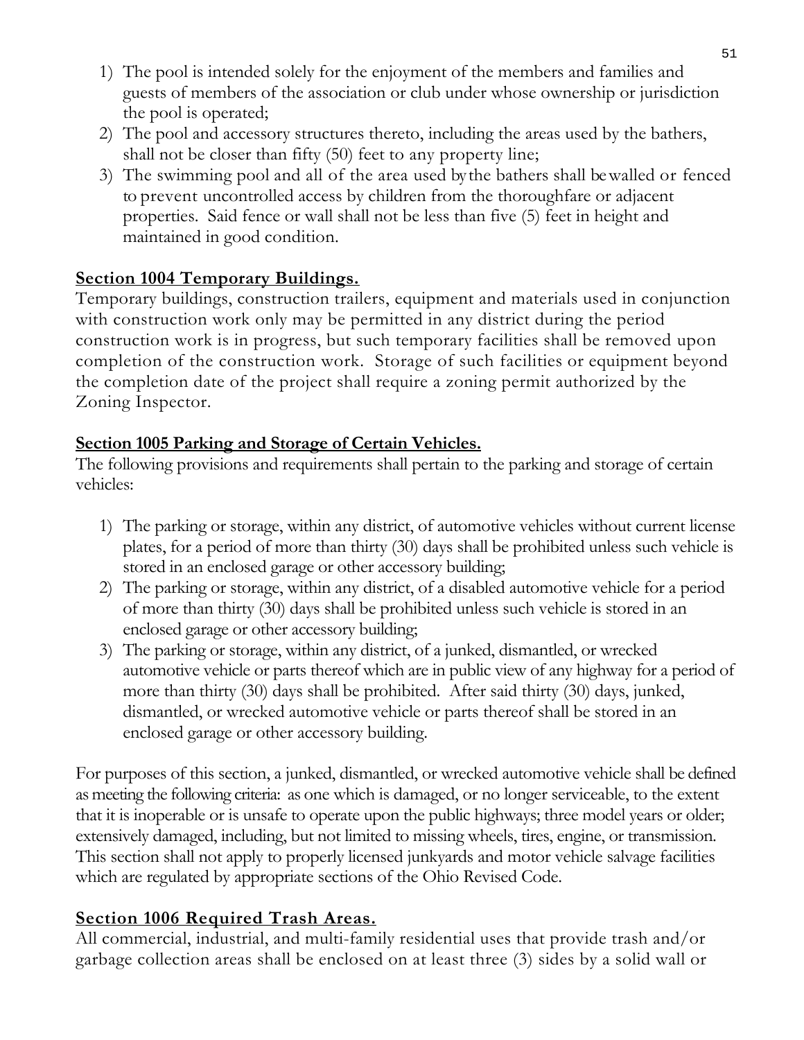1) The pool is intended solely for the enjoyment of the members and families and guests of members of the association or club under whose ownership or jurisdiction the pool is operated;
2) The pool and accessory structures thereto, including the areas used by the bathers, shall not be closer than fifty (50) feet to any property line;
3) The swimming pool and all of the area used by the bathers shall be walled or fenced to prevent uncontrolled access by children from the thoroughfare or adjacent properties. Said fence or wall shall not be less than five (5) feet in height and maintained in good condition.

## Section 1004 Temporary Buildings.

Temporary buildings, construction trailers, equipment and materials used in conjunction with construction work only may be permitted in any district during the period construction work is in progress, but such temporary facilities shall be removed upon completion of the construction work. Storage of such facilities or equipment beyond the completion date of the project shall require a zoning permit authorized by the Zoning Inspector.

## Section 1005 Parking and Storage of Certain Vehicles.

The following provisions and requirements shall pertain to the parking and storage of certain vehicles:

1) The parking or storage, within any district, of automotive vehicles without current license plates, for a period of more than thirty (30) days shall be prohibited unless such vehicle is stored in an enclosed garage or other accessory building;
2) The parking or storage, within any district, of a disabled automotive vehicle for a period of more than thirty (30) days shall be prohibited unless such vehicle is stored in an enclosed garage or other accessory building;
3) The parking or storage, within any district, of a junked, dismantled, or wrecked automotive vehicle or parts thereof which are in public view of any highway for a period of more than thirty (30) days shall be prohibited. After said thirty (30) days, junked, dismantled, or wrecked automotive vehicle or parts thereof shall be stored in an enclosed garage or other accessory building.

For purposes of this section, a junked, dismantled, or wrecked automotive vehicle shall be defined as meeting the following criteria: as one which is damaged, or no longer serviceable, to the extent that it is inoperable or is unsafe to operate upon the public highways; three model years or older; extensively damaged, including, but not limited to missing wheels, tires, engine, or transmission. This section shall not apply to properly licensed junkyards and motor vehicle salvage facilities which are regulated by appropriate sections of the Ohio Revised Code.

## Section 1006 Required Trash Areas.

All commercial, industrial, and multi-family residential uses that provide trash and/or garbage collection areas shall be enclosed on at least three (3) sides by a solid wall or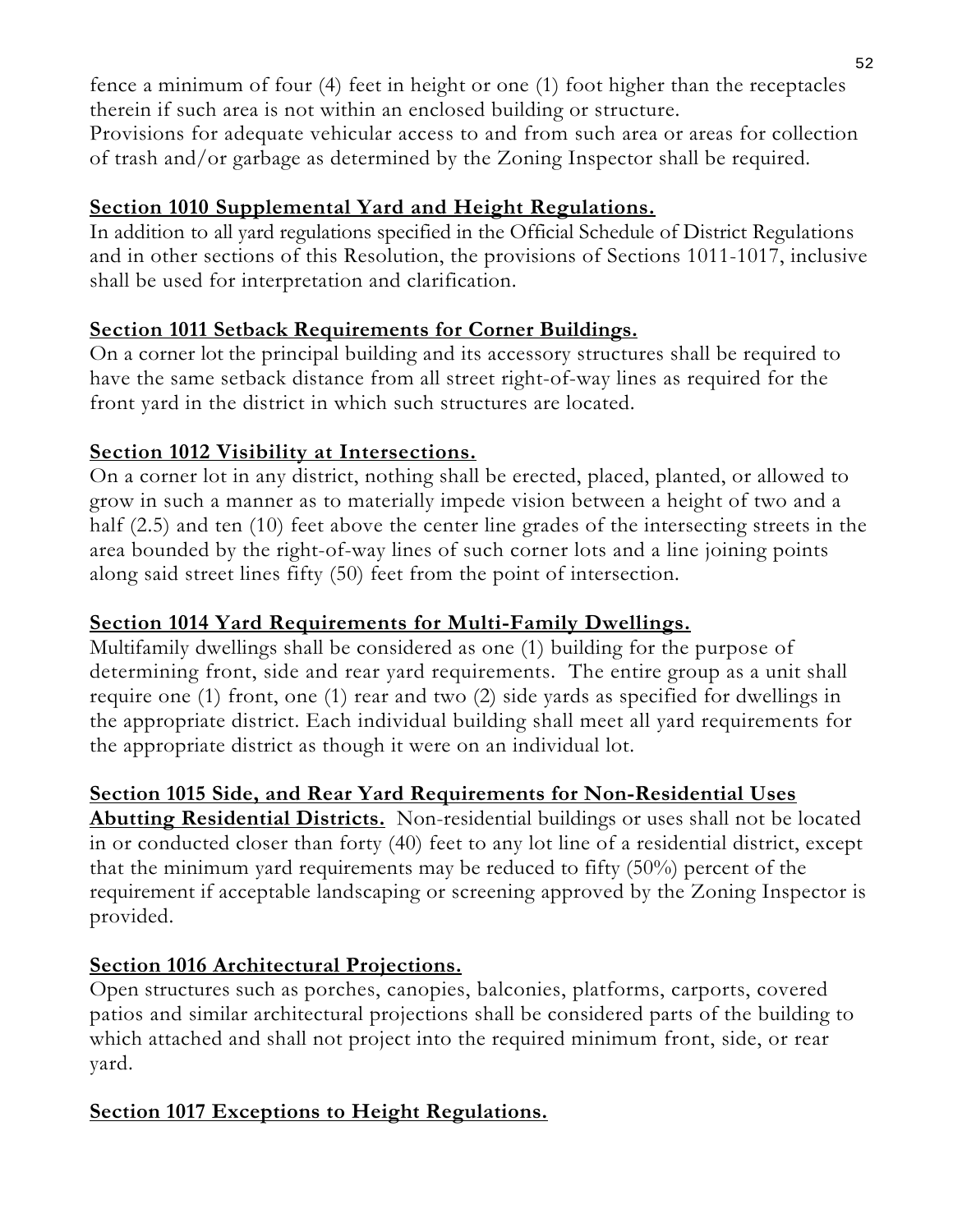fence a minimum of four (4) feet in height or one (1) foot higher than the receptacles therein if such area is not within an enclosed building or structure.
Provisions for adequate vehicular access to and from such area or areas for collection of trash and/or garbage as determined by the Zoning Inspector shall be required.

## Section 1010 Supplemental Yard and Height Regulations.

In addition to all yard regulations specified in the Official Schedule of District Regulations and in other sections of this Resolution, the provisions of Sections 1011-1017, inclusive shall be used for interpretation and clarification.

## Section 1011 Setback Requirements for Corner Buildings.

On a corner lot the principal building and its accessory structures shall be required to have the same setback distance from all street right-of-way lines as required for the front yard in the district in which such structures are located.

## Section 1012 Visibility at Intersections.

On a corner lot in any district, nothing shall be erected, placed, planted, or allowed to grow in such a manner as to materially impede vision between a height of two and a half (2.5) and ten (10) feet above the center line grades of the intersecting streets in the area bounded by the right-of-way lines of such corner lots and a line joining points along said street lines fifty (50) feet from the point of intersection.

## Section 1014 Yard Requirements for Multi-Family Dwellings.

Multifamily dwellings shall be considered as one (1) building for the purpose of determining front, side and rear yard requirements. The entire group as a unit shall require one (1) front, one (1) rear and two (2) side yards as specified for dwellings in the appropriate district. Each individual building shall meet all yard requirements for the appropriate district as though it were on an individual lot.

**Section 1015 Side, and Rear Yard Requirements for Non-Residential Uses Abutting Residential Districts.** Non-residential buildings or uses shall not be located in or conducted closer than forty (40) feet to any lot line of a residential district, except that the minimum yard requirements may be reduced to fifty (50%) percent of the requirement if acceptable landscaping or screening approved by the Zoning Inspector is provided.

## Section 1016 Architectural Projections.

Open structures such as porches, canopies, balconies, platforms, carports, covered patios and similar architectural projections shall be considered parts of the building to which attached and shall not project into the required minimum front, side, or rear yard.

## Section 1017 Exceptions to Height Regulations.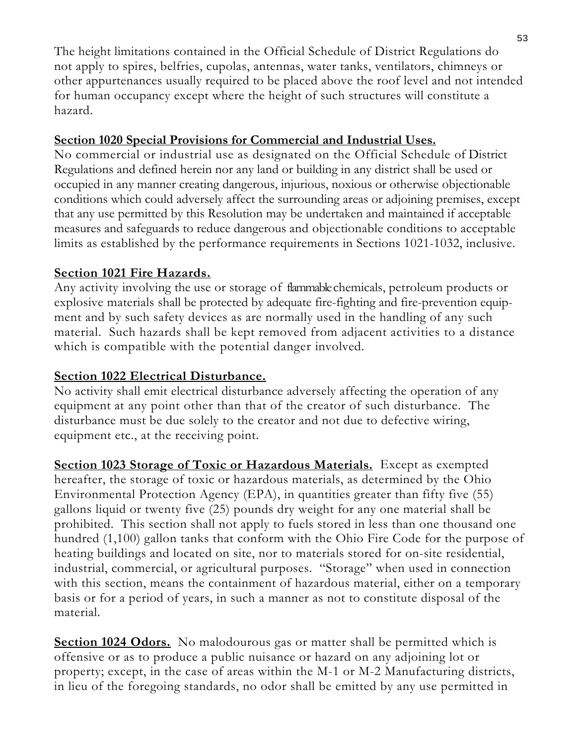The height limitations contained in the Official Schedule of District Regulations do not apply to spires, belfries, cupolas, antennas, water tanks, ventilators, chimneys or other appurtenances usually required to be placed above the roof level and not intended for human occupancy except where the height of such structures will constitute a hazard.

**Section 1020 Special Provisions for Commercial and Industrial Uses.**

No commercial or industrial use as designated on the Official Schedule of District Regulations and defined herein nor any land or building in any district shall be used or occupied in any manner creating dangerous, injurious, noxious or otherwise objectionable conditions which could adversely affect the surrounding areas or adjoining premises, except that any use permitted by this Resolution may be undertaken and maintained if acceptable measures and safeguards to reduce dangerous and objectionable conditions to acceptable limits as established by the performance requirements in Sections 1021-1032, inclusive.

**Section 1021 Fire Hazards.**

Any activity involving the use or storage of flammable chemicals, petroleum products or explosive materials shall be protected by adequate fire-fighting and fire-prevention equipment and by such safety devices as are normally used in the handling of any such material. Such hazards shall be kept removed from adjacent activities to a distance which is compatible with the potential danger involved.

**Section 1022 Electrical Disturbance.**

No activity shall emit electrical disturbance adversely affecting the operation of any equipment at any point other than that of the creator of such disturbance. The disturbance must be due solely to the creator and not due to defective wiring, equipment etc., at the receiving point.

**Section 1023 Storage of Toxic or Hazardous Materials.** Except as exempted hereafter, the storage of toxic or hazardous materials, as determined by the Ohio Environmental Protection Agency (EPA), in quantities greater than fifty five (55) gallons liquid or twenty five (25) pounds dry weight for any one material shall be prohibited. This section shall not apply to fuels stored in less than one thousand one hundred (1,100) gallon tanks that conform with the Ohio Fire Code for the purpose of heating buildings and located on site, nor to materials stored for on-site residential, industrial, commercial, or agricultural purposes. "Storage" when used in connection with this section, means the containment of hazardous material, either on a temporary basis or for a period of years, in such a manner as not to constitute disposal of the material.

**Section 1024 Odors.** No malodourous gas or matter shall be permitted which is offensive or as to produce a public nuisance or hazard on any adjoining lot or property; except, in the case of areas within the M-1 or M-2 Manufacturing districts, in lieu of the foregoing standards, no odor shall be emitted by any use permitted in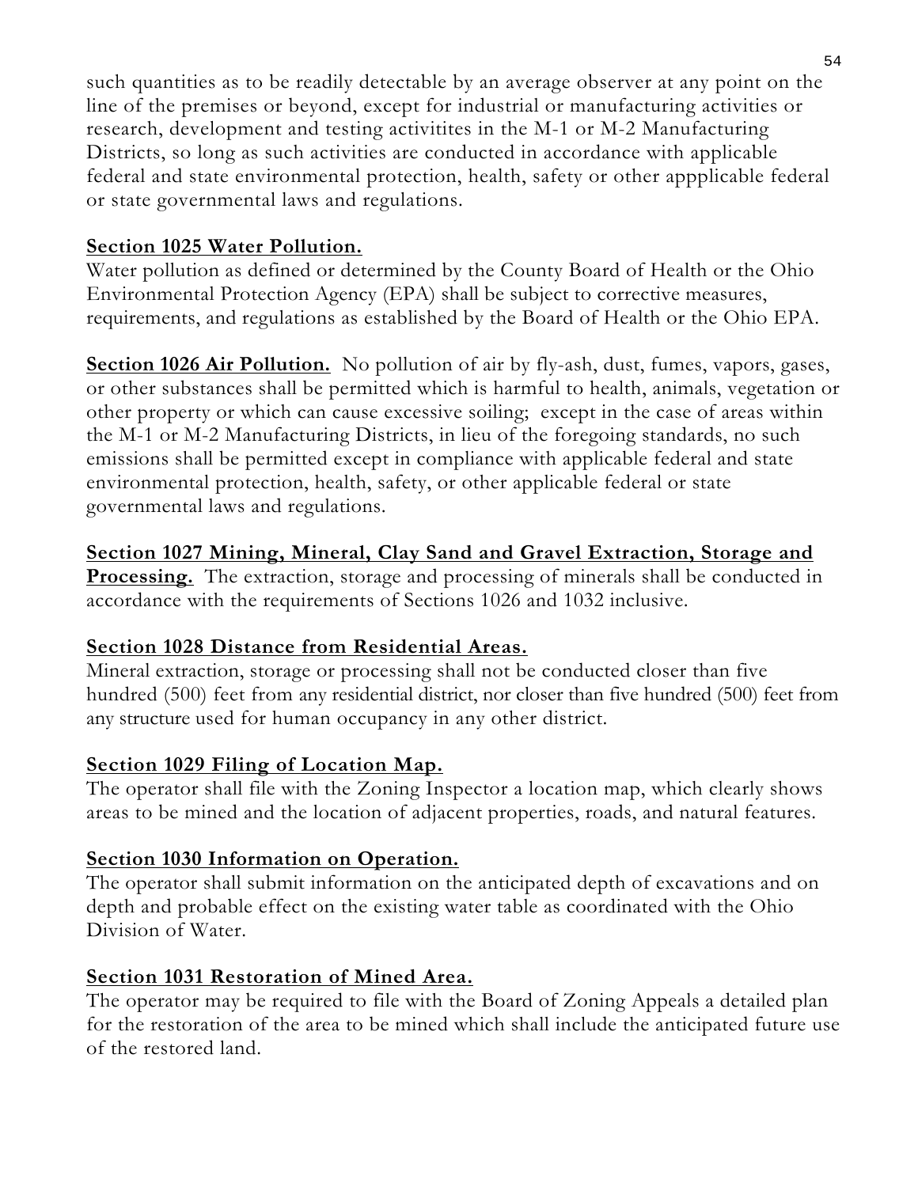such quantities as to be readily detectable by an average observer at any point on the line of the premises or beyond, except for industrial or manufacturing activities or research, development and testing activitites in the M-1 or M-2 Manufacturing Districts, so long as such activities are conducted in accordance with applicable federal and state environmental protection, health, safety or other appplicable federal or state governmental laws and regulations.

**Section 1025 Water Pollution.**
Water pollution as defined or determined by the County Board of Health or the Ohio Environmental Protection Agency (EPA) shall be subject to corrective measures, requirements, and regulations as established by the Board of Health or the Ohio EPA.

**Section 1026 Air Pollution.** No pollution of air by fly-ash, dust, fumes, vapors, gases, or other substances shall be permitted which is harmful to health, animals, vegetation or other property or which can cause excessive soiling; except in the case of areas within the M-1 or M-2 Manufacturing Districts, in lieu of the foregoing standards, no such emissions shall be permitted except in compliance with applicable federal and state environmental protection, health, safety, or other applicable federal or state governmental laws and regulations.

**Section 1027 Mining, Mineral, Clay Sand and Gravel Extraction, Storage and Processing.** The extraction, storage and processing of minerals shall be conducted in accordance with the requirements of Sections 1026 and 1032 inclusive.

**Section 1028 Distance from Residential Areas.**
Mineral extraction, storage or processing shall not be conducted closer than five hundred (500) feet from any residential district, nor closer than five hundred (500) feet from any structure used for human occupancy in any other district.

**Section 1029 Filing of Location Map.**
The operator shall file with the Zoning Inspector a location map, which clearly shows areas to be mined and the location of adjacent properties, roads, and natural features.

**Section 1030 Information on Operation.**
The operator shall submit information on the anticipated depth of excavations and on depth and probable effect on the existing water table as coordinated with the Ohio Division of Water.

**Section 1031 Restoration of Mined Area.**
The operator may be required to file with the Board of Zoning Appeals a detailed plan for the restoration of the area to be mined which shall include the anticipated future use of the restored land.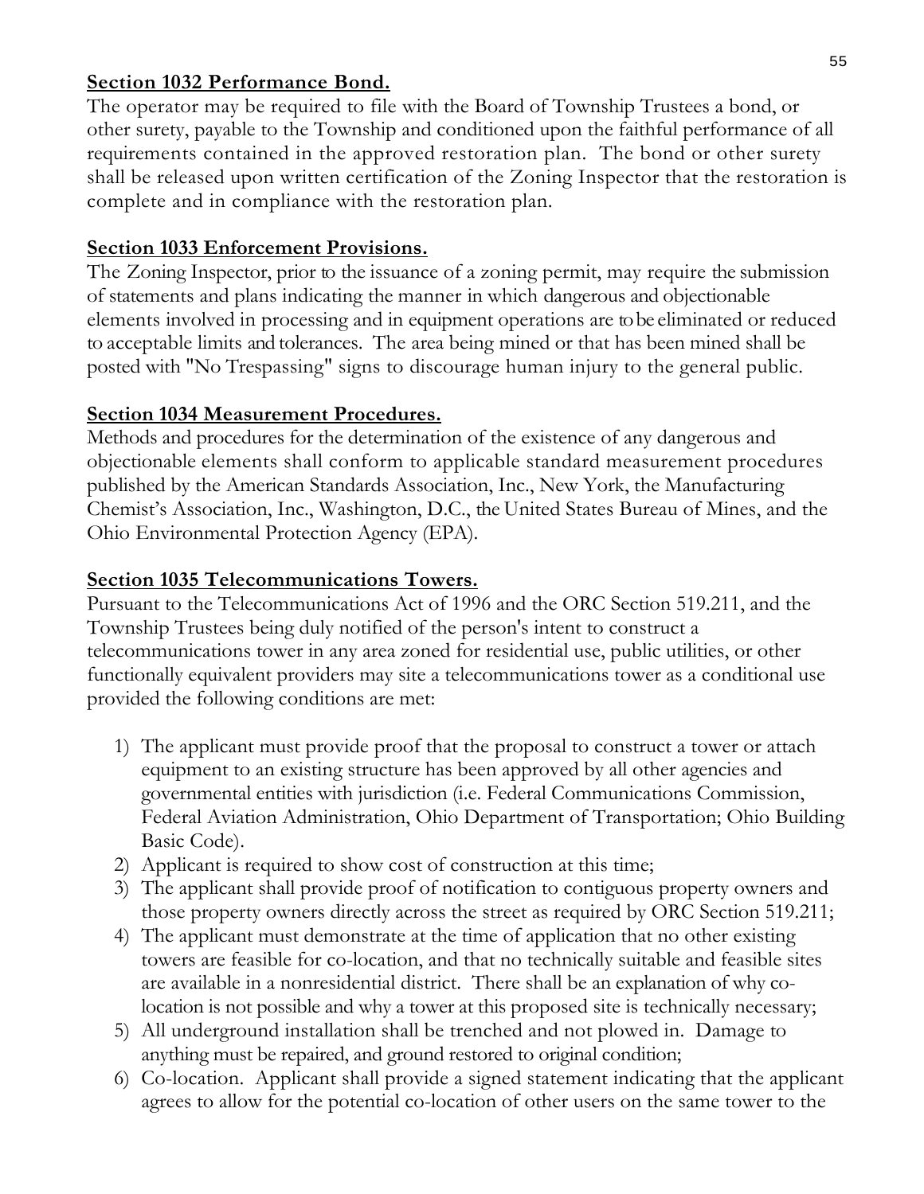**Section 1032 Performance Bond.**

The operator may be required to file with the Board of Township Trustees a bond, or other surety, payable to the Township and conditioned upon the faithful performance of all requirements contained in the approved restoration plan. The bond or other surety shall be released upon written certification of the Zoning Inspector that the restoration is complete and in compliance with the restoration plan.

**Section 1033 Enforcement Provisions.**

The Zoning Inspector, prior to the issuance of a zoning permit, may require the submission of statements and plans indicating the manner in which dangerous and objectionable elements involved in processing and in equipment operations are to be eliminated or reduced to acceptable limits and tolerances. The area being mined or that has been mined shall be posted with "No Trespassing" signs to discourage human injury to the general public.

**Section 1034 Measurement Procedures.**

Methods and procedures for the determination of the existence of any dangerous and objectionable elements shall conform to applicable standard measurement procedures published by the American Standards Association, Inc., New York, the Manufacturing Chemist's Association, Inc., Washington, D.C., the United States Bureau of Mines, and the Ohio Environmental Protection Agency (EPA).

**Section 1035 Telecommunications Towers.**

Pursuant to the Telecommunications Act of 1996 and the ORC Section 519.211, and the Township Trustees being duly notified of the person's intent to construct a telecommunications tower in any area zoned for residential use, public utilities, or other functionally equivalent providers may site a telecommunications tower as a conditional use provided the following conditions are met:

1) The applicant must provide proof that the proposal to construct a tower or attach equipment to an existing structure has been approved by all other agencies and governmental entities with jurisdiction (i.e. Federal Communications Commission, Federal Aviation Administration, Ohio Department of Transportation; Ohio Building Basic Code).
2) Applicant is required to show cost of construction at this time;
3) The applicant shall provide proof of notification to contiguous property owners and those property owners directly across the street as required by ORC Section 519.211;
4) The applicant must demonstrate at the time of application that no other existing towers are feasible for co-location, and that no technically suitable and feasible sites are available in a nonresidential district. There shall be an explanation of why co-location is not possible and why a tower at this proposed site is technically necessary;
5) All underground installation shall be trenched and not plowed in. Damage to anything must be repaired, and ground restored to original condition;
6) Co-location. Applicant shall provide a signed statement indicating that the applicant agrees to allow for the potential co-location of other users on the same tower to the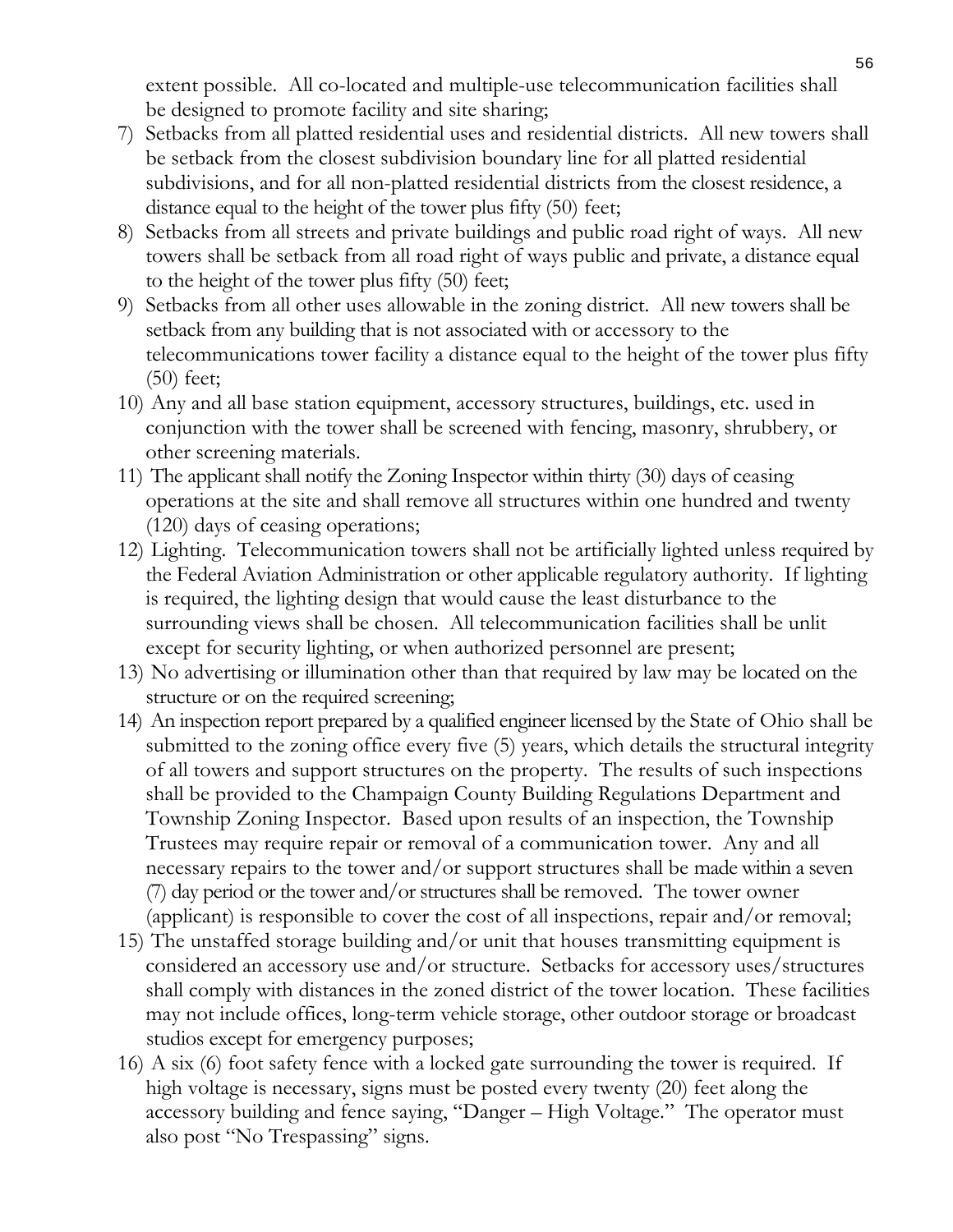extent possible. All co-located and multiple-use telecommunication facilities shall be designed to promote facility and site sharing;

7) Setbacks from all platted residential uses and residential districts. All new towers shall be setback from the closest subdivision boundary line for all platted residential subdivisions, and for all non-platted residential districts from the closest residence, a distance equal to the height of the tower plus fifty (50) feet;
8) Setbacks from all streets and private buildings and public road right of ways. All new towers shall be setback from all road right of ways public and private, a distance equal to the height of the tower plus fifty (50) feet;
9) Setbacks from all other uses allowable in the zoning district. All new towers shall be setback from any building that is not associated with or accessory to the telecommunications tower facility a distance equal to the height of the tower plus fifty (50) feet;
10) Any and all base station equipment, accessory structures, buildings, etc. used in conjunction with the tower shall be screened with fencing, masonry, shrubbery, or other screening materials.
11) The applicant shall notify the Zoning Inspector within thirty (30) days of ceasing operations at the site and shall remove all structures within one hundred and twenty (120) days of ceasing operations;
12) Lighting. Telecommunication towers shall not be artificially lighted unless required by the Federal Aviation Administration or other applicable regulatory authority. If lighting is required, the lighting design that would cause the least disturbance to the surrounding views shall be chosen. All telecommunication facilities shall be unlit except for security lighting, or when authorized personnel are present;
13) No advertising or illumination other than that required by law may be located on the structure or on the required screening;
14) An inspection report prepared by a qualified engineer licensed by the State of Ohio shall be submitted to the zoning office every five (5) years, which details the structural integrity of all towers and support structures on the property. The results of such inspections shall be provided to the Champaign County Building Regulations Department and Township Zoning Inspector. Based upon results of an inspection, the Township Trustees may require repair or removal of a communication tower. Any and all necessary repairs to the tower and/or support structures shall be made within a seven (7) day period or the tower and/or structures shall be removed. The tower owner (applicant) is responsible to cover the cost of all inspections, repair and/or removal;
15) The unstaffed storage building and/or unit that houses transmitting equipment is considered an accessory use and/or structure. Setbacks for accessory uses/structures shall comply with distances in the zoned district of the tower location. These facilities may not include offices, long-term vehicle storage, other outdoor storage or broadcast studios except for emergency purposes;
16) A six (6) foot safety fence with a locked gate surrounding the tower is required. If high voltage is necessary, signs must be posted every twenty (20) feet along the accessory building and fence saying, "Danger – High Voltage." The operator must also post "No Trespassing" signs.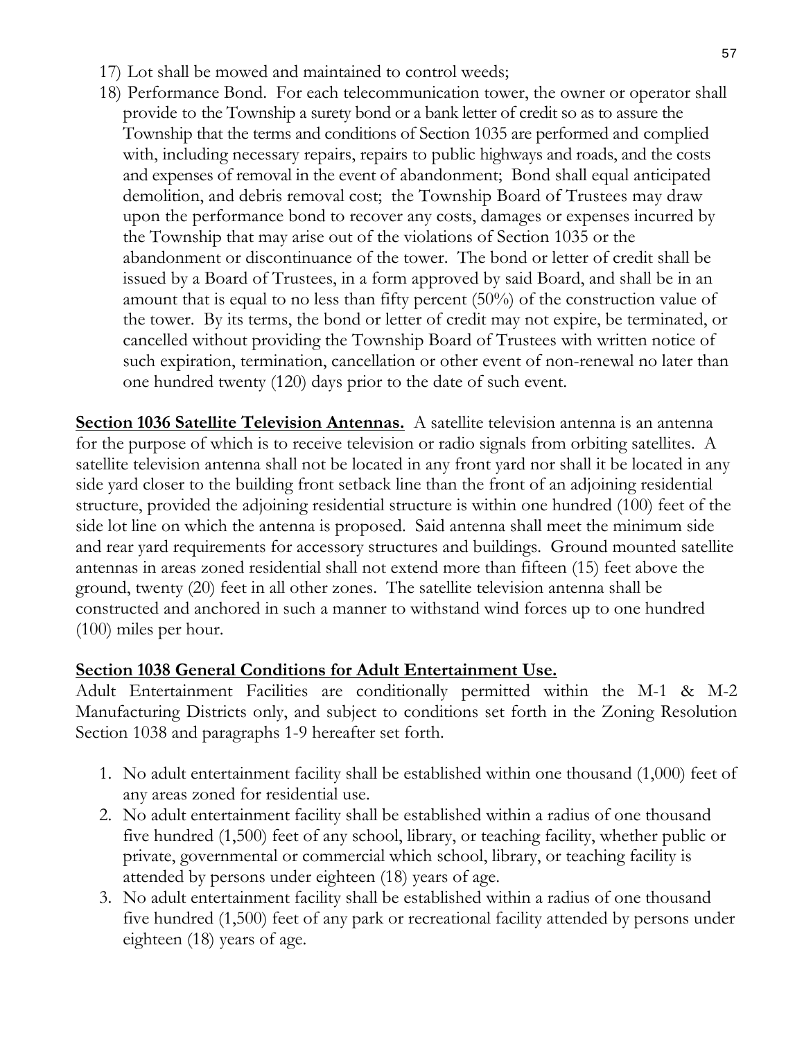17) Lot shall be mowed and maintained to control weeds;
18) Performance Bond. For each telecommunication tower, the owner or operator shall provide to the Township a surety bond or a bank letter of credit so as to assure the Township that the terms and conditions of Section 1035 are performed and complied with, including necessary repairs, repairs to public highways and roads, and the costs and expenses of removal in the event of abandonment; Bond shall equal anticipated demolition, and debris removal cost; the Township Board of Trustees may draw upon the performance bond to recover any costs, damages or expenses incurred by the Township that may arise out of the violations of Section 1035 or the abandonment or discontinuance of the tower. The bond or letter of credit shall be issued by a Board of Trustees, in a form approved by said Board, and shall be in an amount that is equal to no less than fifty percent (50%) of the construction value of the tower. By its terms, the bond or letter of credit may not expire, be terminated, or cancelled without providing the Township Board of Trustees with written notice of such expiration, termination, cancellation or other event of non-renewal no later than one hundred twenty (120) days prior to the date of such event.

**Section 1036 Satellite Television Antennas.** A satellite television antenna is an antenna for the purpose of which is to receive television or radio signals from orbiting satellites. A satellite television antenna shall not be located in any front yard nor shall it be located in any side yard closer to the building front setback line than the front of an adjoining residential structure, provided the adjoining residential structure is within one hundred (100) feet of the side lot line on which the antenna is proposed. Said antenna shall meet the minimum side and rear yard requirements for accessory structures and buildings. Ground mounted satellite antennas in areas zoned residential shall not extend more than fifteen (15) feet above the ground, twenty (20) feet in all other zones. The satellite television antenna shall be constructed and anchored in such a manner to withstand wind forces up to one hundred (100) miles per hour.

**Section 1038 General Conditions for Adult Entertainment Use.**

Adult Entertainment Facilities are conditionally permitted within the M-1 & M-2 Manufacturing Districts only, and subject to conditions set forth in the Zoning Resolution Section 1038 and paragraphs 1-9 hereafter set forth.

1. No adult entertainment facility shall be established within one thousand (1,000) feet of any areas zoned for residential use.
2. No adult entertainment facility shall be established within a radius of one thousand five hundred (1,500) feet of any school, library, or teaching facility, whether public or private, governmental or commercial which school, library, or teaching facility is attended by persons under eighteen (18) years of age.
3. No adult entertainment facility shall be established within a radius of one thousand five hundred (1,500) feet of any park or recreational facility attended by persons under eighteen (18) years of age.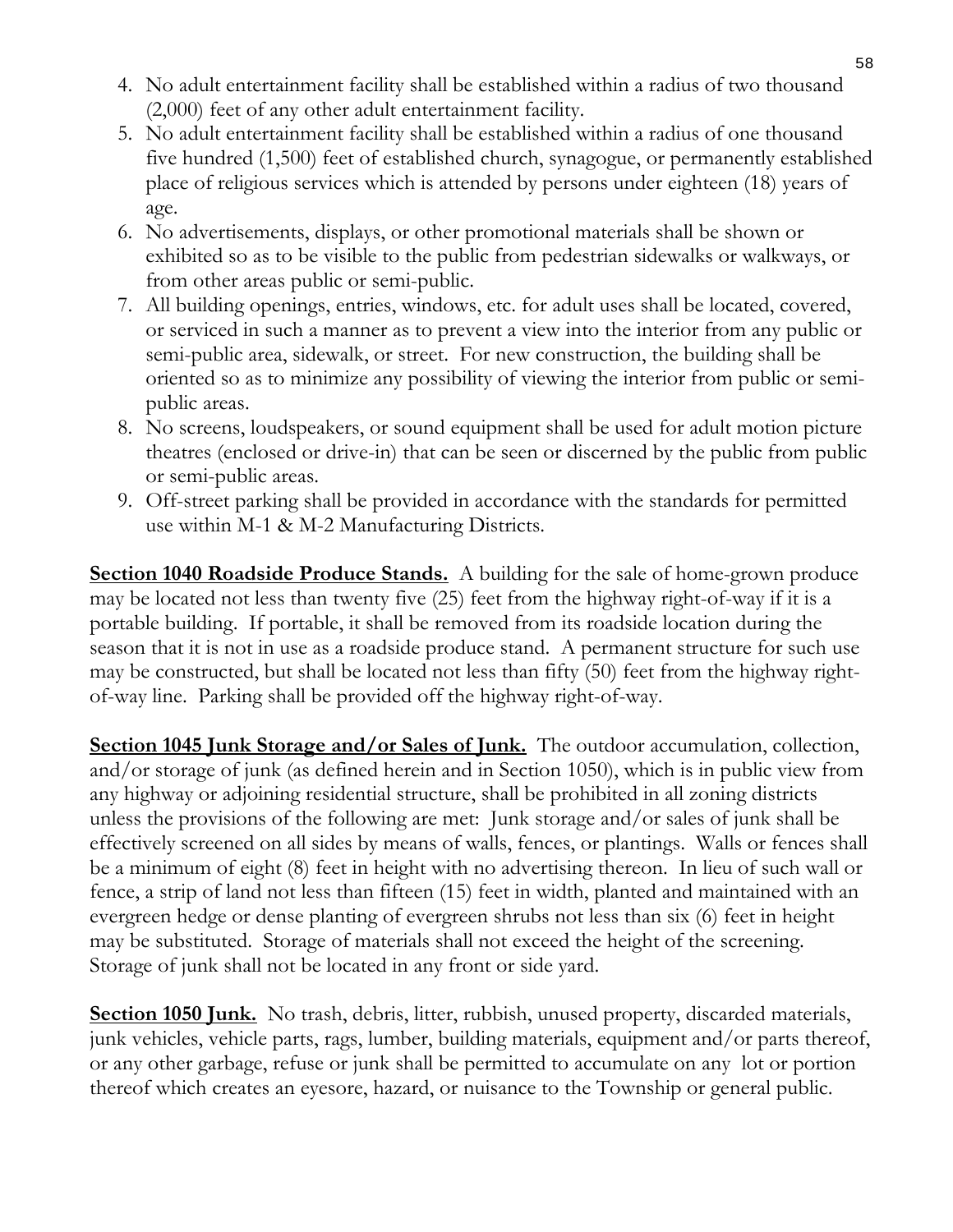4. No adult entertainment facility shall be established within a radius of two thousand (2,000) feet of any other adult entertainment facility.
5. No adult entertainment facility shall be established within a radius of one thousand five hundred (1,500) feet of established church, synagogue, or permanently established place of religious services which is attended by persons under eighteen (18) years of age.
6. No advertisements, displays, or other promotional materials shall be shown or exhibited so as to be visible to the public from pedestrian sidewalks or walkways, or from other areas public or semi-public.
7. All building openings, entries, windows, etc. for adult uses shall be located, covered, or serviced in such a manner as to prevent a view into the interior from any public or semi-public area, sidewalk, or street. For new construction, the building shall be oriented so as to minimize any possibility of viewing the interior from public or semi-public areas.
8. No screens, loudspeakers, or sound equipment shall be used for adult motion picture theatres (enclosed or drive-in) that can be seen or discerned by the public from public or semi-public areas.
9. Off-street parking shall be provided in accordance with the standards for permitted use within M-1 & M-2 Manufacturing Districts.

**Section 1040 Roadside Produce Stands.** A building for the sale of home-grown produce may be located not less than twenty five (25) feet from the highway right-of-way if it is a portable building. If portable, it shall be removed from its roadside location during the season that it is not in use as a roadside produce stand. A permanent structure for such use may be constructed, but shall be located not less than fifty (50) feet from the highway right-of-way line. Parking shall be provided off the highway right-of-way.

**Section 1045 Junk Storage and/or Sales of Junk.** The outdoor accumulation, collection, and/or storage of junk (as defined herein and in Section 1050), which is in public view from any highway or adjoining residential structure, shall be prohibited in all zoning districts unless the provisions of the following are met: Junk storage and/or sales of junk shall be effectively screened on all sides by means of walls, fences, or plantings. Walls or fences shall be a minimum of eight (8) feet in height with no advertising thereon. In lieu of such wall or fence, a strip of land not less than fifteen (15) feet in width, planted and maintained with an evergreen hedge or dense planting of evergreen shrubs not less than six (6) feet in height may be substituted. Storage of materials shall not exceed the height of the screening. Storage of junk shall not be located in any front or side yard.

**Section 1050 Junk.** No trash, debris, litter, rubbish, unused property, discarded materials, junk vehicles, vehicle parts, rags, lumber, building materials, equipment and/or parts thereof, or any other garbage, refuse or junk shall be permitted to accumulate on any lot or portion thereof which creates an eyesore, hazard, or nuisance to the Township or general public.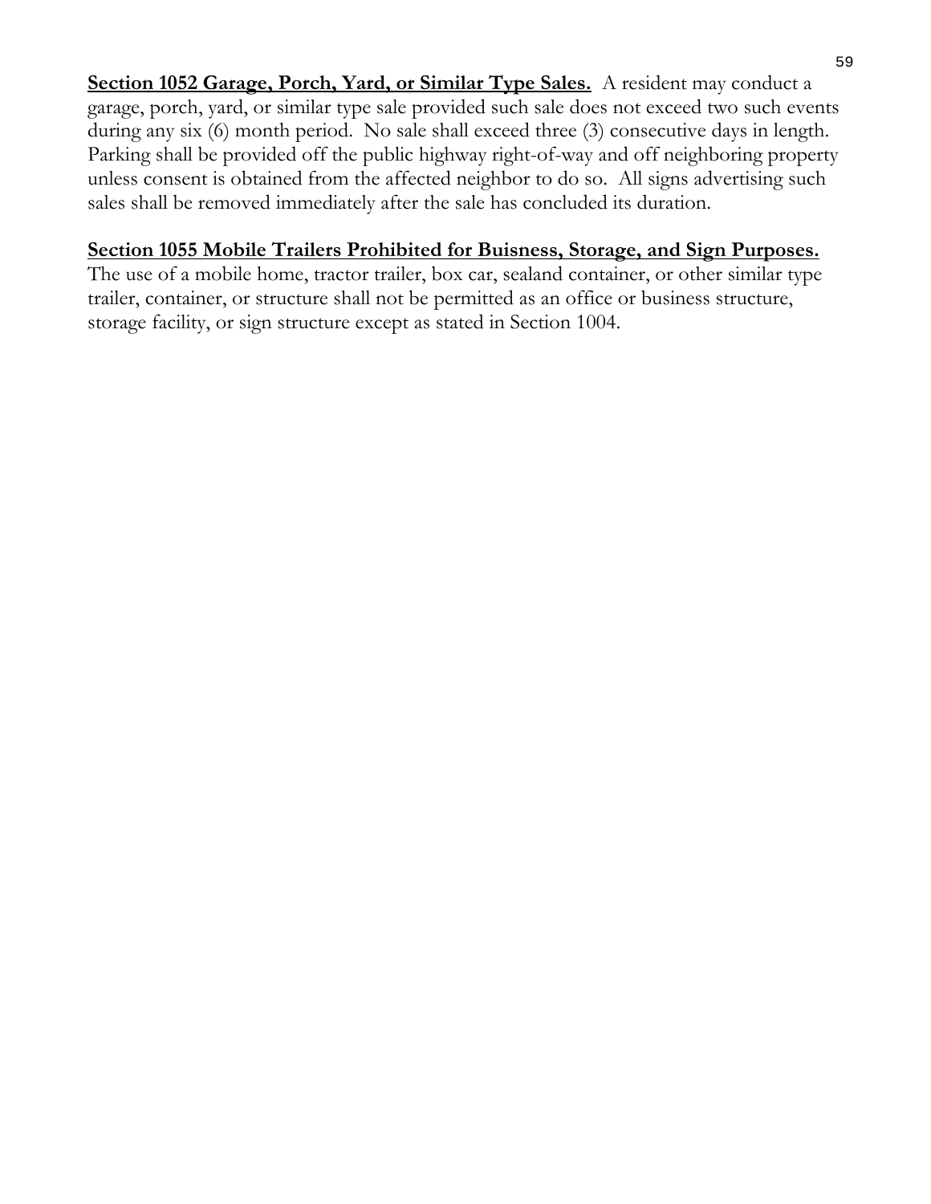**Section 1052 Garage, Porch, Yard, or Similar Type Sales.** A resident may conduct a garage, porch, yard, or similar type sale provided such sale does not exceed two such events during any six (6) month period. No sale shall exceed three (3) consecutive days in length. Parking shall be provided off the public highway right-of-way and off neighboring property unless consent is obtained from the affected neighbor to do so. All signs advertising such sales shall be removed immediately after the sale has concluded its duration.

**Section 1055 Mobile Trailers Prohibited for Buisness, Storage, and Sign Purposes.**
The use of a mobile home, tractor trailer, box car, sealand container, or other similar type trailer, container, or structure shall not be permitted as an office or business structure, storage facility, or sign structure except as stated in Section 1004.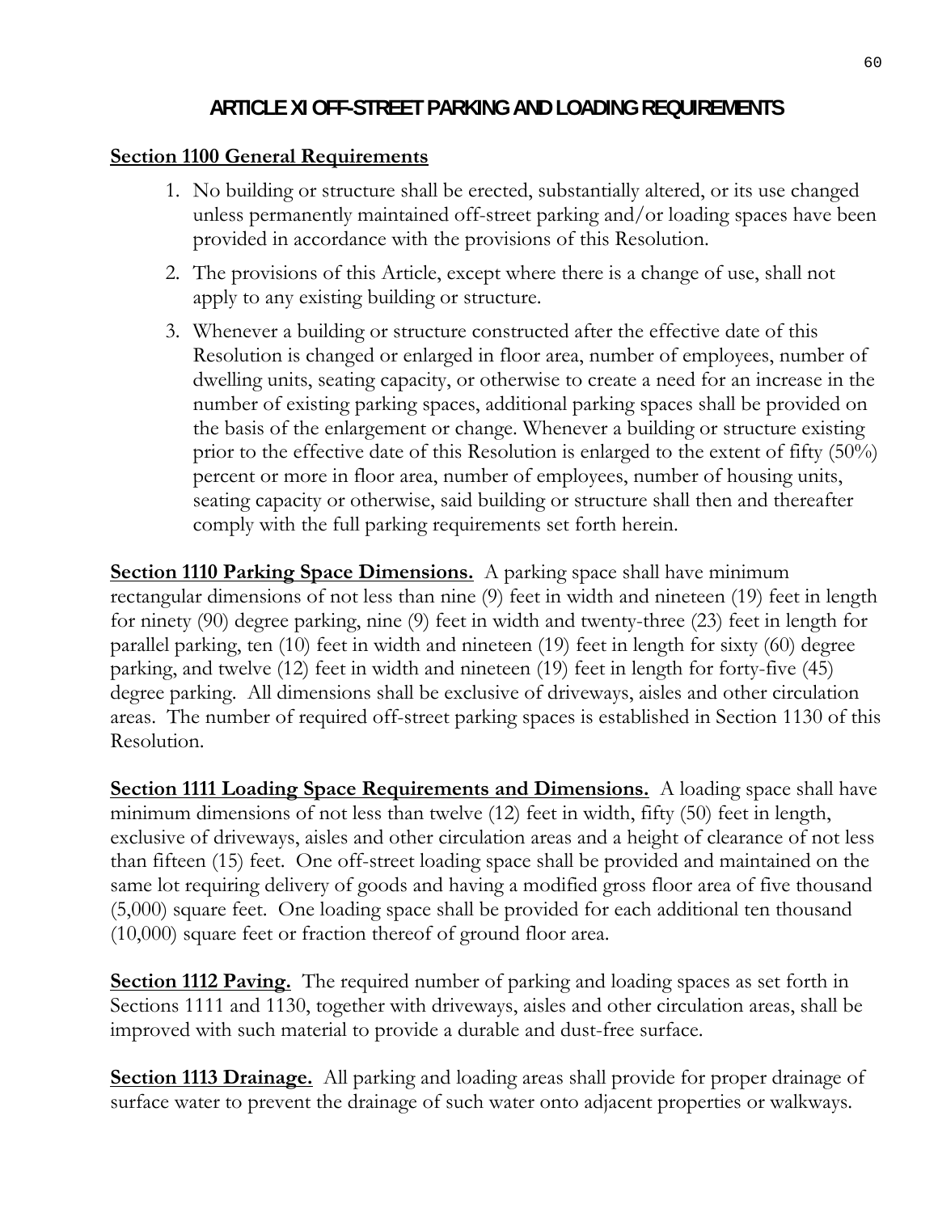# ARTICLE XI OFF-STREET PARKING AND LOADING REQUIREMENTS

## Section 1100 General Requirements

1. No building or structure shall be erected, substantially altered, or its use changed unless permanently maintained off-street parking and/or loading spaces have been provided in accordance with the provisions of this Resolution.
2. The provisions of this Article, except where there is a change of use, shall not apply to any existing building or structure.
3. Whenever a building or structure constructed after the effective date of this Resolution is changed or enlarged in floor area, number of employees, number of dwelling units, seating capacity, or otherwise to create a need for an increase in the number of existing parking spaces, additional parking spaces shall be provided on the basis of the enlargement or change. Whenever a building or structure existing prior to the effective date of this Resolution is enlarged to the extent of fifty (50%) percent or more in floor area, number of employees, number of housing units, seating capacity or otherwise, said building or structure shall then and thereafter comply with the full parking requirements set forth herein.

**Section 1110 Parking Space Dimensions.** A parking space shall have minimum rectangular dimensions of not less than nine (9) feet in width and nineteen (19) feet in length for ninety (90) degree parking, nine (9) feet in width and twenty-three (23) feet in length for parallel parking, ten (10) feet in width and nineteen (19) feet in length for sixty (60) degree parking, and twelve (12) feet in width and nineteen (19) feet in length for forty-five (45) degree parking. All dimensions shall be exclusive of driveways, aisles and other circulation areas. The number of required off-street parking spaces is established in Section 1130 of this Resolution.

**Section 1111 Loading Space Requirements and Dimensions.** A loading space shall have minimum dimensions of not less than twelve (12) feet in width, fifty (50) feet in length, exclusive of driveways, aisles and other circulation areas and a height of clearance of not less than fifteen (15) feet. One off-street loading space shall be provided and maintained on the same lot requiring delivery of goods and having a modified gross floor area of five thousand (5,000) square feet. One loading space shall be provided for each additional ten thousand (10,000) square feet or fraction thereof of ground floor area.

**Section 1112 Paving.** The required number of parking and loading spaces as set forth in Sections 1111 and 1130, together with driveways, aisles and other circulation areas, shall be improved with such material to provide a durable and dust-free surface.

**Section 1113 Drainage.** All parking and loading areas shall provide for proper drainage of surface water to prevent the drainage of such water onto adjacent properties or walkways.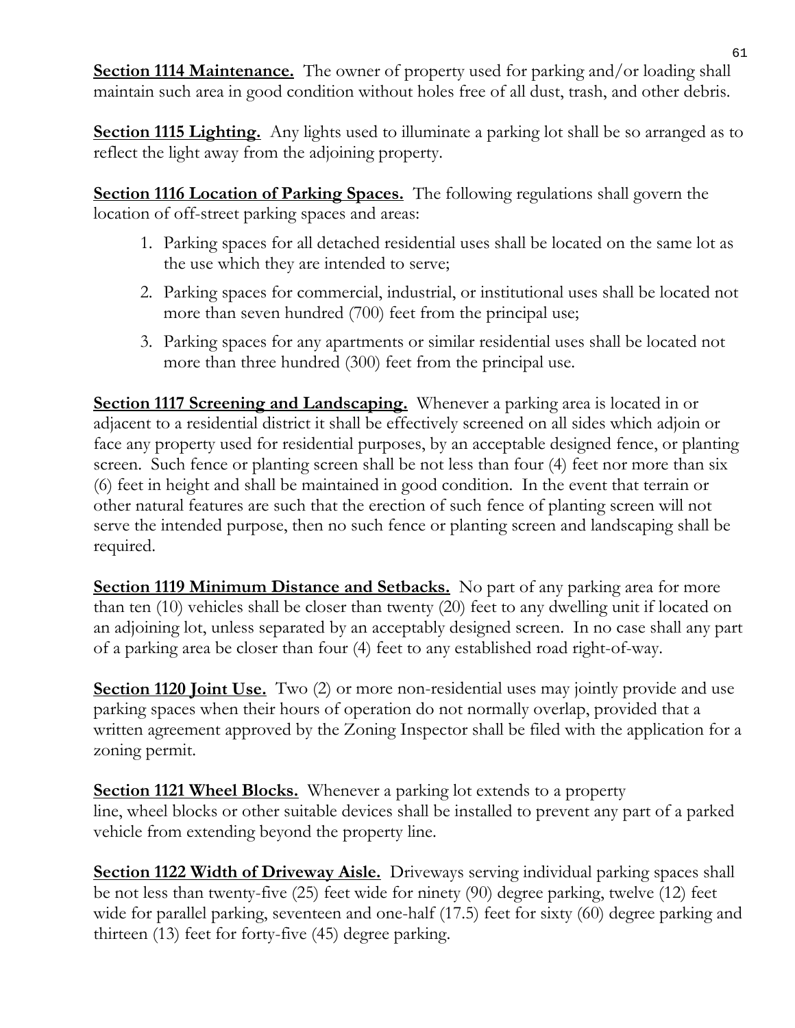**Section 1114 Maintenance.** The owner of property used for parking and/or loading shall maintain such area in good condition without holes free of all dust, trash, and other debris.

**Section 1115 Lighting.** Any lights used to illuminate a parking lot shall be so arranged as to reflect the light away from the adjoining property.

**Section 1116 Location of Parking Spaces.** The following regulations shall govern the location of off-street parking spaces and areas:

1. Parking spaces for all detached residential uses shall be located on the same lot as the use which they are intended to serve;
2. Parking spaces for commercial, industrial, or institutional uses shall be located not more than seven hundred (700) feet from the principal use;
3. Parking spaces for any apartments or similar residential uses shall be located not more than three hundred (300) feet from the principal use.

**Section 1117 Screening and Landscaping.** Whenever a parking area is located in or adjacent to a residential district it shall be effectively screened on all sides which adjoin or face any property used for residential purposes, by an acceptable designed fence, or planting screen. Such fence or planting screen shall be not less than four (4) feet nor more than six (6) feet in height and shall be maintained in good condition. In the event that terrain or other natural features are such that the erection of such fence of planting screen will not serve the intended purpose, then no such fence or planting screen and landscaping shall be required.

**Section 1119 Minimum Distance and Setbacks.** No part of any parking area for more than ten (10) vehicles shall be closer than twenty (20) feet to any dwelling unit if located on an adjoining lot, unless separated by an acceptably designed screen. In no case shall any part of a parking area be closer than four (4) feet to any established road right-of-way.

**Section 1120 Joint Use.** Two (2) or more non-residential uses may jointly provide and use parking spaces when their hours of operation do not normally overlap, provided that a written agreement approved by the Zoning Inspector shall be filed with the application for a zoning permit.

**Section 1121 Wheel Blocks.** Whenever a parking lot extends to a property line, wheel blocks or other suitable devices shall be installed to prevent any part of a parked vehicle from extending beyond the property line.

**Section 1122 Width of Driveway Aisle.** Driveways serving individual parking spaces shall be not less than twenty-five (25) feet wide for ninety (90) degree parking, twelve (12) feet wide for parallel parking, seventeen and one-half (17.5) feet for sixty (60) degree parking and thirteen (13) feet for forty-five (45) degree parking.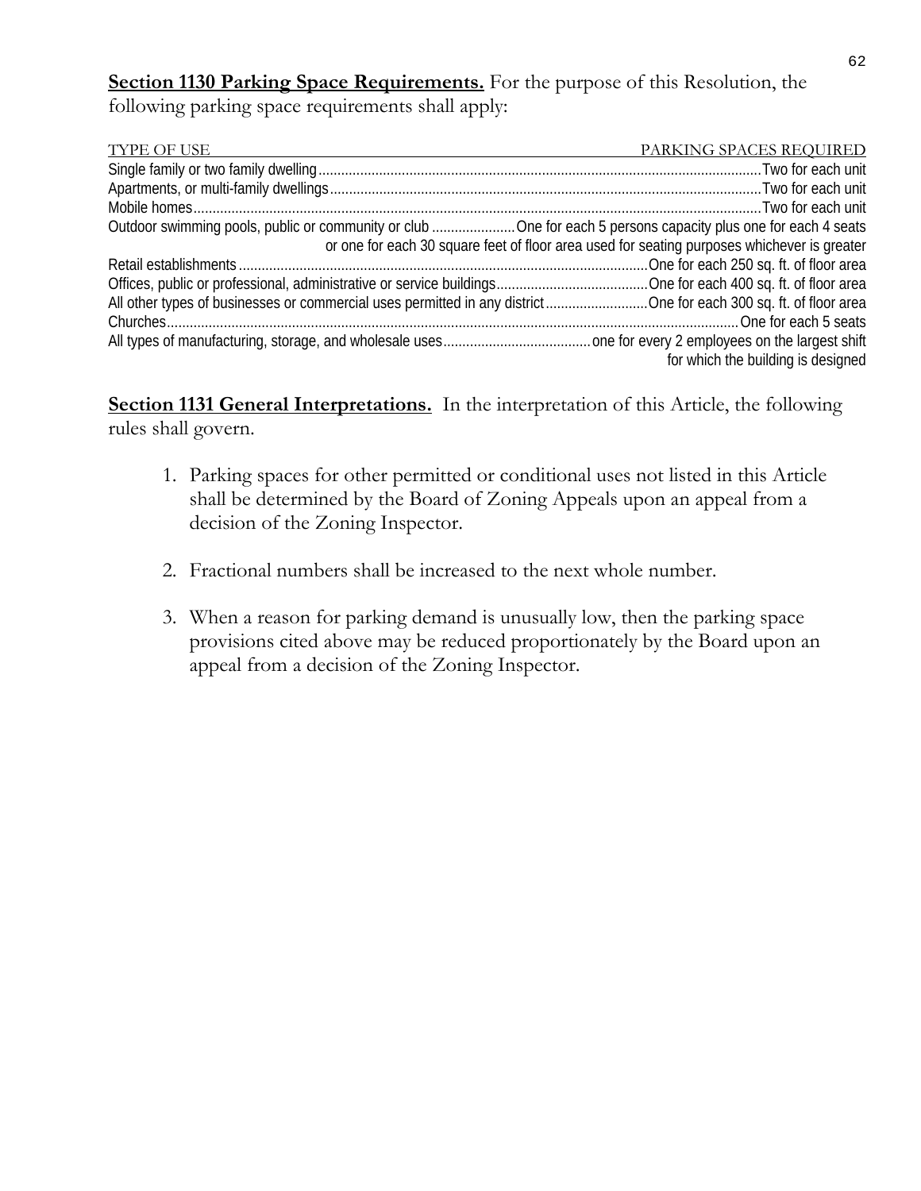**Section 1130 Parking Space Requirements.** For the purpose of this Resolution, the following parking space requirements shall apply:

| TYPE OF USE | PARKING SPACES REQUIRED |
|---|---|
| Single family or two family dwelling | Two for each unit |
| Apartments, or multi-family dwellings | Two for each unit |
| Mobile homes | Two for each unit |
| Outdoor swimming pools, public or community or club | One for each 5 persons capacity plus one for each 4 seats or one for each 30 square feet of floor area used for seating purposes whichever is greater |
| Retail establishments | One for each 250 sq. ft. of floor area |
| Offices, public or professional, administrative or service buildings | One for each 400 sq. ft. of floor area |
| All other types of businesses or commercial uses permitted in any district | One for each 300 sq. ft. of floor area |
| Churches | One for each 5 seats |
| All types of manufacturing, storage, and wholesale uses | one for every 2 employees on the largest shift for which the building is designed |

**Section 1131 General Interpretations.** In the interpretation of this Article, the following rules shall govern.

1. Parking spaces for other permitted or conditional uses not listed in this Article shall be determined by the Board of Zoning Appeals upon an appeal from a decision of the Zoning Inspector.

2. Fractional numbers shall be increased to the next whole number.

3. When a reason for parking demand is unusually low, then the parking space provisions cited above may be reduced proportionately by the Board upon an appeal from a decision of the Zoning Inspector.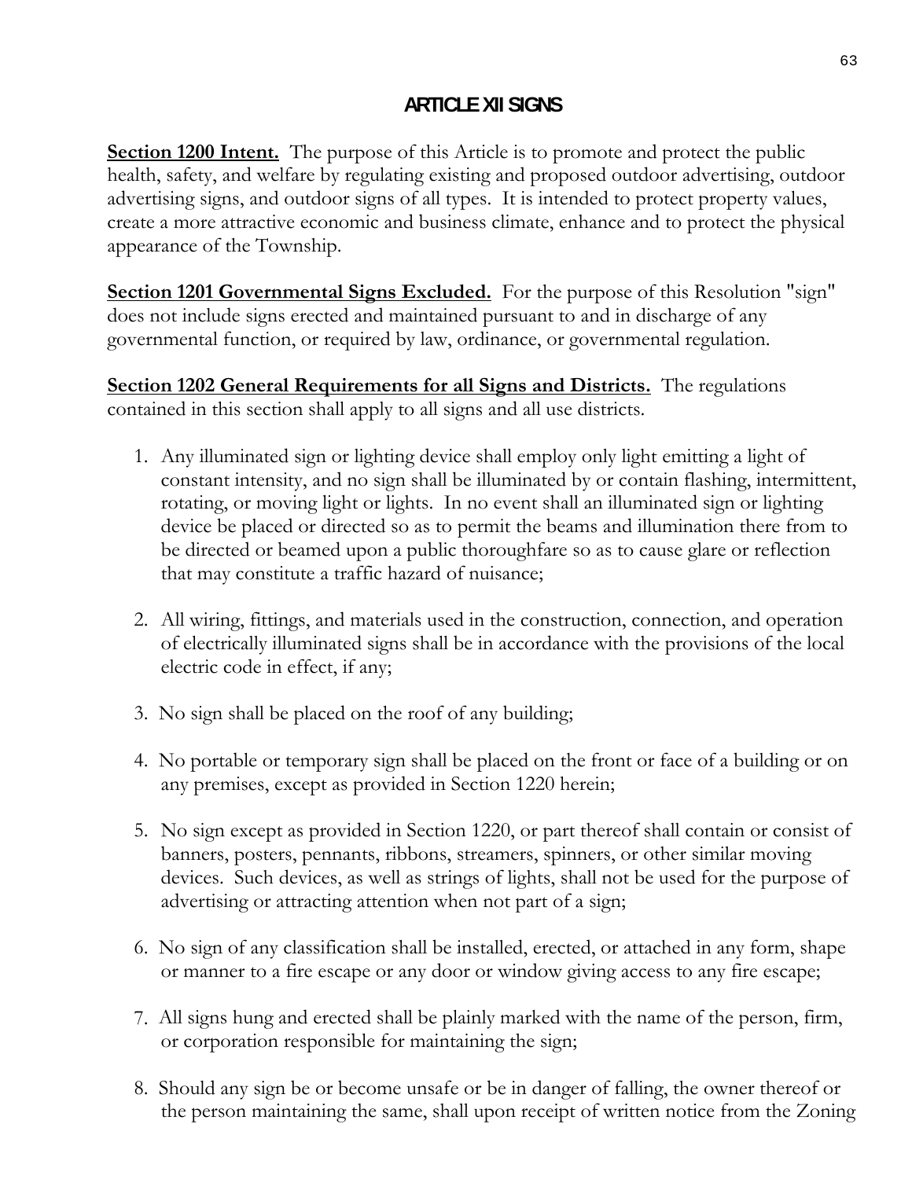# ARTICLE XII SIGNS

**Section 1200 Intent.** The purpose of this Article is to promote and protect the public health, safety, and welfare by regulating existing and proposed outdoor advertising, outdoor advertising signs, and outdoor signs of all types. It is intended to protect property values, create a more attractive economic and business climate, enhance and to protect the physical appearance of the Township.

**Section 1201 Governmental Signs Excluded.** For the purpose of this Resolution "sign" does not include signs erected and maintained pursuant to and in discharge of any governmental function, or required by law, ordinance, or governmental regulation.

**Section 1202 General Requirements for all Signs and Districts.** The regulations contained in this section shall apply to all signs and all use districts.

1. Any illuminated sign or lighting device shall employ only light emitting a light of constant intensity, and no sign shall be illuminated by or contain flashing, intermittent, rotating, or moving light or lights. In no event shall an illuminated sign or lighting device be placed or directed so as to permit the beams and illumination there from to be directed or beamed upon a public thoroughfare so as to cause glare or reflection that may constitute a traffic hazard of nuisance;

2. All wiring, fittings, and materials used in the construction, connection, and operation of electrically illuminated signs shall be in accordance with the provisions of the local electric code in effect, if any;

3. No sign shall be placed on the roof of any building;

4. No portable or temporary sign shall be placed on the front or face of a building or on any premises, except as provided in Section 1220 herein;

5. No sign except as provided in Section 1220, or part thereof shall contain or consist of banners, posters, pennants, ribbons, streamers, spinners, or other similar moving devices. Such devices, as well as strings of lights, shall not be used for the purpose of advertising or attracting attention when not part of a sign;

6. No sign of any classification shall be installed, erected, or attached in any form, shape or manner to a fire escape or any door or window giving access to any fire escape;

7. All signs hung and erected shall be plainly marked with the name of the person, firm, or corporation responsible for maintaining the sign;

8. Should any sign be or become unsafe or be in danger of falling, the owner thereof or the person maintaining the same, shall upon receipt of written notice from the Zoning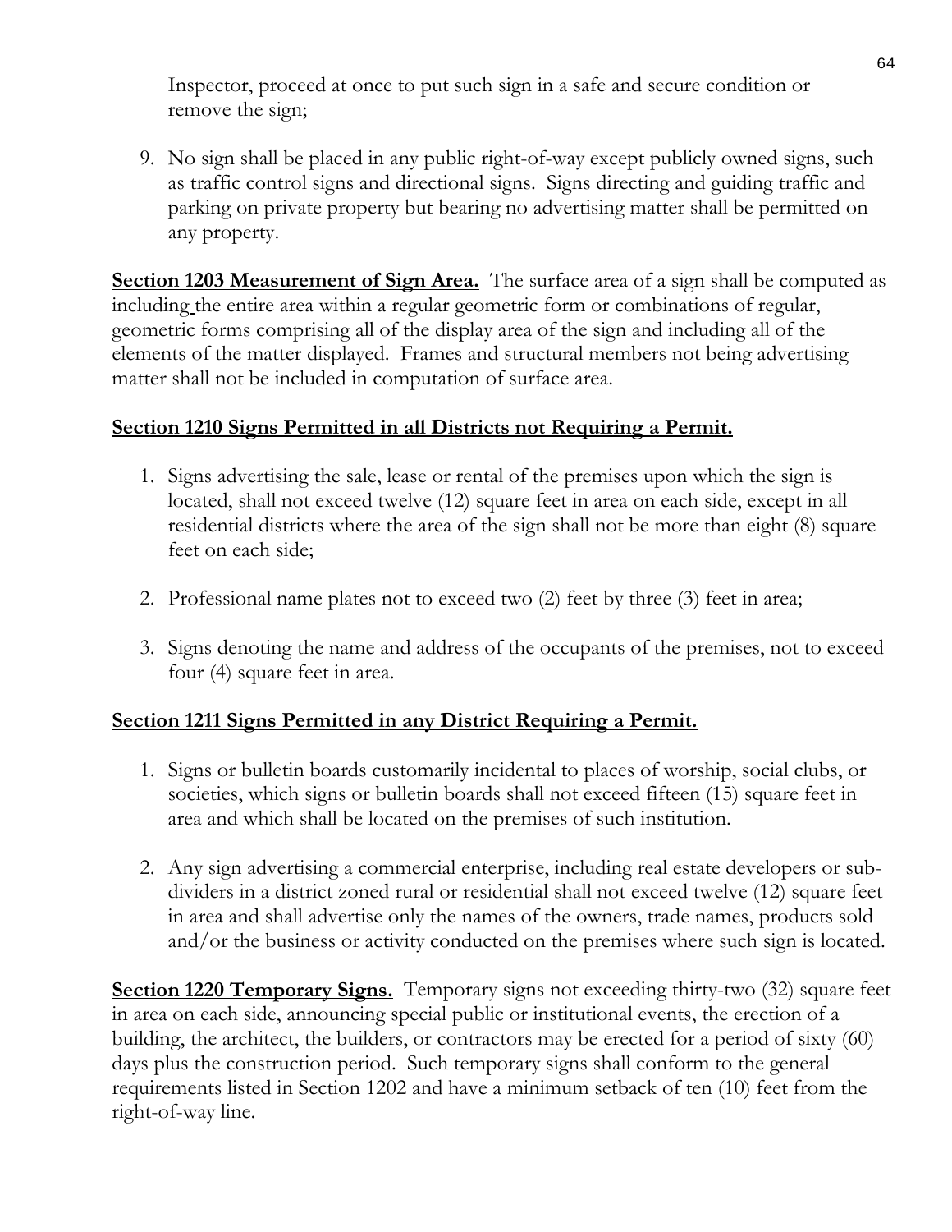Inspector, proceed at once to put such sign in a safe and secure condition or remove the sign;

9. No sign shall be placed in any public right-of-way except publicly owned signs, such as traffic control signs and directional signs. Signs directing and guiding traffic and parking on private property but bearing no advertising matter shall be permitted on any property.

**Section 1203 Measurement of Sign Area.** The surface area of a sign shall be computed as including the entire area within a regular geometric form or combinations of regular, geometric forms comprising all of the display area of the sign and including all of the elements of the matter displayed. Frames and structural members not being advertising matter shall not be included in computation of surface area.

**Section 1210 Signs Permitted in all Districts not Requiring a Permit.**

1. Signs advertising the sale, lease or rental of the premises upon which the sign is located, shall not exceed twelve (12) square feet in area on each side, except in all residential districts where the area of the sign shall not be more than eight (8) square feet on each side;

2. Professional name plates not to exceed two (2) feet by three (3) feet in area;

3. Signs denoting the name and address of the occupants of the premises, not to exceed four (4) square feet in area.

**Section 1211 Signs Permitted in any District Requiring a Permit.**

1. Signs or bulletin boards customarily incidental to places of worship, social clubs, or societies, which signs or bulletin boards shall not exceed fifteen (15) square feet in area and which shall be located on the premises of such institution.

2. Any sign advertising a commercial enterprise, including real estate developers or sub-dividers in a district zoned rural or residential shall not exceed twelve (12) square feet in area and shall advertise only the names of the owners, trade names, products sold and/or the business or activity conducted on the premises where such sign is located.

**Section 1220 Temporary Signs.** Temporary signs not exceeding thirty-two (32) square feet in area on each side, announcing special public or institutional events, the erection of a building, the architect, the builders, or contractors may be erected for a period of sixty (60) days plus the construction period. Such temporary signs shall conform to the general requirements listed in Section 1202 and have a minimum setback of ten (10) feet from the right-of-way line.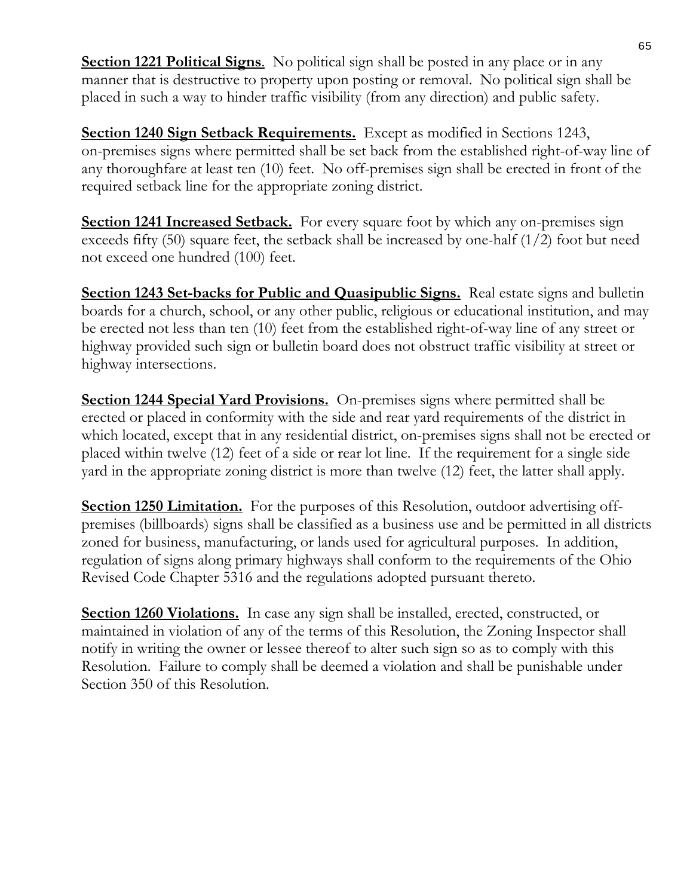**Section 1221 Political Signs**. No political sign shall be posted in any place or in any manner that is destructive to property upon posting or removal. No political sign shall be placed in such a way to hinder traffic visibility (from any direction) and public safety.

**Section 1240 Sign Setback Requirements.** Except as modified in Sections 1243, on-premises signs where permitted shall be set back from the established right-of-way line of any thoroughfare at least ten (10) feet. No off-premises sign shall be erected in front of the required setback line for the appropriate zoning district.

**Section 1241 Increased Setback.** For every square foot by which any on-premises sign exceeds fifty (50) square feet, the setback shall be increased by one-half (1/2) foot but need not exceed one hundred (100) feet.

**Section 1243 Set-backs for Public and Quasipublic Signs.** Real estate signs and bulletin boards for a church, school, or any other public, religious or educational institution, and may be erected not less than ten (10) feet from the established right-of-way line of any street or highway provided such sign or bulletin board does not obstruct traffic visibility at street or highway intersections.

**Section 1244 Special Yard Provisions.** On-premises signs where permitted shall be erected or placed in conformity with the side and rear yard requirements of the district in which located, except that in any residential district, on-premises signs shall not be erected or placed within twelve (12) feet of a side or rear lot line. If the requirement for a single side yard in the appropriate zoning district is more than twelve (12) feet, the latter shall apply.

**Section 1250 Limitation.** For the purposes of this Resolution, outdoor advertising off-premises (billboards) signs shall be classified as a business use and be permitted in all districts zoned for business, manufacturing, or lands used for agricultural purposes. In addition, regulation of signs along primary highways shall conform to the requirements of the Ohio Revised Code Chapter 5316 and the regulations adopted pursuant thereto.

**Section 1260 Violations.** In case any sign shall be installed, erected, constructed, or maintained in violation of any of the terms of this Resolution, the Zoning Inspector shall notify in writing the owner or lessee thereof to alter such sign so as to comply with this Resolution. Failure to comply shall be deemed a violation and shall be punishable under Section 350 of this Resolution.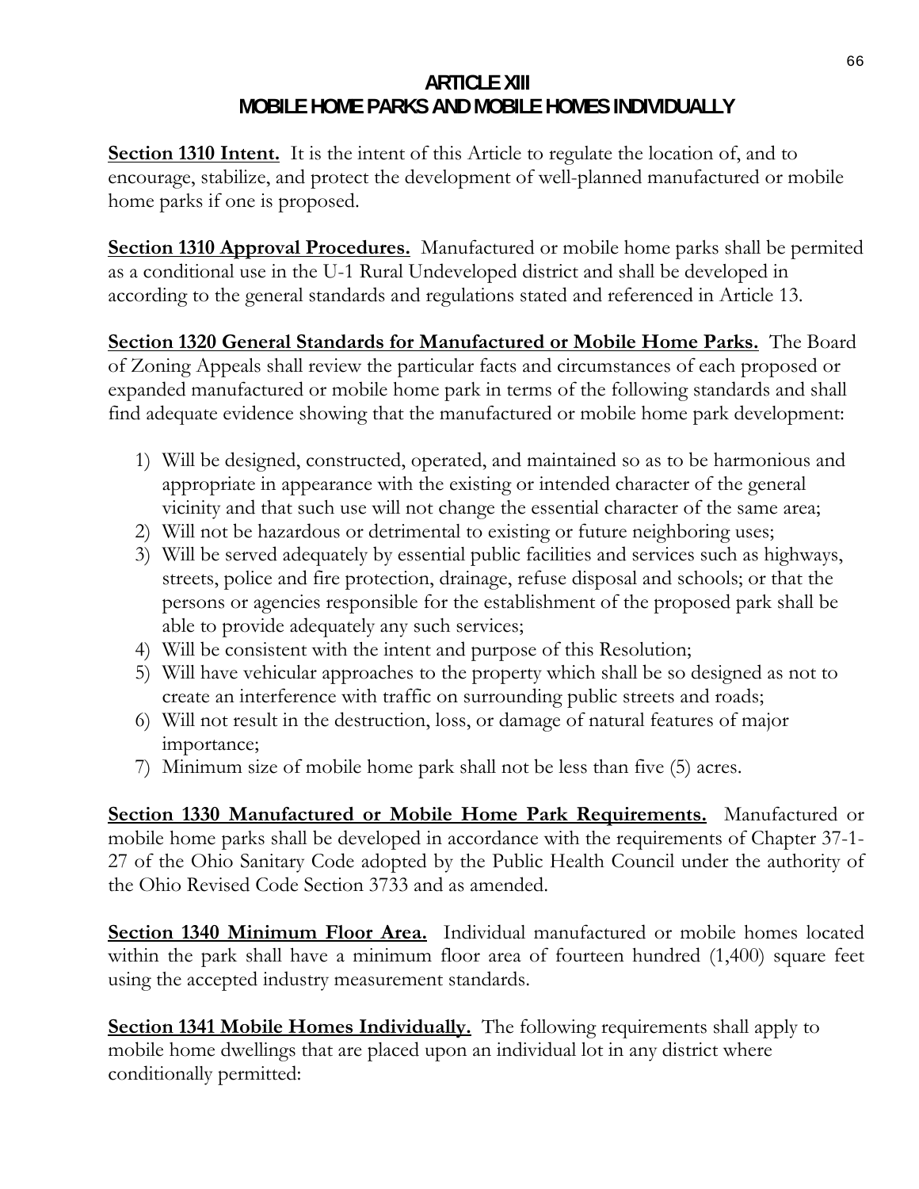# ARTICLE XIII
# MOBILE HOME PARKS AND MOBILE HOMES INDIVIDUALLY

**Section 1310 Intent.** It is the intent of this Article to regulate the location of, and to encourage, stabilize, and protect the development of well-planned manufactured or mobile home parks if one is proposed.

**Section 1310 Approval Procedures.** Manufactured or mobile home parks shall be permited as a conditional use in the U-1 Rural Undeveloped district and shall be developed in according to the general standards and regulations stated and referenced in Article 13.

**Section 1320 General Standards for Manufactured or Mobile Home Parks.** The Board of Zoning Appeals shall review the particular facts and circumstances of each proposed or expanded manufactured or mobile home park in terms of the following standards and shall find adequate evidence showing that the manufactured or mobile home park development:

1) Will be designed, constructed, operated, and maintained so as to be harmonious and appropriate in appearance with the existing or intended character of the general vicinity and that such use will not change the essential character of the same area;
2) Will not be hazardous or detrimental to existing or future neighboring uses;
3) Will be served adequately by essential public facilities and services such as highways, streets, police and fire protection, drainage, refuse disposal and schools; or that the persons or agencies responsible for the establishment of the proposed park shall be able to provide adequately any such services;
4) Will be consistent with the intent and purpose of this Resolution;
5) Will have vehicular approaches to the property which shall be so designed as not to create an interference with traffic on surrounding public streets and roads;
6) Will not result in the destruction, loss, or damage of natural features of major importance;
7) Minimum size of mobile home park shall not be less than five (5) acres.

**Section 1330 Manufactured or Mobile Home Park Requirements.** Manufactured or mobile home parks shall be developed in accordance with the requirements of Chapter 37-1-27 of the Ohio Sanitary Code adopted by the Public Health Council under the authority of the Ohio Revised Code Section 3733 and as amended.

**Section 1340 Minimum Floor Area.** Individual manufactured or mobile homes located within the park shall have a minimum floor area of fourteen hundred (1,400) square feet using the accepted industry measurement standards.

**Section 1341 Mobile Homes Individually.** The following requirements shall apply to mobile home dwellings that are placed upon an individual lot in any district where conditionally permitted: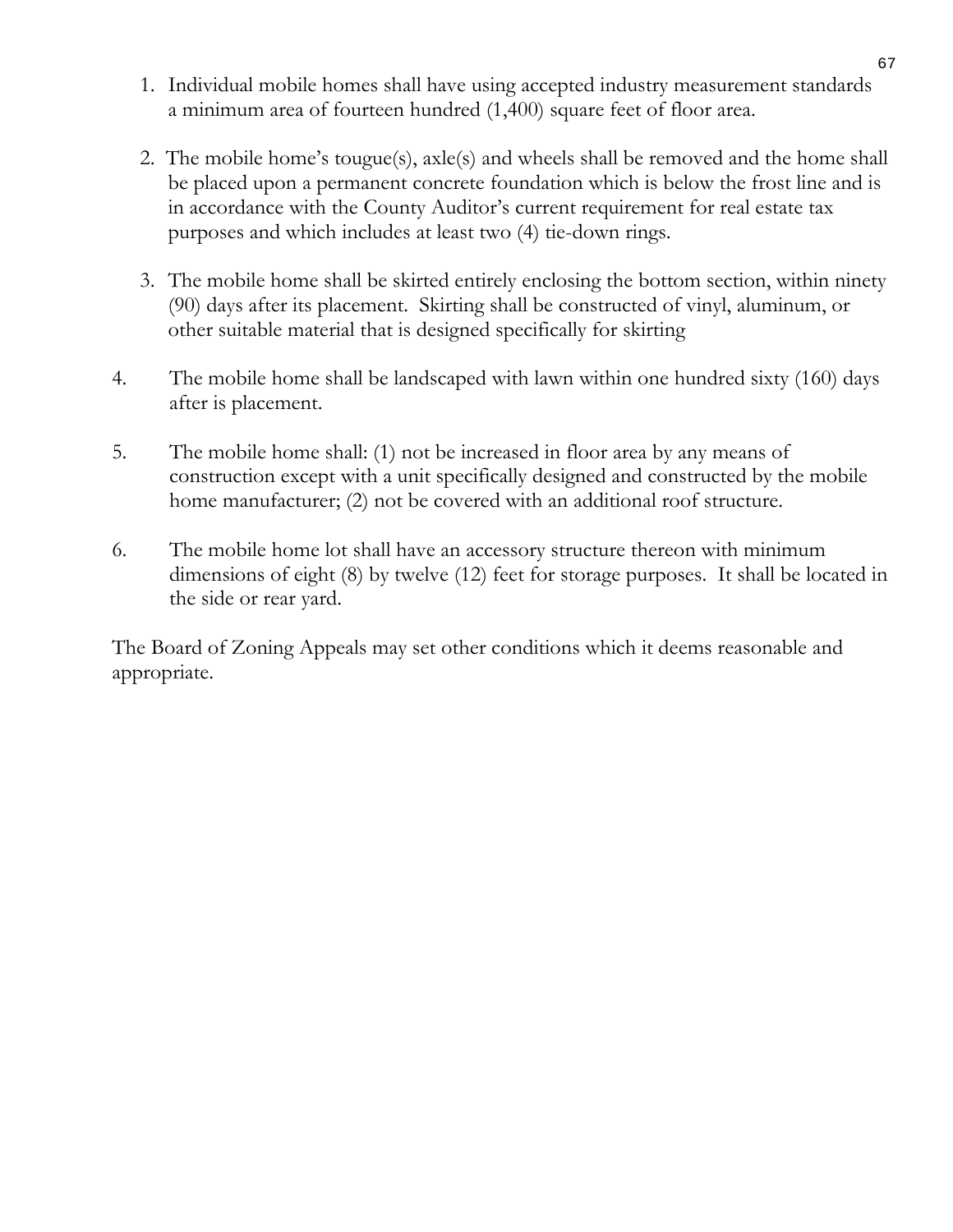1. Individual mobile homes shall have using accepted industry measurement standards a minimum area of fourteen hundred (1,400) square feet of floor area.

2. The mobile home's tougue(s), axle(s) and wheels shall be removed and the home shall be placed upon a permanent concrete foundation which is below the frost line and is in accordance with the County Auditor's current requirement for real estate tax purposes and which includes at least two (4) tie-down rings.

3. The mobile home shall be skirted entirely enclosing the bottom section, within ninety (90) days after its placement. Skirting shall be constructed of vinyl, aluminum, or other suitable material that is designed specifically for skirting

4. The mobile home shall be landscaped with lawn within one hundred sixty (160) days after is placement.

5. The mobile home shall: (1) not be increased in floor area by any means of construction except with a unit specifically designed and constructed by the mobile home manufacturer; (2) not be covered with an additional roof structure.

6. The mobile home lot shall have an accessory structure thereon with minimum dimensions of eight (8) by twelve (12) feet for storage purposes. It shall be located in the side or rear yard.

The Board of Zoning Appeals may set other conditions which it deems reasonable and appropriate.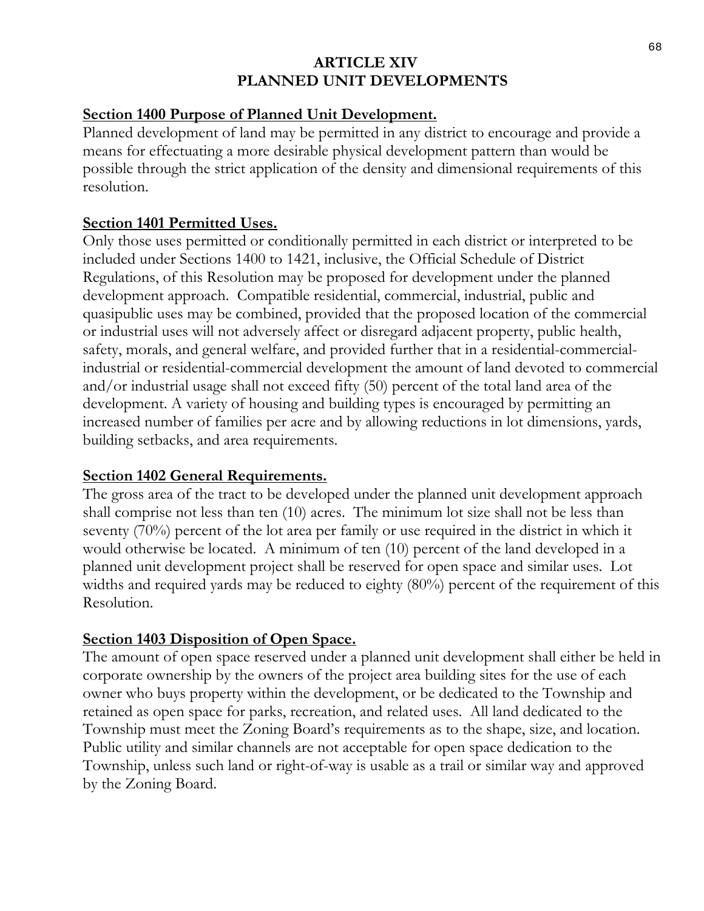# ARTICLE XIV
# PLANNED UNIT DEVELOPMENTS

## Section 1400 Purpose of Planned Unit Development.

Planned development of land may be permitted in any district to encourage and provide a means for effectuating a more desirable physical development pattern than would be possible through the strict application of the density and dimensional requirements of this resolution.

## Section 1401 Permitted Uses.

Only those uses permitted or conditionally permitted in each district or interpreted to be included under Sections 1400 to 1421, inclusive, the Official Schedule of District Regulations, of this Resolution may be proposed for development under the planned development approach. Compatible residential, commercial, industrial, public and quasipublic uses may be combined, provided that the proposed location of the commercial or industrial uses will not adversely affect or disregard adjacent property, public health, safety, morals, and general welfare, and provided further that in a residential-commercial-industrial or residential-commercial development the amount of land devoted to commercial and/or industrial usage shall not exceed fifty (50) percent of the total land area of the development. A variety of housing and building types is encouraged by permitting an increased number of families per acre and by allowing reductions in lot dimensions, yards, building setbacks, and area requirements.

## Section 1402 General Requirements.

The gross area of the tract to be developed under the planned unit development approach shall comprise not less than ten (10) acres. The minimum lot size shall not be less than seventy (70%) percent of the lot area per family or use required in the district in which it would otherwise be located. A minimum of ten (10) percent of the land developed in a planned unit development project shall be reserved for open space and similar uses. Lot widths and required yards may be reduced to eighty (80%) percent of the requirement of this Resolution.

## Section 1403 Disposition of Open Space.

The amount of open space reserved under a planned unit development shall either be held in corporate ownership by the owners of the project area building sites for the use of each owner who buys property within the development, or be dedicated to the Township and retained as open space for parks, recreation, and related uses. All land dedicated to the Township must meet the Zoning Board's requirements as to the shape, size, and location. Public utility and similar channels are not acceptable for open space dedication to the Township, unless such land or right-of-way is usable as a trail or similar way and approved by the Zoning Board.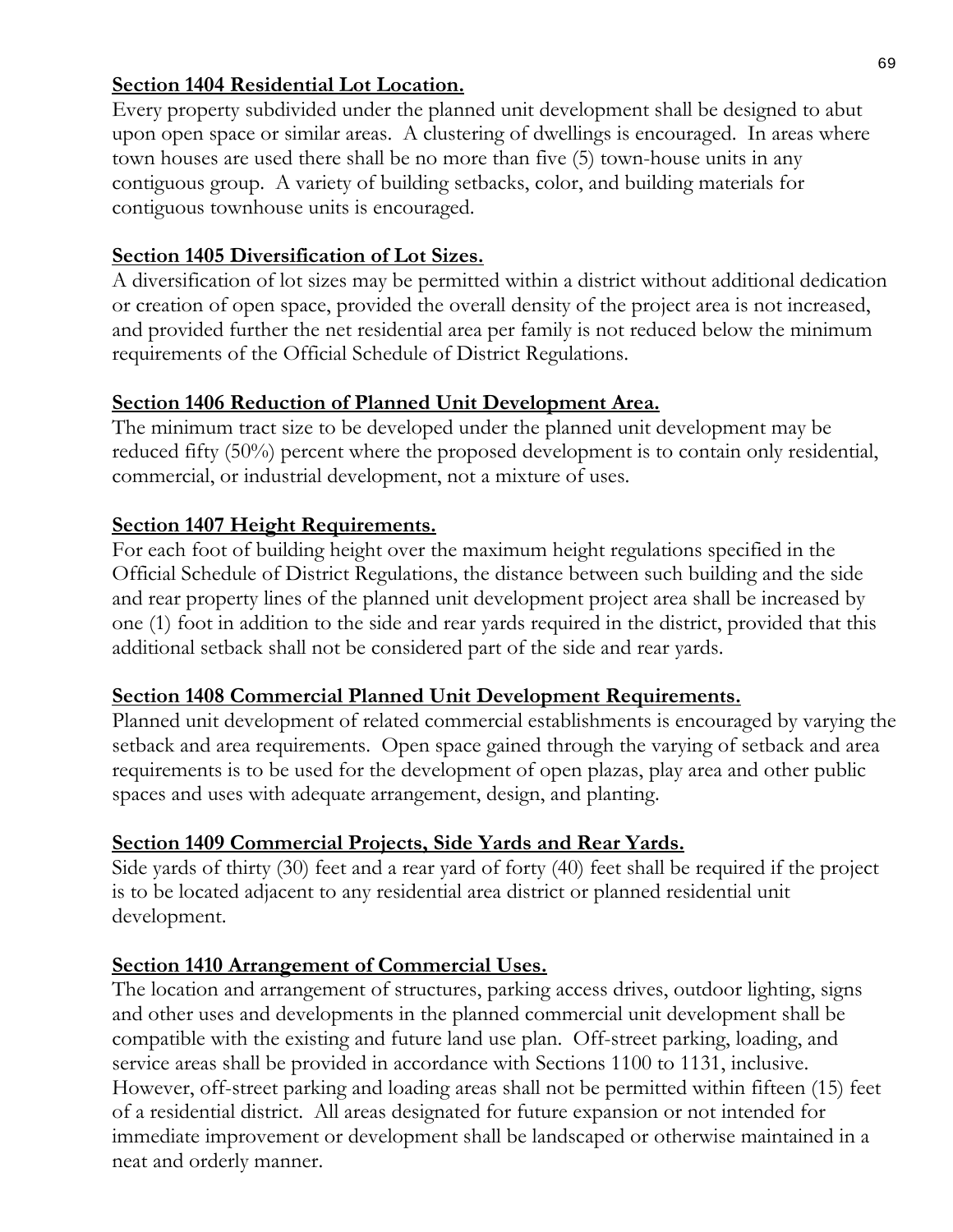**Section 1404 Residential Lot Location.**

Every property subdivided under the planned unit development shall be designed to abut upon open space or similar areas. A clustering of dwellings is encouraged. In areas where town houses are used there shall be no more than five (5) town-house units in any contiguous group. A variety of building setbacks, color, and building materials for contiguous townhouse units is encouraged.

**Section 1405 Diversification of Lot Sizes.**

A diversification of lot sizes may be permitted within a district without additional dedication or creation of open space, provided the overall density of the project area is not increased, and provided further the net residential area per family is not reduced below the minimum requirements of the Official Schedule of District Regulations.

**Section 1406 Reduction of Planned Unit Development Area.**

The minimum tract size to be developed under the planned unit development may be reduced fifty (50%) percent where the proposed development is to contain only residential, commercial, or industrial development, not a mixture of uses.

**Section 1407 Height Requirements.**

For each foot of building height over the maximum height regulations specified in the Official Schedule of District Regulations, the distance between such building and the side and rear property lines of the planned unit development project area shall be increased by one (1) foot in addition to the side and rear yards required in the district, provided that this additional setback shall not be considered part of the side and rear yards.

**Section 1408 Commercial Planned Unit Development Requirements.**

Planned unit development of related commercial establishments is encouraged by varying the setback and area requirements. Open space gained through the varying of setback and area requirements is to be used for the development of open plazas, play area and other public spaces and uses with adequate arrangement, design, and planting.

**Section 1409 Commercial Projects, Side Yards and Rear Yards.**

Side yards of thirty (30) feet and a rear yard of forty (40) feet shall be required if the project is to be located adjacent to any residential area district or planned residential unit development.

**Section 1410 Arrangement of Commercial Uses.**

The location and arrangement of structures, parking access drives, outdoor lighting, signs and other uses and developments in the planned commercial unit development shall be compatible with the existing and future land use plan. Off-street parking, loading, and service areas shall be provided in accordance with Sections 1100 to 1131, inclusive. However, off-street parking and loading areas shall not be permitted within fifteen (15) feet of a residential district. All areas designated for future expansion or not intended for immediate improvement or development shall be landscaped or otherwise maintained in a neat and orderly manner.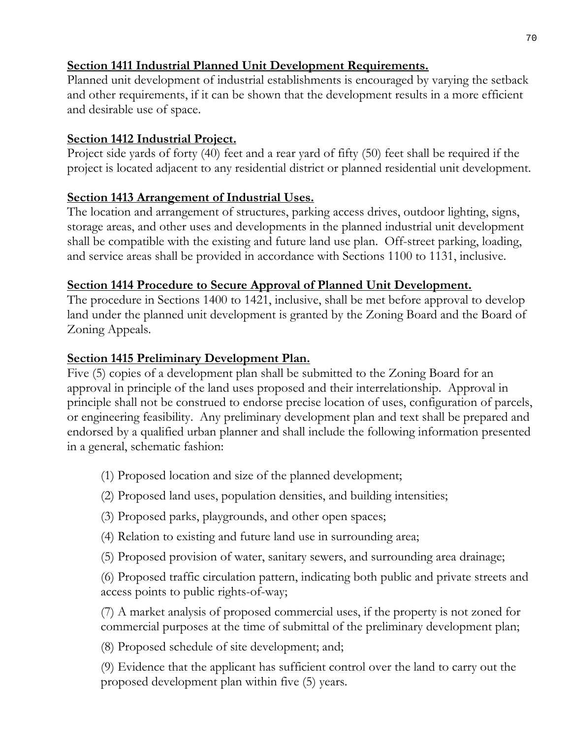**Section 1411 Industrial Planned Unit Development Requirements.**

Planned unit development of industrial establishments is encouraged by varying the setback and other requirements, if it can be shown that the development results in a more efficient and desirable use of space.

**Section 1412 Industrial Project.**

Project side yards of forty (40) feet and a rear yard of fifty (50) feet shall be required if the project is located adjacent to any residential district or planned residential unit development.

**Section 1413 Arrangement of Industrial Uses.**

The location and arrangement of structures, parking access drives, outdoor lighting, signs, storage areas, and other uses and developments in the planned industrial unit development shall be compatible with the existing and future land use plan. Off-street parking, loading, and service areas shall be provided in accordance with Sections 1100 to 1131, inclusive.

**Section 1414 Procedure to Secure Approval of Planned Unit Development.**

The procedure in Sections 1400 to 1421, inclusive, shall be met before approval to develop land under the planned unit development is granted by the Zoning Board and the Board of Zoning Appeals.

**Section 1415 Preliminary Development Plan.**

Five (5) copies of a development plan shall be submitted to the Zoning Board for an approval in principle of the land uses proposed and their interrelationship. Approval in principle shall not be construed to endorse precise location of uses, configuration of parcels, or engineering feasibility. Any preliminary development plan and text shall be prepared and endorsed by a qualified urban planner and shall include the following information presented in a general, schematic fashion:

(1) Proposed location and size of the planned development;

(2) Proposed land uses, population densities, and building intensities;

(3) Proposed parks, playgrounds, and other open spaces;

(4) Relation to existing and future land use in surrounding area;

(5) Proposed provision of water, sanitary sewers, and surrounding area drainage;

(6) Proposed traffic circulation pattern, indicating both public and private streets and access points to public rights-of-way;

(7) A market analysis of proposed commercial uses, if the property is not zoned for commercial purposes at the time of submittal of the preliminary development plan;

(8) Proposed schedule of site development; and;

(9) Evidence that the applicant has sufficient control over the land to carry out the proposed development plan within five (5) years.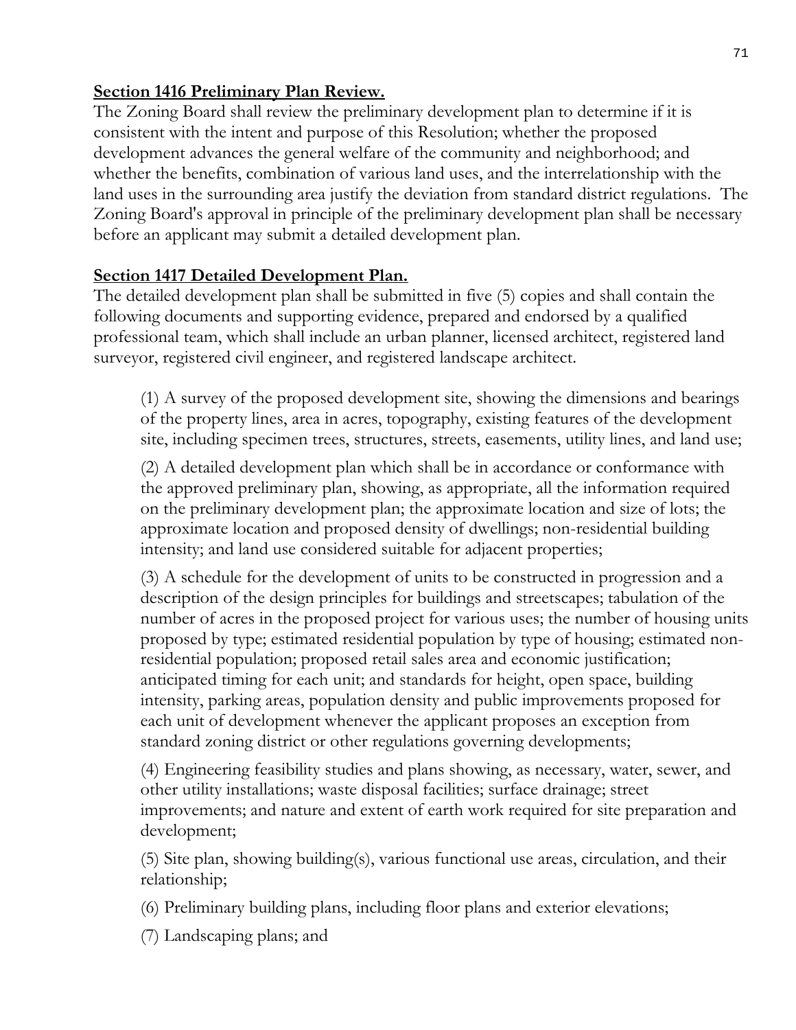**Section 1416 Preliminary Plan Review.**

The Zoning Board shall review the preliminary development plan to determine if it is consistent with the intent and purpose of this Resolution; whether the proposed development advances the general welfare of the community and neighborhood; and whether the benefits, combination of various land uses, and the interrelationship with the land uses in the surrounding area justify the deviation from standard district regulations. The Zoning Board's approval in principle of the preliminary development plan shall be necessary before an applicant may submit a detailed development plan.

**Section 1417 Detailed Development Plan.**

The detailed development plan shall be submitted in five (5) copies and shall contain the following documents and supporting evidence, prepared and endorsed by a qualified professional team, which shall include an urban planner, licensed architect, registered land surveyor, registered civil engineer, and registered landscape architect.

(1) A survey of the proposed development site, showing the dimensions and bearings of the property lines, area in acres, topography, existing features of the development site, including specimen trees, structures, streets, easements, utility lines, and land use;

(2) A detailed development plan which shall be in accordance or conformance with the approved preliminary plan, showing, as appropriate, all the information required on the preliminary development plan; the approximate location and size of lots; the approximate location and proposed density of dwellings; non-residential building intensity; and land use considered suitable for adjacent properties;

(3) A schedule for the development of units to be constructed in progression and a description of the design principles for buildings and streetscapes; tabulation of the number of acres in the proposed project for various uses; the number of housing units proposed by type; estimated residential population by type of housing; estimated non-residential population; proposed retail sales area and economic justification; anticipated timing for each unit; and standards for height, open space, building intensity, parking areas, population density and public improvements proposed for each unit of development whenever the applicant proposes an exception from standard zoning district or other regulations governing developments;

(4) Engineering feasibility studies and plans showing, as necessary, water, sewer, and other utility installations; waste disposal facilities; surface drainage; street improvements; and nature and extent of earth work required for site preparation and development;

(5) Site plan, showing building(s), various functional use areas, circulation, and their relationship;

(6) Preliminary building plans, including floor plans and exterior elevations;

(7) Landscaping plans; and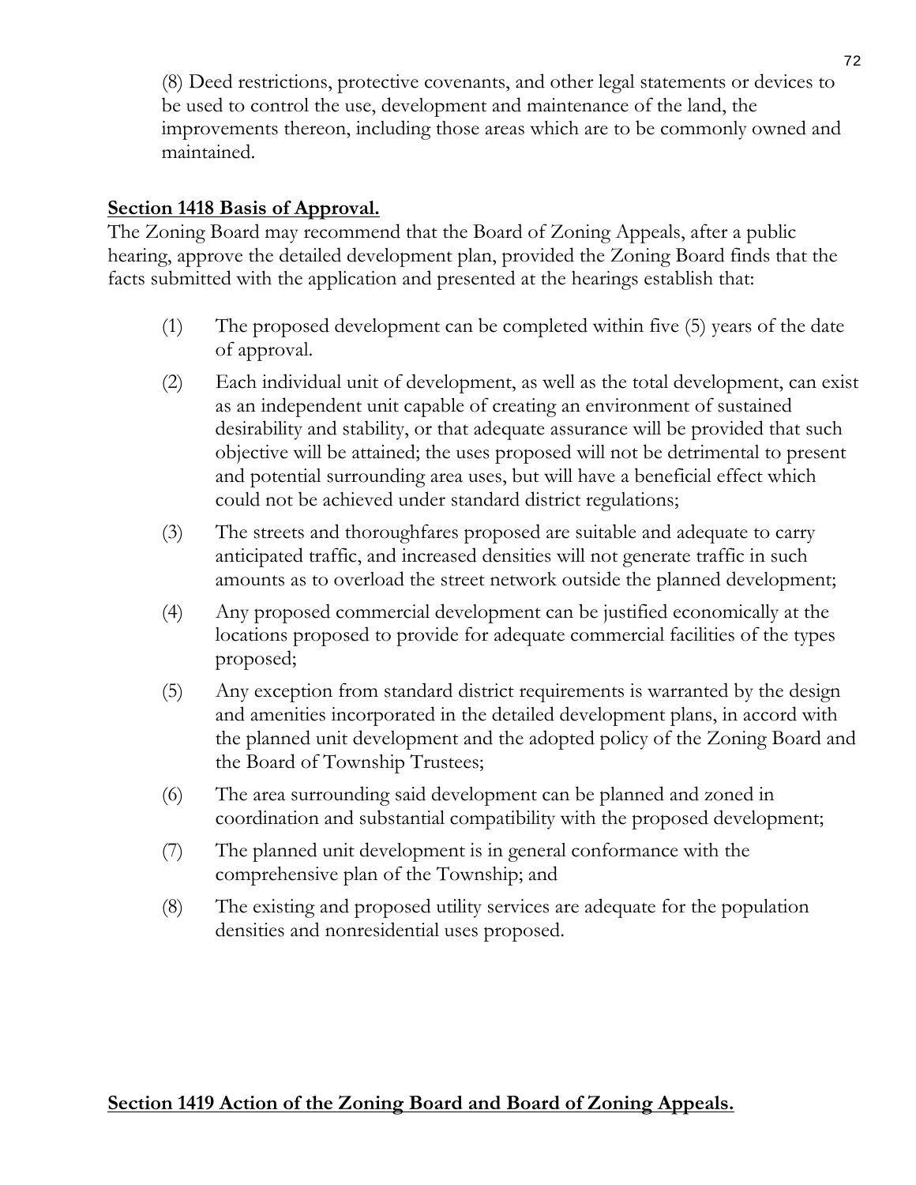(8) Deed restrictions, protective covenants, and other legal statements or devices to be used to control the use, development and maintenance of the land, the improvements thereon, including those areas which are to be commonly owned and maintained.

**Section 1418 Basis of Approval.**

The Zoning Board may recommend that the Board of Zoning Appeals, after a public hearing, approve the detailed development plan, provided the Zoning Board finds that the facts submitted with the application and presented at the hearings establish that:

(1) The proposed development can be completed within five (5) years of the date of approval.

(2) Each individual unit of development, as well as the total development, can exist as an independent unit capable of creating an environment of sustained desirability and stability, or that adequate assurance will be provided that such objective will be attained; the uses proposed will not be detrimental to present and potential surrounding area uses, but will have a beneficial effect which could not be achieved under standard district regulations;

(3) The streets and thoroughfares proposed are suitable and adequate to carry anticipated traffic, and increased densities will not generate traffic in such amounts as to overload the street network outside the planned development;

(4) Any proposed commercial development can be justified economically at the locations proposed to provide for adequate commercial facilities of the types proposed;

(5) Any exception from standard district requirements is warranted by the design and amenities incorporated in the detailed development plans, in accord with the planned unit development and the adopted policy of the Zoning Board and the Board of Township Trustees;

(6) The area surrounding said development can be planned and zoned in coordination and substantial compatibility with the proposed development;

(7) The planned unit development is in general conformance with the comprehensive plan of the Township; and

(8) The existing and proposed utility services are adequate for the population densities and nonresidential uses proposed.

**Section 1419 Action of the Zoning Board and Board of Zoning Appeals.**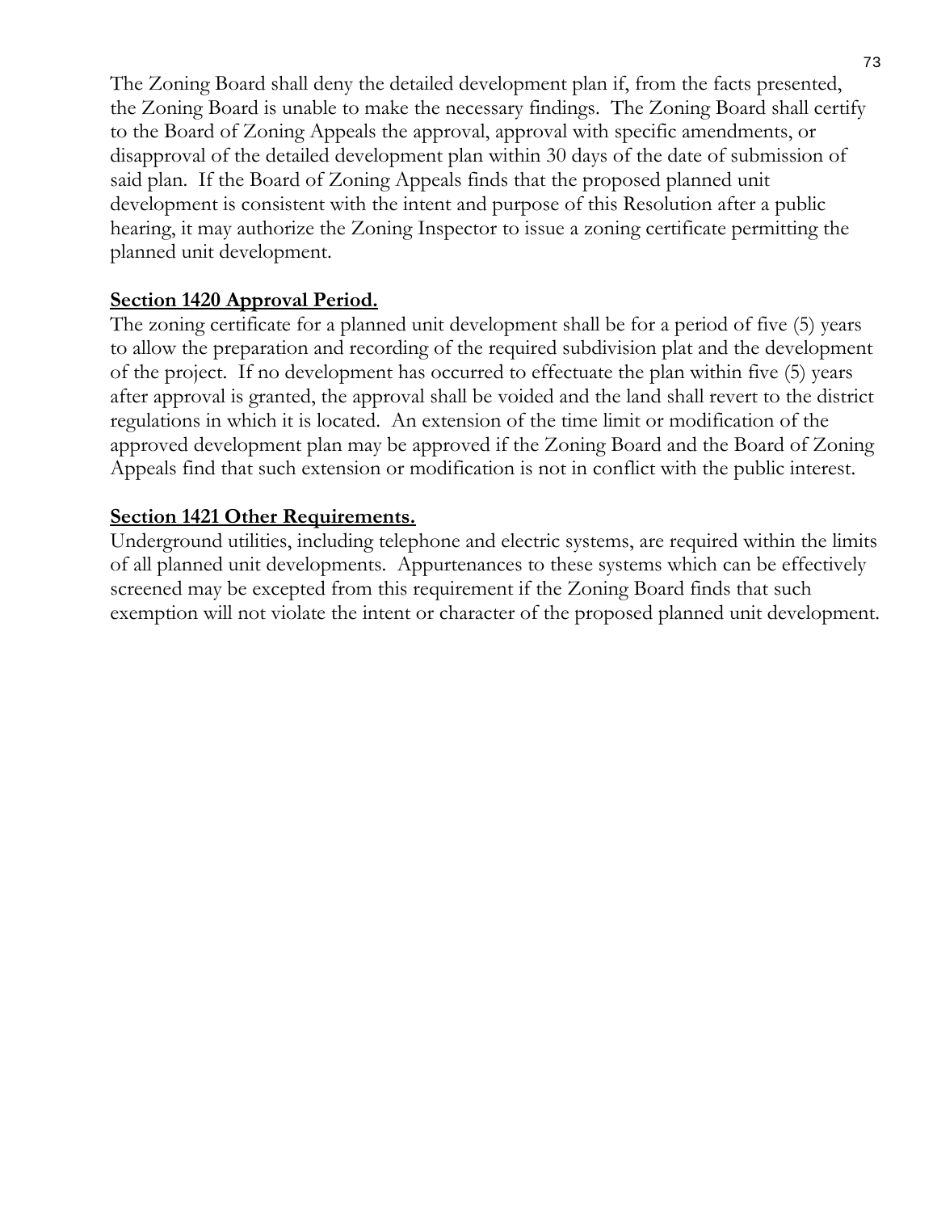The Zoning Board shall deny the detailed development plan if, from the facts presented, the Zoning Board is unable to make the necessary findings. The Zoning Board shall certify to the Board of Zoning Appeals the approval, approval with specific amendments, or disapproval of the detailed development plan within 30 days of the date of submission of said plan. If the Board of Zoning Appeals finds that the proposed planned unit development is consistent with the intent and purpose of this Resolution after a public hearing, it may authorize the Zoning Inspector to issue a zoning certificate permitting the planned unit development.

**Section 1420 Approval Period.**

The zoning certificate for a planned unit development shall be for a period of five (5) years to allow the preparation and recording of the required subdivision plat and the development of the project. If no development has occurred to effectuate the plan within five (5) years after approval is granted, the approval shall be voided and the land shall revert to the district regulations in which it is located. An extension of the time limit or modification of the approved development plan may be approved if the Zoning Board and the Board of Zoning Appeals find that such extension or modification is not in conflict with the public interest.

**Section 1421 Other Requirements.**

Underground utilities, including telephone and electric systems, are required within the limits of all planned unit developments. Appurtenances to these systems which can be effectively screened may be excepted from this requirement if the Zoning Board finds that such exemption will not violate the intent or character of the proposed planned unit development.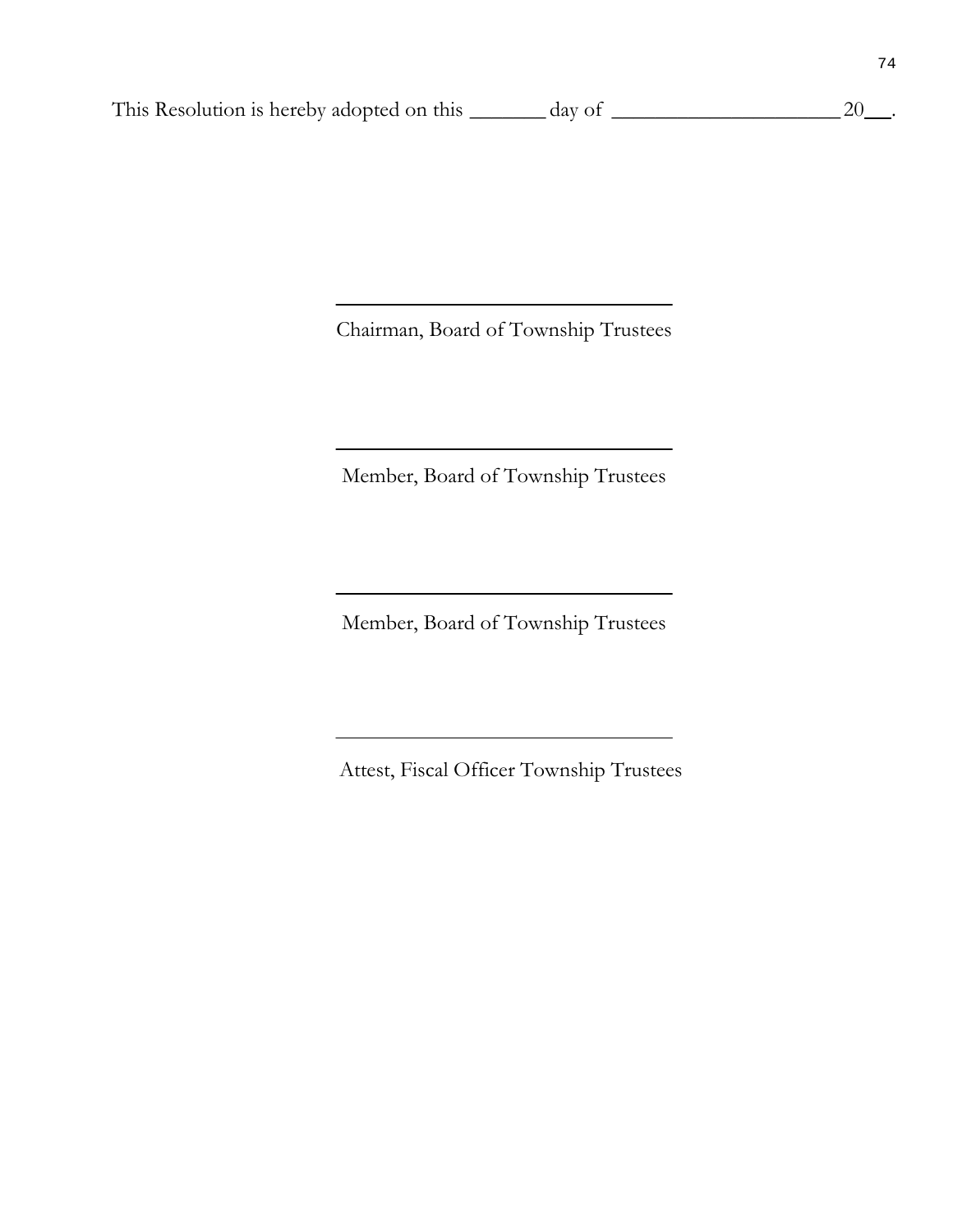This Resolution is hereby adopted on this _______ day of _____________________ 20___.

\_\_\_\_\_\_\_\_\_\_\_\_\_\_\_\_\_\_\_\_\_\_\_\_\_\_\_\_\_\_\_\_\_

Chairman, Board of Township Trustees

\_\_\_\_\_\_\_\_\_\_\_\_\_\_\_\_\_\_\_\_\_\_\_\_\_\_\_\_\_\_\_\_\_

Member, Board of Township Trustees

\_\_\_\_\_\_\_\_\_\_\_\_\_\_\_\_\_\_\_\_\_\_\_\_\_\_\_\_\_\_\_\_\_

Member, Board of Township Trustees

\_\_\_\_\_\_\_\_\_\_\_\_\_\_\_\_\_\_\_\_\_\_\_\_\_\_\_\_\_\_\_\_\_

Attest, Fiscal Officer Township Trustees